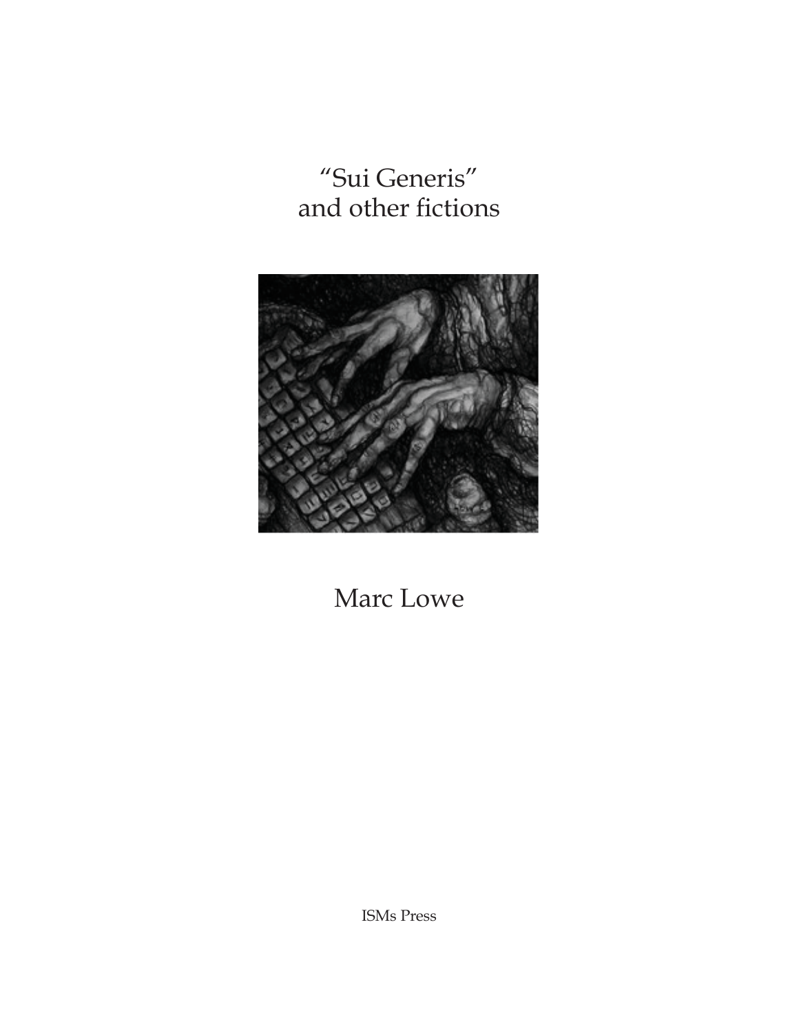# "Sui Generis" and other fictions

Marc Lowe

ISMs Press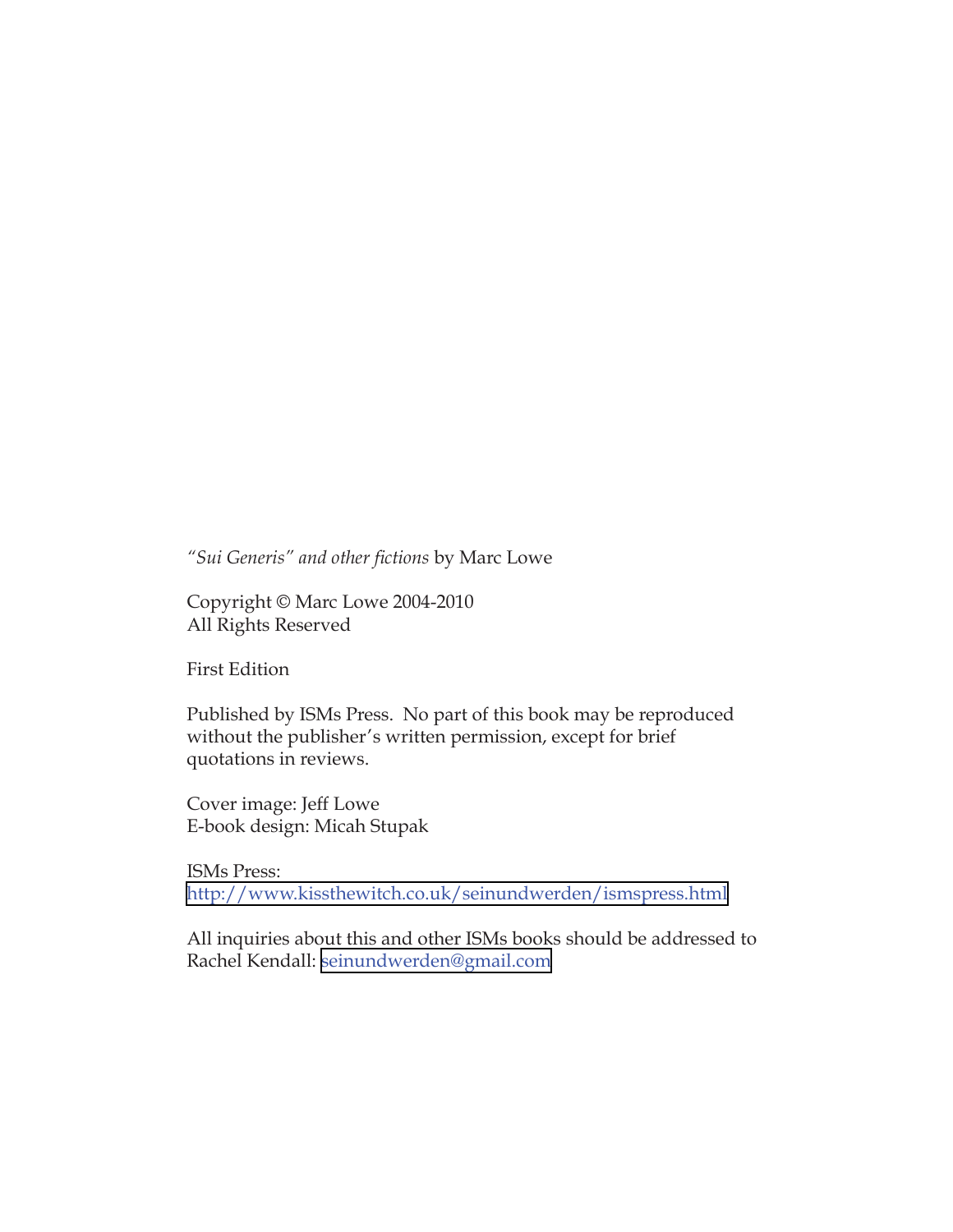*"Sui Generis" and other fictions* by Marc Lowe

Copyright © Marc Lowe 2004-2010  
All Rights Reserved

First Edition

Published by ISMs Press. No part of this book may be reproduced without the publisher's written permission, except for brief quotations in reviews.

Cover image: Jeff Lowe  
E-book design: Micah Stupak

ISMs Press:  
http://www.kissthewitch.co.uk/seinundwerden/ismspress.html

All inquiries about this and other ISMs books should be addressed to Rachel Kendall: seinundwerden@gmail.com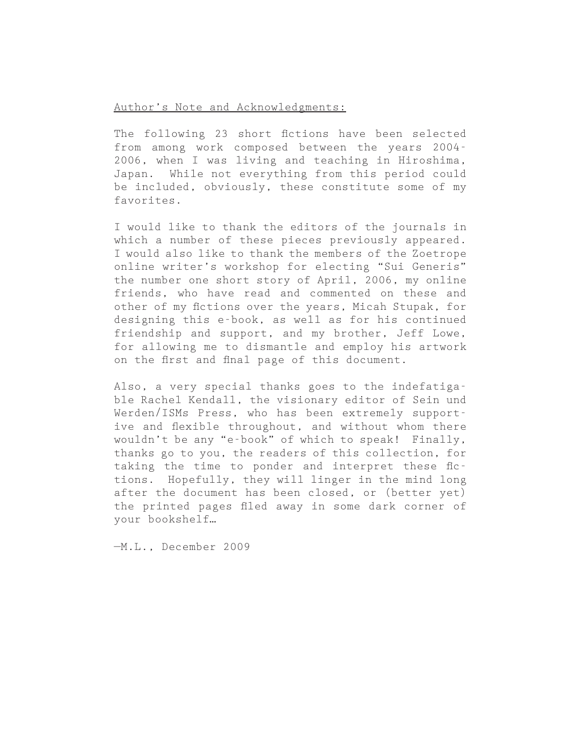Author's Note and Acknowledgments:

The following 23 short fictions have been selected from among work composed between the years 2004-2006, when I was living and teaching in Hiroshima, Japan. While not everything from this period could be included, obviously, these constitute some of my favorites.

I would like to thank the editors of the journals in which a number of these pieces previously appeared. I would also like to thank the members of the Zoetrope online writer's workshop for electing "Sui Generis" the number one short story of April, 2006, my online friends, who have read and commented on these and other of my fictions over the years, Micah Stupak, for designing this e-book, as well as for his continued friendship and support, and my brother, Jeff Lowe, for allowing me to dismantle and employ his artwork on the first and final page of this document.

Also, a very special thanks goes to the indefatigable Rachel Kendall, the visionary editor of Sein und Werden/ISMs Press, who has been extremely supportive and flexible throughout, and without whom there wouldn't be any "e-book" of which to speak! Finally, thanks go to you, the readers of this collection, for taking the time to ponder and interpret these fictions. Hopefully, they will linger in the mind long after the document has been closed, or (better yet) the printed pages filed away in some dark corner of your bookshelf…

—M.L., December 2009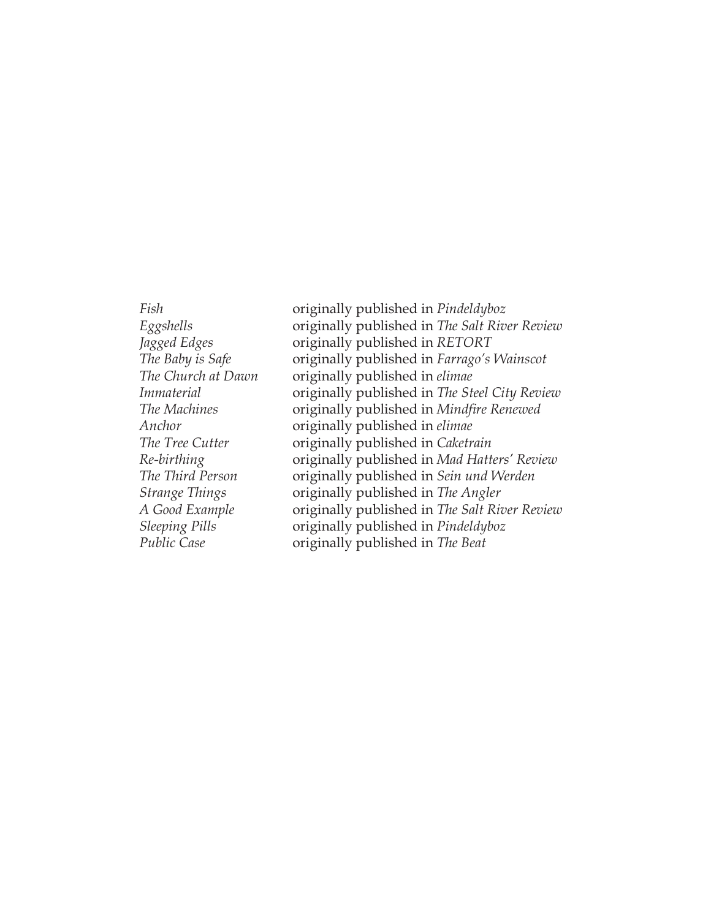| | |
|---|---|
| *Fish* | originally published in *Pindeldyboz* |
| *Eggshells* | originally published in *The Salt River Review* |
| *Jagged Edges* | originally published in *RETORT* |
| *The Baby is Safe* | originally published in *Farrago's Wainscot* |
| *The Church at Dawn* | originally published in *elimae* |
| *Immaterial* | originally published in *The Steel City Review* |
| *The Machines* | originally published in *Mindfire Renewed* |
| *Anchor* | originally published in *elimae* |
| *The Tree Cutter* | originally published in *Caketrain* |
| *Re-birthing* | originally published in *Mad Hatters' Review* |
| *The Third Person* | originally published in *Sein und Werden* |
| *Strange Things* | originally published in *The Angler* |
| *A Good Example* | originally published in *The Salt River Review* |
| *Sleeping Pills* | originally published in *Pindeldyboz* |
| *Public Case* | originally published in *The Beat* |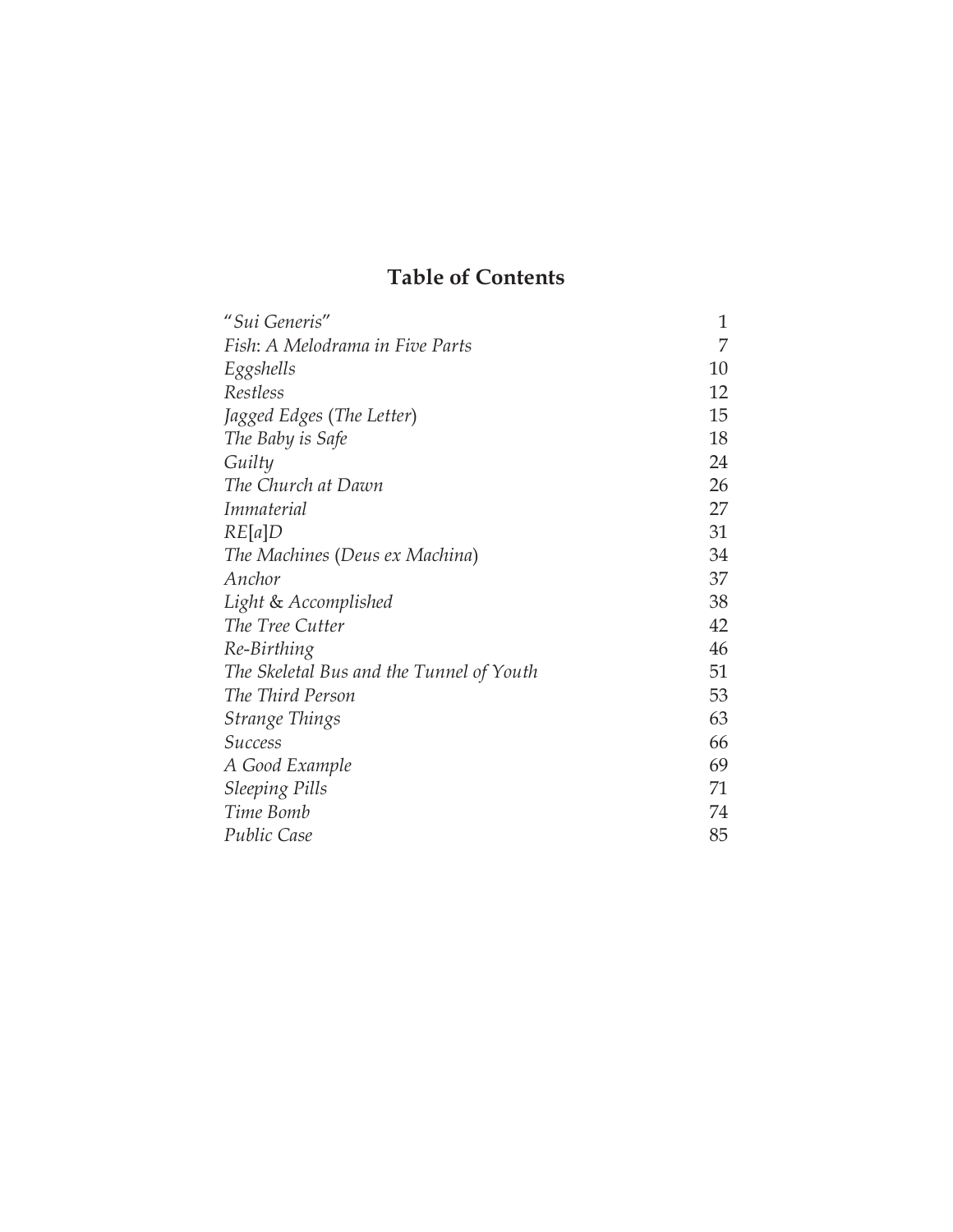# Table of Contents

| | |
|---|---|
| "*Sui Generis*" | 1 |
| *Fish*: *A Melodrama in Five Parts* | 7 |
| *Eggshells* | 10 |
| *Restless* | 12 |
| *Jagged Edges* (*The Letter*) | 15 |
| *The Baby is Safe* | 18 |
| *Guilty* | 24 |
| *The Church at Dawn* | 26 |
| *Immaterial* | 27 |
| *RE*[*a*]*D* | 31 |
| *The Machines* (*Deus ex Machina*) | 34 |
| *Anchor* | 37 |
| *Light* & *Accomplished* | 38 |
| *The Tree Cutter* | 42 |
| *Re-Birthing* | 46 |
| *The Skeletal Bus and the Tunnel of Youth* | 51 |
| *The Third Person* | 53 |
| *Strange Things* | 63 |
| *Success* | 66 |
| *A Good Example* | 69 |
| *Sleeping Pills* | 71 |
| *Time Bomb* | 74 |
| *Public Case* | 85 |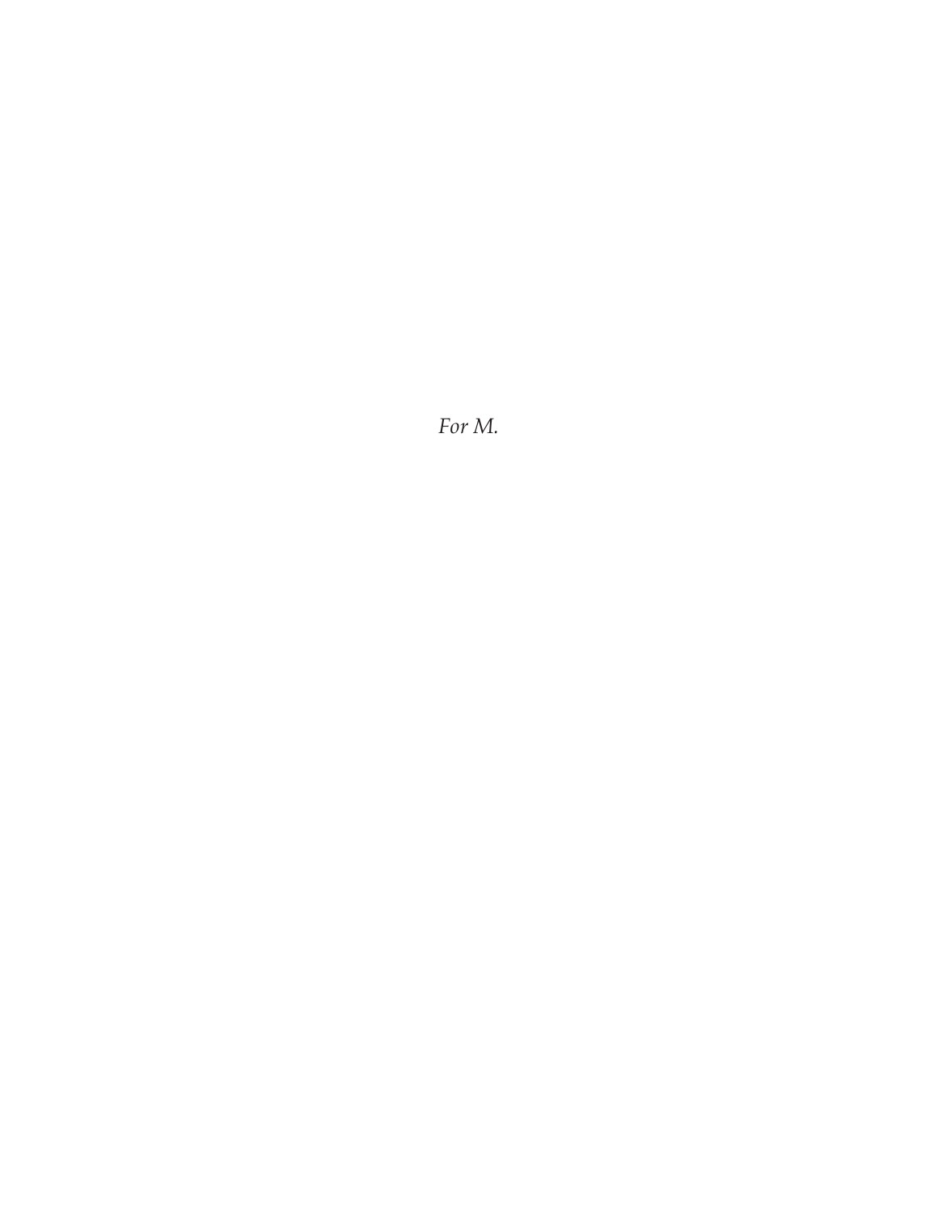*For M.*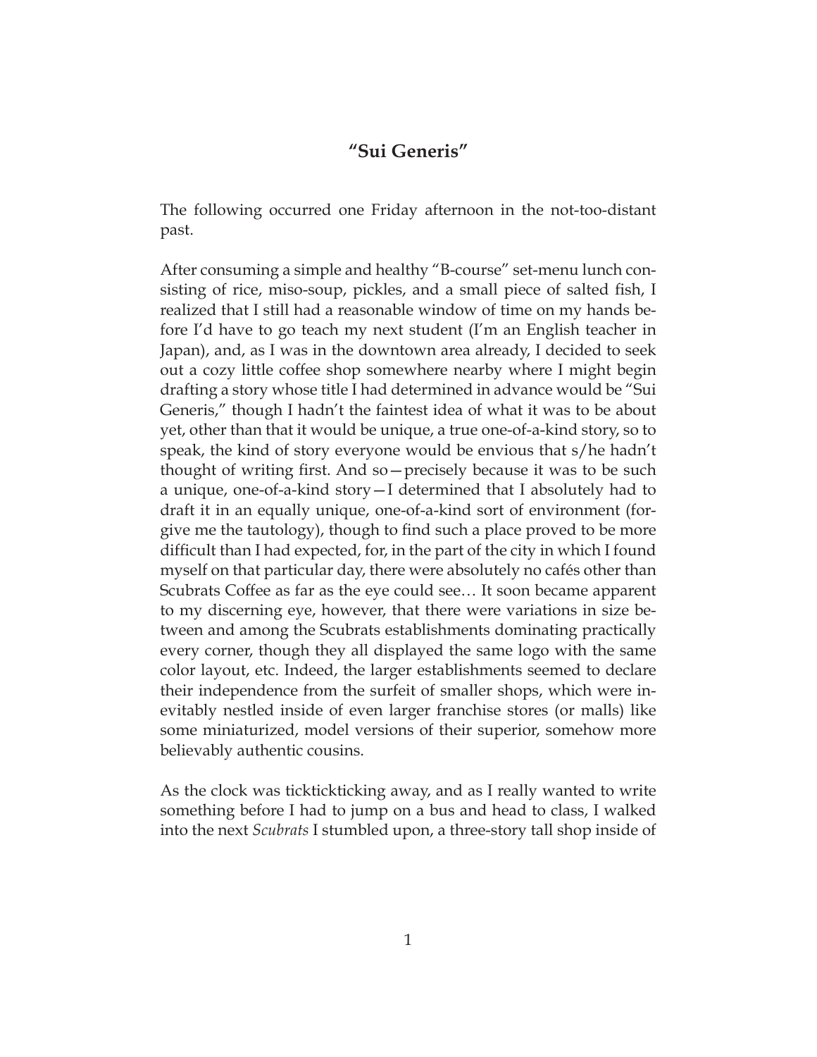## “Sui Generis”

The following occurred one Friday afternoon in the not-too-distant past.

After consuming a simple and healthy “B-course” set-menu lunch consisting of rice, miso-soup, pickles, and a small piece of salted fish, I realized that I still had a reasonable window of time on my hands before I’d have to go teach my next student (I’m an English teacher in Japan), and, as I was in the downtown area already, I decided to seek out a cozy little coffee shop somewhere nearby where I might begin drafting a story whose title I had determined in advance would be “Sui Generis,” though I hadn’t the faintest idea of what it was to be about yet, other than that it would be unique, a true one-of-a-kind story, so to speak, the kind of story everyone would be envious that s/he hadn’t thought of writing first. And so—precisely because it was to be such a unique, one-of-a-kind story—I determined that I absolutely had to draft it in an equally unique, one-of-a-kind sort of environment (forgive me the tautology), though to find such a place proved to be more difficult than I had expected, for, in the part of the city in which I found myself on that particular day, there were absolutely no cafés other than Scubrats Coffee as far as the eye could see… It soon became apparent to my discerning eye, however, that there were variations in size between and among the Scubrats establishments dominating practically every corner, though they all displayed the same logo with the same color layout, etc. Indeed, the larger establishments seemed to declare their independence from the surfeit of smaller shops, which were inevitably nestled inside of even larger franchise stores (or malls) like some miniaturized, model versions of their superior, somehow more believably authentic cousins.

As the clock was ticktickticking away, and as I really wanted to write something before I had to jump on a bus and head to class, I walked into the next *Scubrats* I stumbled upon, a three-story tall shop inside of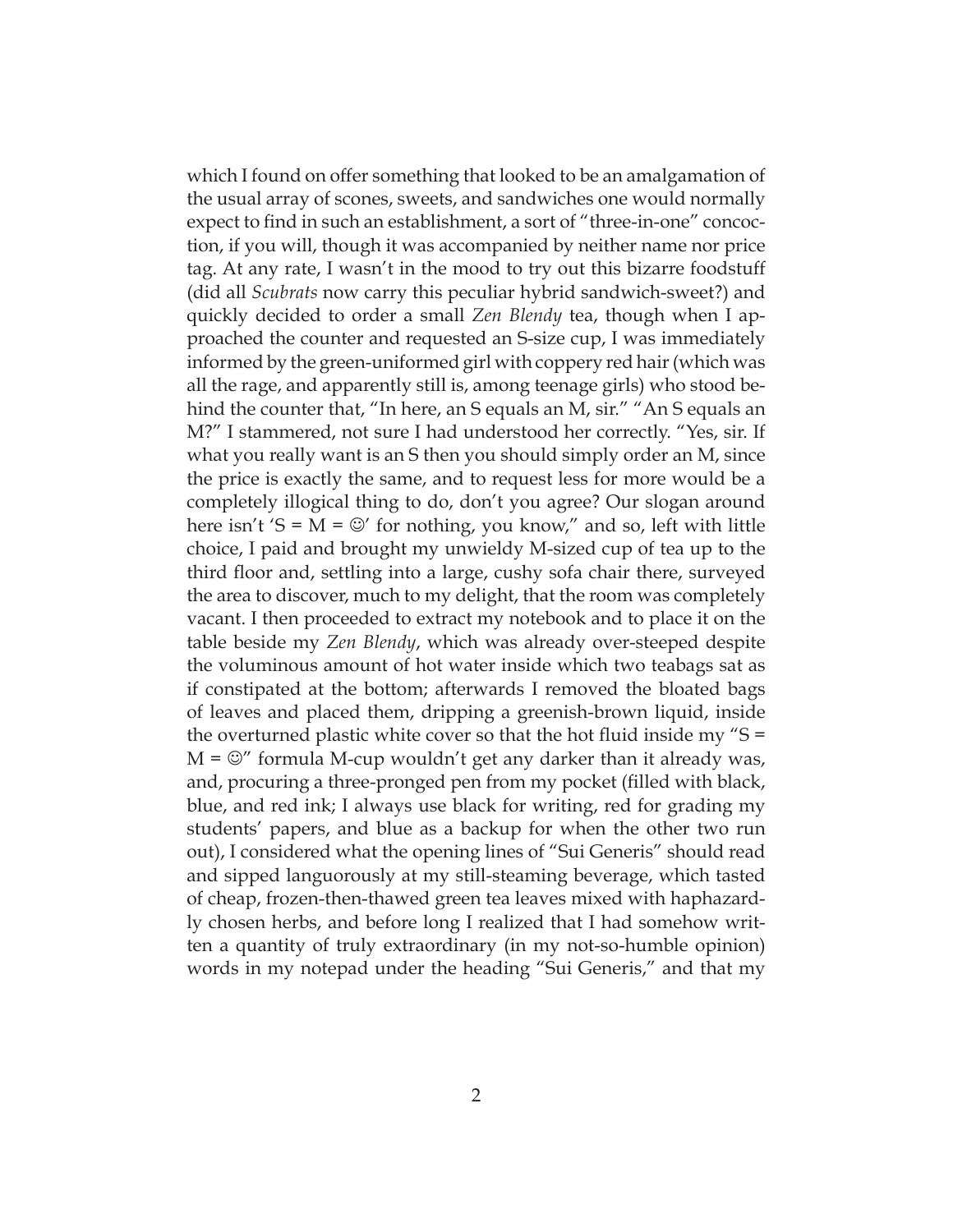which I found on offer something that looked to be an amalgamation of the usual array of scones, sweets, and sandwiches one would normally expect to find in such an establishment, a sort of "three-in-one" concoction, if you will, though it was accompanied by neither name nor price tag. At any rate, I wasn't in the mood to try out this bizarre foodstuff (did all *Scubrats* now carry this peculiar hybrid sandwich-sweet?) and quickly decided to order a small *Zen Blendy* tea, though when I approached the counter and requested an S-size cup, I was immediately informed by the green-uniformed girl with coppery red hair (which was all the rage, and apparently still is, among teenage girls) who stood behind the counter that, "In here, an S equals an M, sir." "An S equals an M?" I stammered, not sure I had understood her correctly. "Yes, sir. If what you really want is an S then you should simply order an M, since the price is exactly the same, and to request less for more would be a completely illogical thing to do, don't you agree? Our slogan around here isn't 'S = M = ☺' for nothing, you know," and so, left with little choice, I paid and brought my unwieldy M-sized cup of tea up to the third floor and, settling into a large, cushy sofa chair there, surveyed the area to discover, much to my delight, that the room was completely vacant. I then proceeded to extract my notebook and to place it on the table beside my *Zen Blendy*, which was already over-steeped despite the voluminous amount of hot water inside which two teabags sat as if constipated at the bottom; afterwards I removed the bloated bags of leaves and placed them, dripping a greenish-brown liquid, inside the overturned plastic white cover so that the hot fluid inside my "S = M = ☺" formula M-cup wouldn't get any darker than it already was, and, procuring a three-pronged pen from my pocket (filled with black, blue, and red ink; I always use black for writing, red for grading my students' papers, and blue as a backup for when the other two run out), I considered what the opening lines of "Sui Generis" should read and sipped languorously at my still-steaming beverage, which tasted of cheap, frozen-then-thawed green tea leaves mixed with haphazardly chosen herbs, and before long I realized that I had somehow written a quantity of truly extraordinary (in my not-so-humble opinion) words in my notepad under the heading "Sui Generis," and that my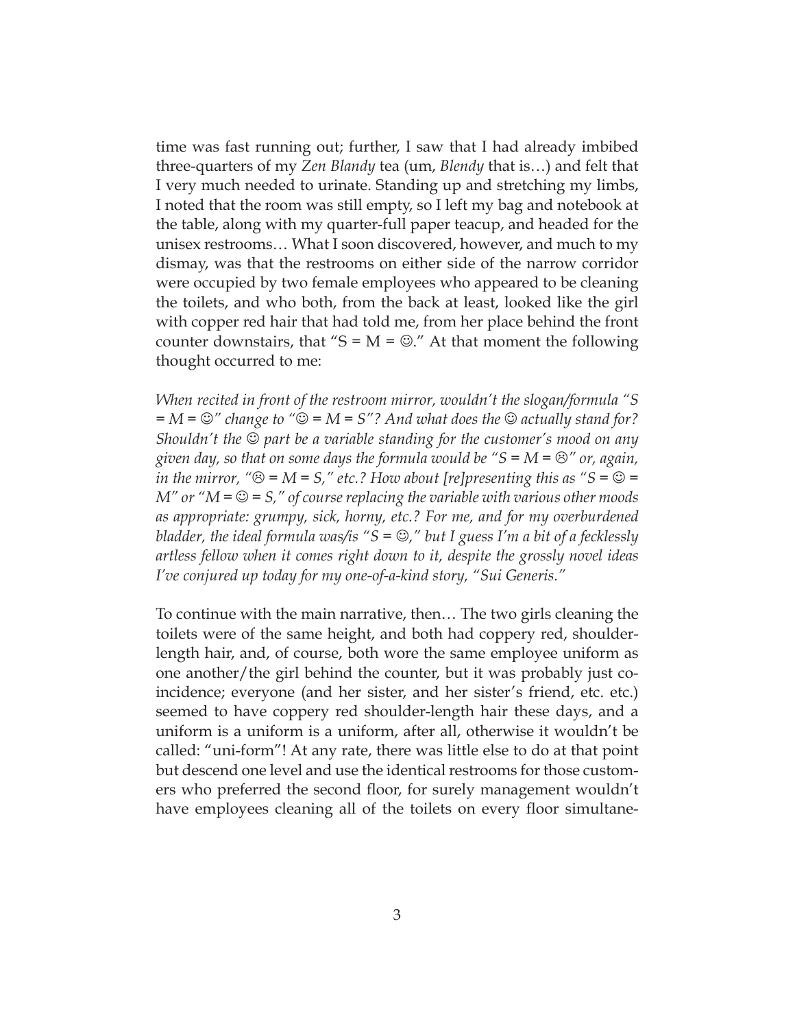time was fast running out; further, I saw that I had already imbibed three-quarters of my *Zen Blandy* tea (um, *Blendy* that is…) and felt that I very much needed to urinate. Standing up and stretching my limbs, I noted that the room was still empty, so I left my bag and notebook at the table, along with my quarter-full paper teacup, and headed for the unisex restrooms… What I soon discovered, however, and much to my dismay, was that the restrooms on either side of the narrow corridor were occupied by two female employees who appeared to be cleaning the toilets, and who both, from the back at least, looked like the girl with copper red hair that had told me, from her place behind the front counter downstairs, that "S = M = ☺." At that moment the following thought occurred to me:

*When recited in front of the restroom mirror, wouldn't the slogan/formula "S = M = ☺" change to "☺ = M = S"? And what does the ☺ actually stand for? Shouldn't the ☺ part be a variable standing for the customer's mood on any given day, so that on some days the formula would be "S = M = ☹" or, again, in the mirror, "☹ = M = S," etc.? How about [re]presenting this as "S = ☺ = M" or "M = ☺ = S," of course replacing the variable with various other moods as appropriate: grumpy, sick, horny, etc.? For me, and for my overburdened bladder, the ideal formula was/is "S = ☺," but I guess I'm a bit of a fecklessly artless fellow when it comes right down to it, despite the grossly novel ideas I've conjured up today for my one-of-a-kind story, "Sui Generis."*

To continue with the main narrative, then… The two girls cleaning the toilets were of the same height, and both had coppery red, shoulder-length hair, and, of course, both wore the same employee uniform as one another/the girl behind the counter, but it was probably just co-incidence; everyone (and her sister, and her sister's friend, etc. etc.) seemed to have coppery red shoulder-length hair these days, and a uniform is a uniform is a uniform, after all, otherwise it wouldn't be called: "uni-form"! At any rate, there was little else to do at that point but descend one level and use the identical restrooms for those customers who preferred the second floor, for surely management wouldn't have employees cleaning all of the toilets on every floor simultane-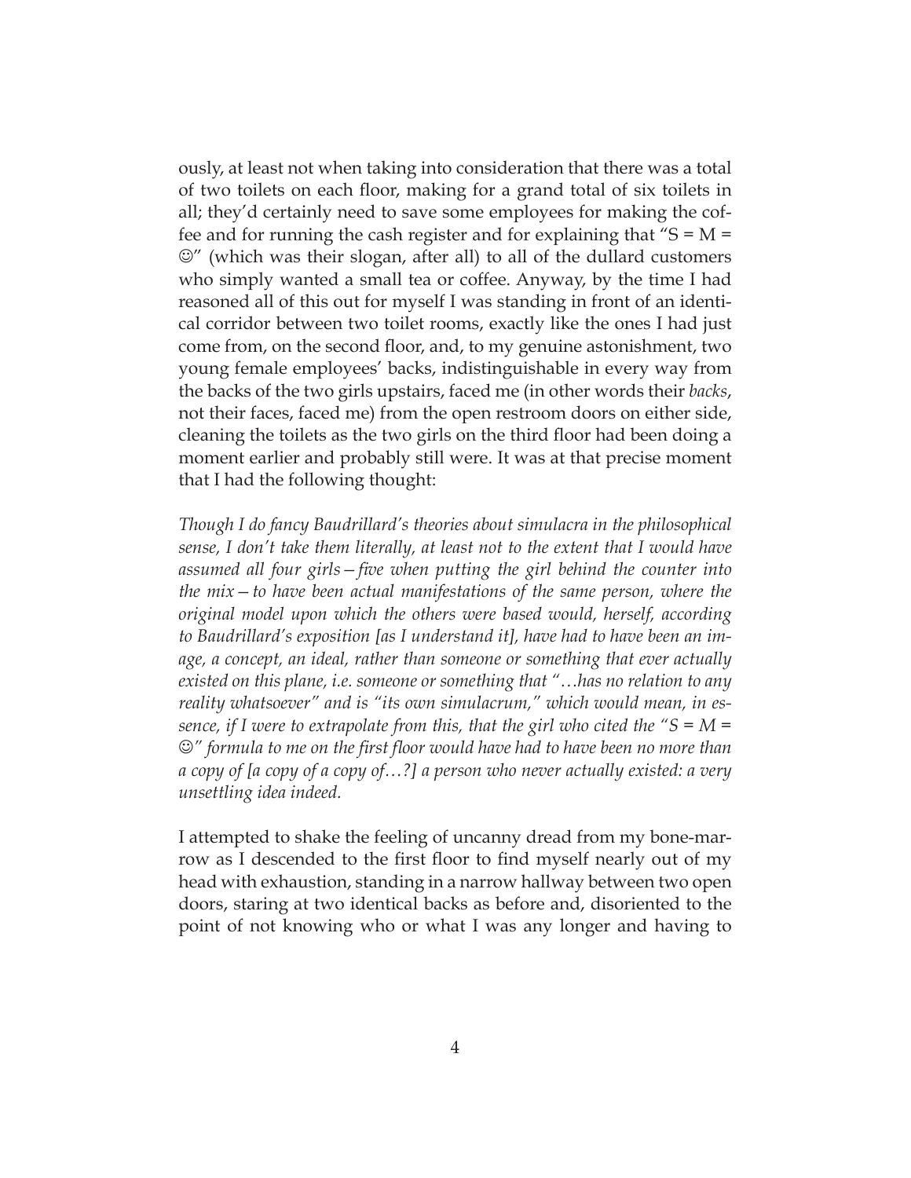ously, at least not when taking into consideration that there was a total of two toilets on each floor, making for a grand total of six toilets in all; they'd certainly need to save some employees for making the coffee and for running the cash register and for explaining that "S = M = ☺" (which was their slogan, after all) to all of the dullard customers who simply wanted a small tea or coffee. Anyway, by the time I had reasoned all of this out for myself I was standing in front of an identical corridor between two toilet rooms, exactly like the ones I had just come from, on the second floor, and, to my genuine astonishment, two young female employees' backs, indistinguishable in every way from the backs of the two girls upstairs, faced me (in other words their *backs*, not their faces, faced me) from the open restroom doors on either side, cleaning the toilets as the two girls on the third floor had been doing a moment earlier and probably still were. It was at that precise moment that I had the following thought:

*Though I do fancy Baudrillard's theories about simulacra in the philosophical sense, I don't take them literally, at least not to the extent that I would have assumed all four girls—five when putting the girl behind the counter into the mix—to have been actual manifestations of the same person, where the original model upon which the others were based would, herself, according to Baudrillard's exposition [as I understand it], have had to have been an image, a concept, an ideal, rather than someone or something that ever actually existed on this plane, i.e. someone or something that "…has no relation to any reality whatsoever" and is "its own simulacrum," which would mean, in essence, if I were to extrapolate from this, that the girl who cited the "S = M = ☺" formula to me on the first floor would have had to have been no more than a copy of [a copy of a copy of…?] a person who never actually existed: a very unsettling idea indeed.*

I attempted to shake the feeling of uncanny dread from my bone-marrow as I descended to the first floor to find myself nearly out of my head with exhaustion, standing in a narrow hallway between two open doors, staring at two identical backs as before and, disoriented to the point of not knowing who or what I was any longer and having to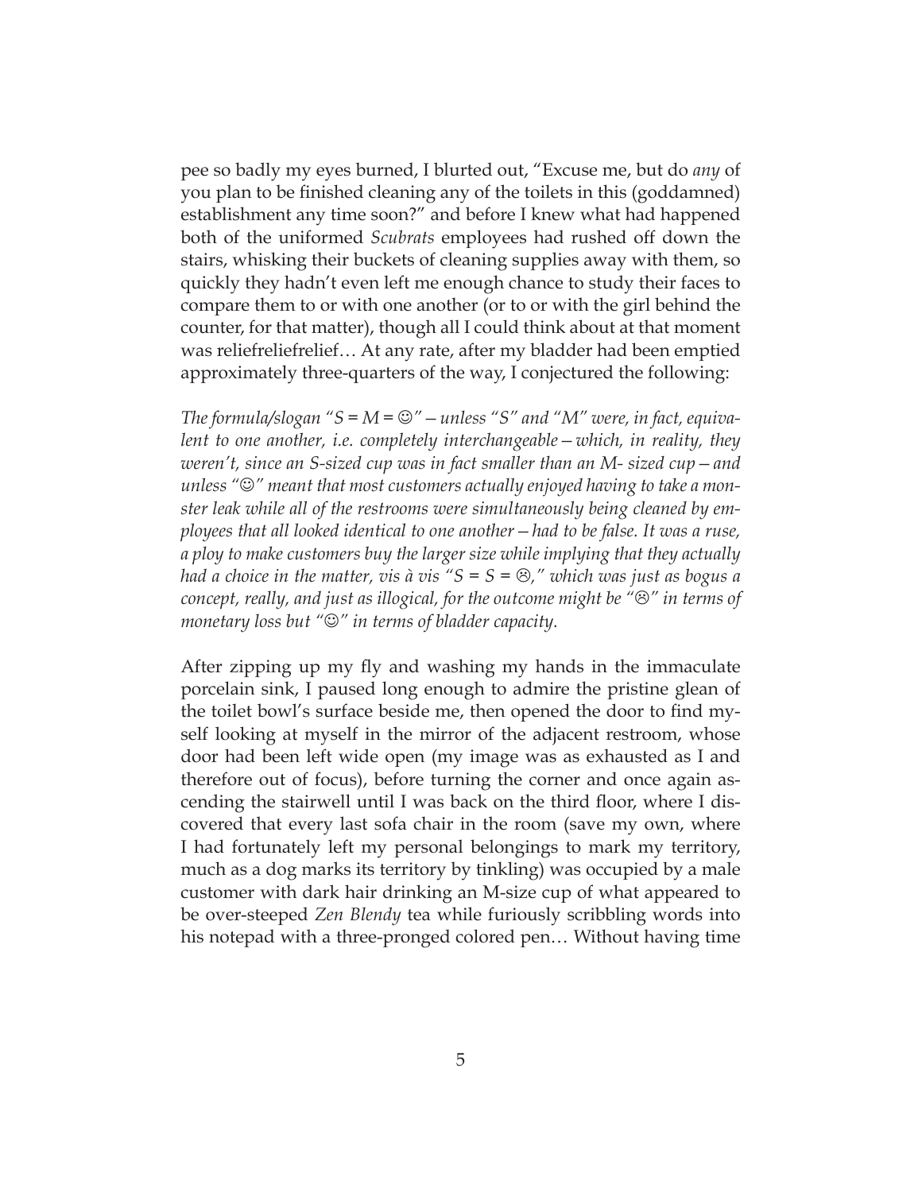pee so badly my eyes burned, I blurted out, "Excuse me, but do *any* of you plan to be finished cleaning any of the toilets in this (goddamned) establishment any time soon?" and before I knew what had happened both of the uniformed *Scubrats* employees had rushed off down the stairs, whisking their buckets of cleaning supplies away with them, so quickly they hadn't even left me enough chance to study their faces to compare them to or with one another (or to or with the girl behind the counter, for that matter), though all I could think about at that moment was reliefreliefrelief… At any rate, after my bladder had been emptied approximately three-quarters of the way, I conjectured the following:

*The formula/slogan "S = M = ☺"—unless "S" and "M" were, in fact, equivalent to one another, i.e. completely interchangeable—which, in reality, they weren't, since an S-sized cup was in fact smaller than an M- sized cup—and unless "☺" meant that most customers actually enjoyed having to take a monster leak while all of the restrooms were simultaneously being cleaned by employees that all looked identical to one another—had to be false. It was a ruse, a ploy to make customers buy the larger size while implying that they actually had a choice in the matter, vis à vis "S = S = ☹," which was just as bogus a concept, really, and just as illogical, for the outcome might be "☹" in terms of monetary loss but "☺" in terms of bladder capacity.*

After zipping up my fly and washing my hands in the immaculate porcelain sink, I paused long enough to admire the pristine glean of the toilet bowl's surface beside me, then opened the door to find myself looking at myself in the mirror of the adjacent restroom, whose door had been left wide open (my image was as exhausted as I and therefore out of focus), before turning the corner and once again ascending the stairwell until I was back on the third floor, where I discovered that every last sofa chair in the room (save my own, where I had fortunately left my personal belongings to mark my territory, much as a dog marks its territory by tinkling) was occupied by a male customer with dark hair drinking an M-size cup of what appeared to be over-steeped *Zen Blendy* tea while furiously scribbling words into his notepad with a three-pronged colored pen… Without having time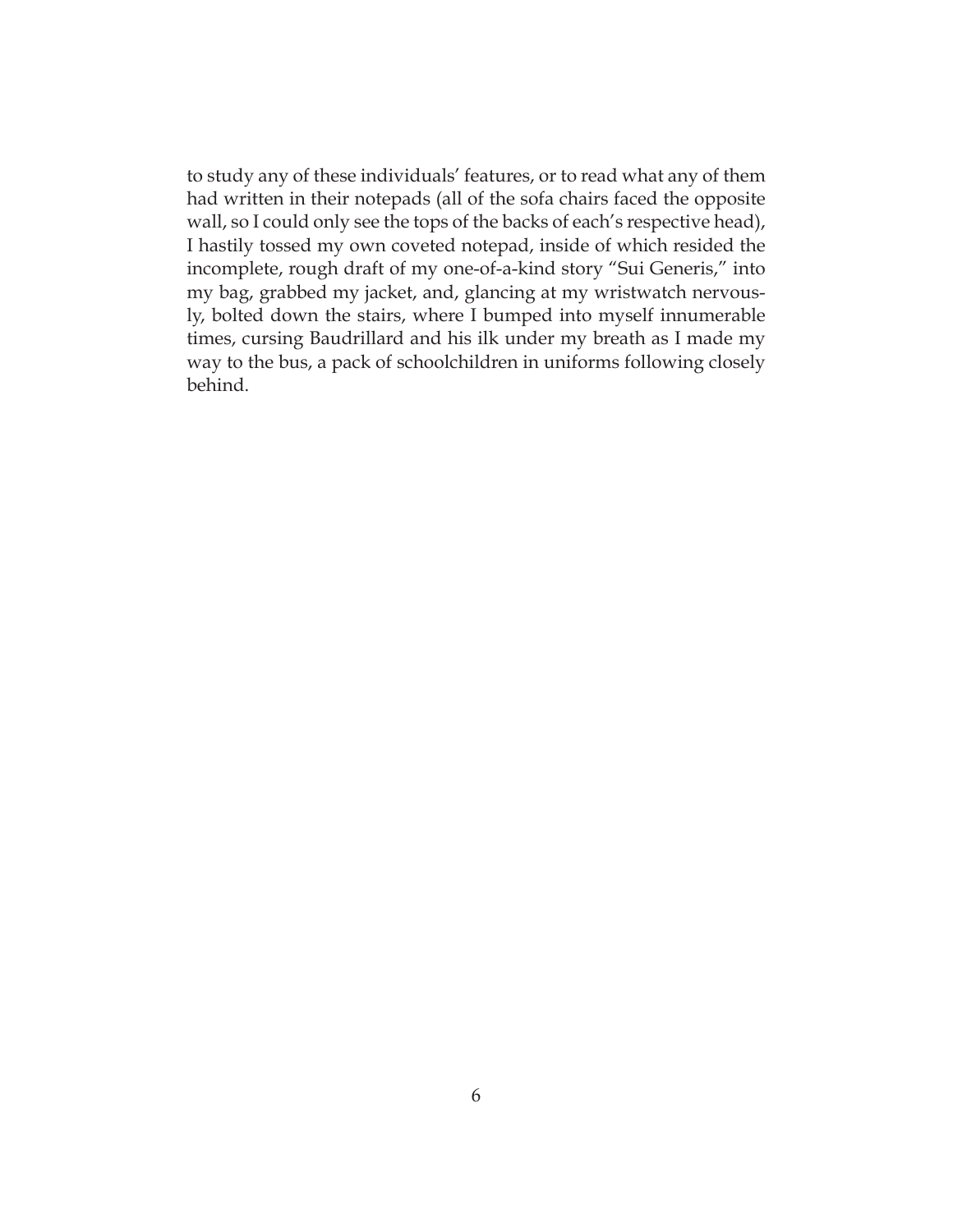to study any of these individuals' features, or to read what any of them had written in their notepads (all of the sofa chairs faced the opposite wall, so I could only see the tops of the backs of each's respective head), I hastily tossed my own coveted notepad, inside of which resided the incomplete, rough draft of my one-of-a-kind story "Sui Generis," into my bag, grabbed my jacket, and, glancing at my wristwatch nervously, bolted down the stairs, where I bumped into myself innumerable times, cursing Baudrillard and his ilk under my breath as I made my way to the bus, a pack of schoolchildren in uniforms following closely behind.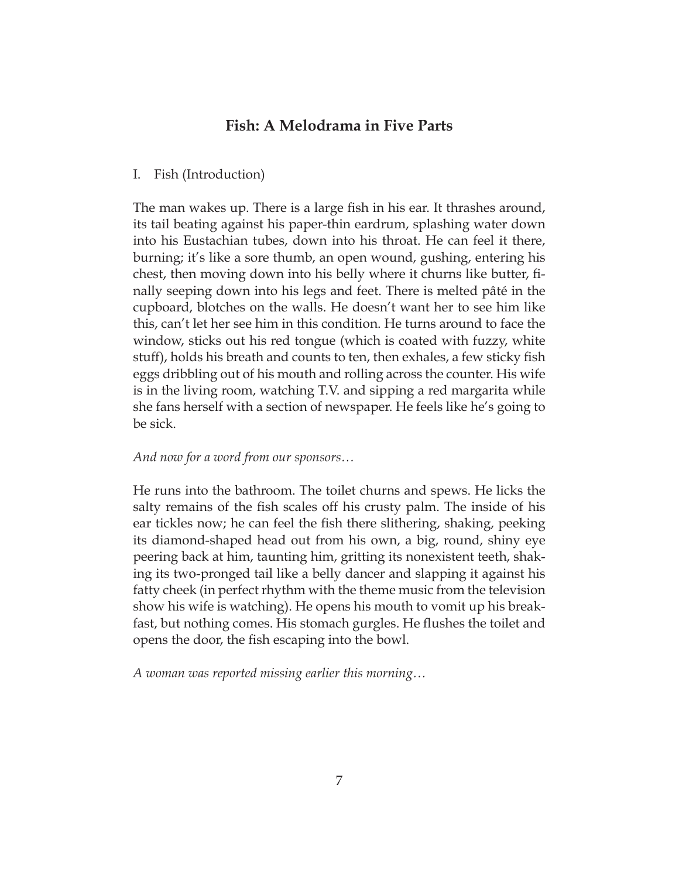## Fish: A Melodrama in Five Parts

I. Fish (Introduction)

The man wakes up. There is a large fish in his ear. It thrashes around, its tail beating against his paper-thin eardrum, splashing water down into his Eustachian tubes, down into his throat. He can feel it there, burning; it's like a sore thumb, an open wound, gushing, entering his chest, then moving down into his belly where it churns like butter, finally seeping down into his legs and feet. There is melted pâté in the cupboard, blotches on the walls. He doesn't want her to see him like this, can't let her see him in this condition. He turns around to face the window, sticks out his red tongue (which is coated with fuzzy, white stuff), holds his breath and counts to ten, then exhales, a few sticky fish eggs dribbling out of his mouth and rolling across the counter. His wife is in the living room, watching T.V. and sipping a red margarita while she fans herself with a section of newspaper. He feels like he's going to be sick.

*And now for a word from our sponsors…*

He runs into the bathroom. The toilet churns and spews. He licks the salty remains of the fish scales off his crusty palm. The inside of his ear tickles now; he can feel the fish there slithering, shaking, peeking its diamond-shaped head out from his own, a big, round, shiny eye peering back at him, taunting him, gritting its nonexistent teeth, shaking its two-pronged tail like a belly dancer and slapping it against his fatty cheek (in perfect rhythm with the theme music from the television show his wife is watching). He opens his mouth to vomit up his breakfast, but nothing comes. His stomach gurgles. He flushes the toilet and opens the door, the fish escaping into the bowl.

*A woman was reported missing earlier this morning…*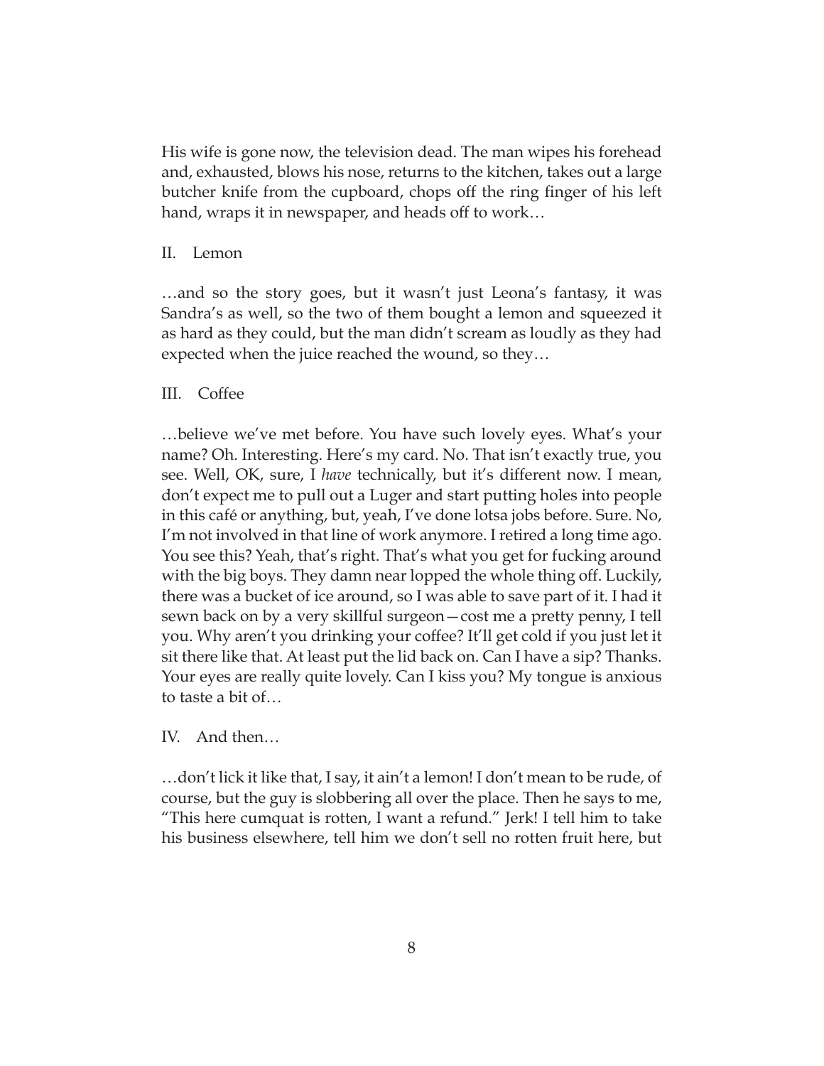His wife is gone now, the television dead. The man wipes his forehead and, exhausted, blows his nose, returns to the kitchen, takes out a large butcher knife from the cupboard, chops off the ring finger of his left hand, wraps it in newspaper, and heads off to work…

## II. Lemon

…and so the story goes, but it wasn't just Leona's fantasy, it was Sandra's as well, so the two of them bought a lemon and squeezed it as hard as they could, but the man didn't scream as loudly as they had expected when the juice reached the wound, so they…

## III. Coffee

…believe we've met before. You have such lovely eyes. What's your name? Oh. Interesting. Here's my card. No. That isn't exactly true, you see. Well, OK, sure, I *have* technically, but it's different now. I mean, don't expect me to pull out a Luger and start putting holes into people in this café or anything, but, yeah, I've done lotsa jobs before. Sure. No, I'm not involved in that line of work anymore. I retired a long time ago. You see this? Yeah, that's right. That's what you get for fucking around with the big boys. They damn near lopped the whole thing off. Luckily, there was a bucket of ice around, so I was able to save part of it. I had it sewn back on by a very skillful surgeon—cost me a pretty penny, I tell you. Why aren't you drinking your coffee? It'll get cold if you just let it sit there like that. At least put the lid back on. Can I have a sip? Thanks. Your eyes are really quite lovely. Can I kiss you? My tongue is anxious to taste a bit of…

## IV. And then…

…don't lick it like that, I say, it ain't a lemon! I don't mean to be rude, of course, but the guy is slobbering all over the place. Then he says to me, "This here cumquat is rotten, I want a refund." Jerk! I tell him to take his business elsewhere, tell him we don't sell no rotten fruit here, but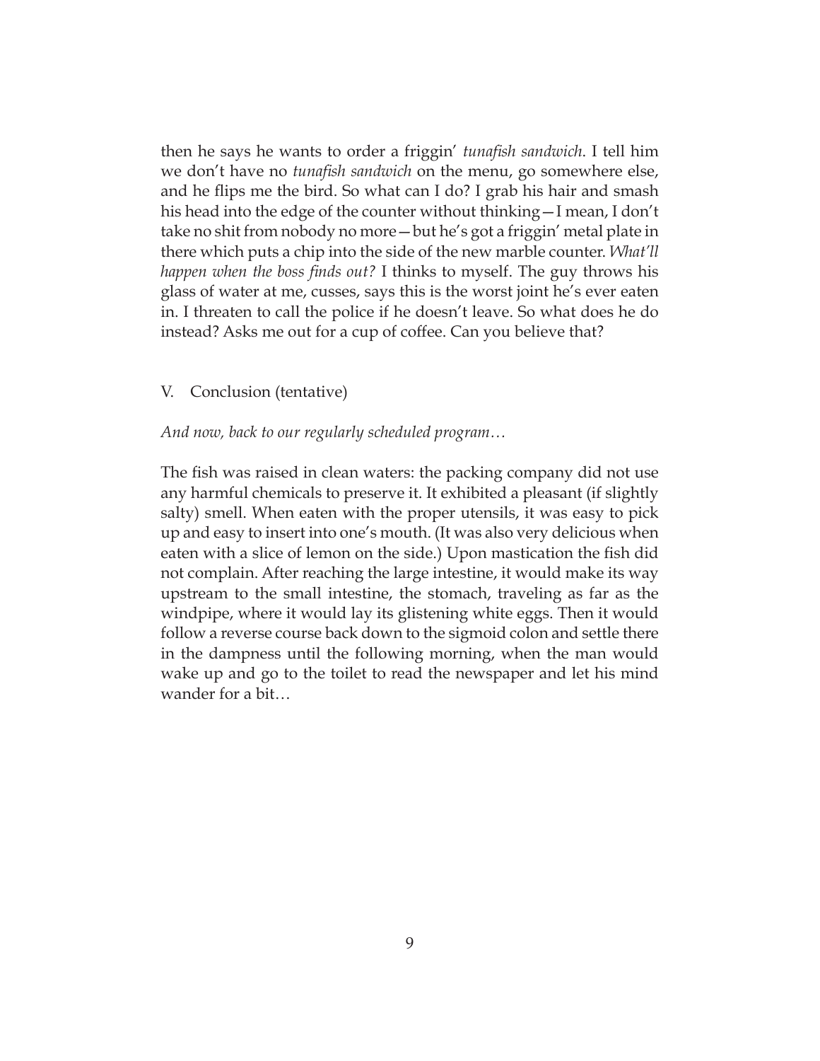then he says he wants to order a friggin' *tunafish sandwich*. I tell him we don't have no *tunafish sandwich* on the menu, go somewhere else, and he flips me the bird. So what can I do? I grab his hair and smash his head into the edge of the counter without thinking—I mean, I don't take no shit from nobody no more—but he's got a friggin' metal plate in there which puts a chip into the side of the new marble counter. *What'll happen when the boss finds out?* I thinks to myself. The guy throws his glass of water at me, cusses, says this is the worst joint he's ever eaten in. I threaten to call the police if he doesn't leave. So what does he do instead? Asks me out for a cup of coffee. Can you believe that?

## V. Conclusion (tentative)

*And now, back to our regularly scheduled program…*

The fish was raised in clean waters: the packing company did not use any harmful chemicals to preserve it. It exhibited a pleasant (if slightly salty) smell. When eaten with the proper utensils, it was easy to pick up and easy to insert into one's mouth. (It was also very delicious when eaten with a slice of lemon on the side.) Upon mastication the fish did not complain. After reaching the large intestine, it would make its way upstream to the small intestine, the stomach, traveling as far as the windpipe, where it would lay its glistening white eggs. Then it would follow a reverse course back down to the sigmoid colon and settle there in the dampness until the following morning, when the man would wake up and go to the toilet to read the newspaper and let his mind wander for a bit…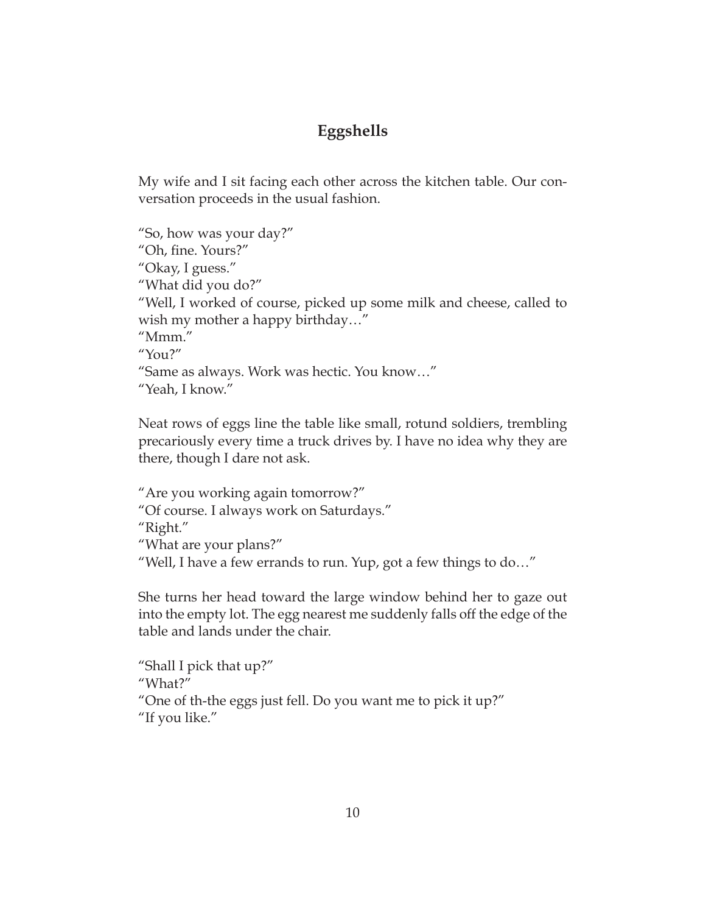## Eggshells

My wife and I sit facing each other across the kitchen table. Our conversation proceeds in the usual fashion.

"So, how was your day?"
"Oh, fine. Yours?"
"Okay, I guess."
"What did you do?"
"Well, I worked of course, picked up some milk and cheese, called to wish my mother a happy birthday…"
"Mmm."
"You?"
"Same as always. Work was hectic. You know…"
"Yeah, I know."

Neat rows of eggs line the table like small, rotund soldiers, trembling precariously every time a truck drives by. I have no idea why they are there, though I dare not ask.

"Are you working again tomorrow?"
"Of course. I always work on Saturdays."
"Right."
"What are your plans?"
"Well, I have a few errands to run. Yup, got a few things to do…"

She turns her head toward the large window behind her to gaze out into the empty lot. The egg nearest me suddenly falls off the edge of the table and lands under the chair.

"Shall I pick that up?"
"What?"
"One of th-the eggs just fell. Do you want me to pick it up?"
"If you like."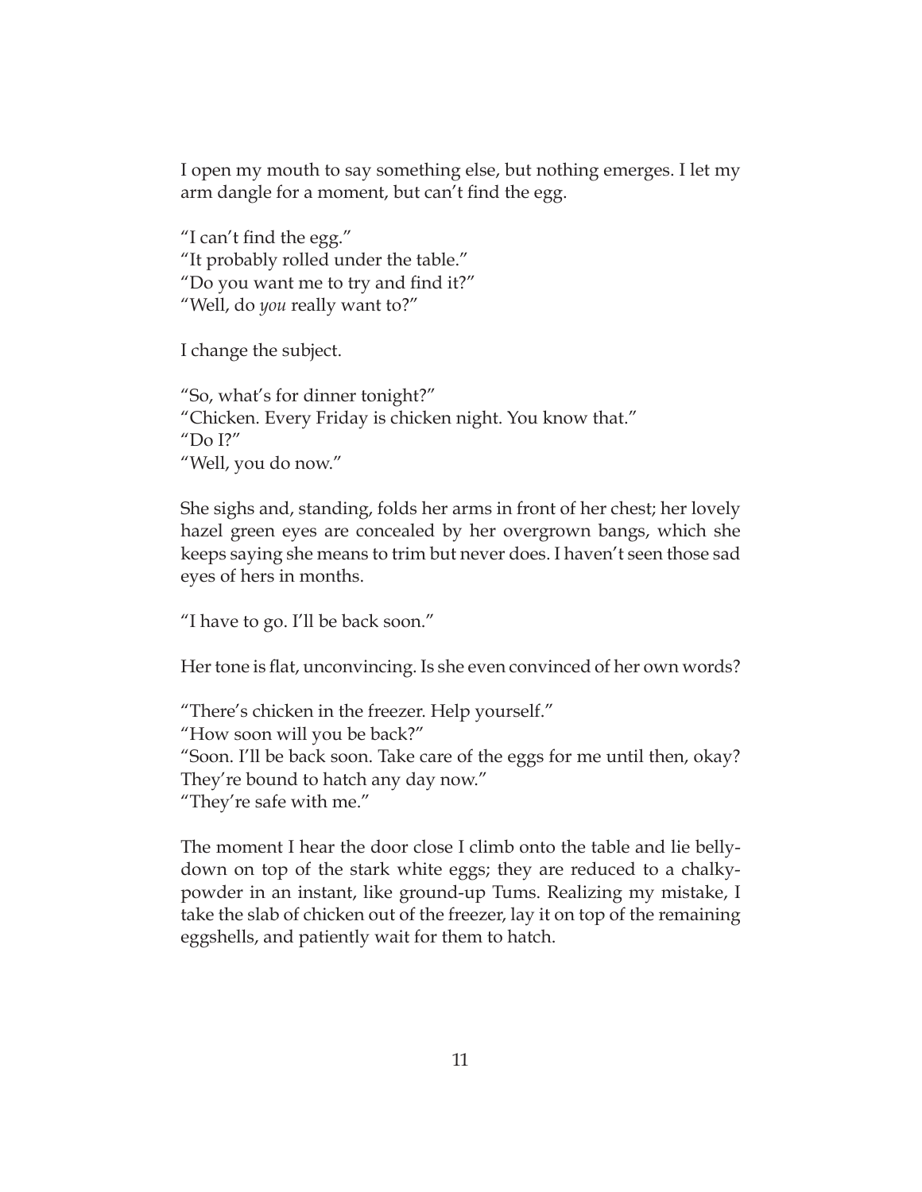I open my mouth to say something else, but nothing emerges. I let my arm dangle for a moment, but can't find the egg.

"I can't find the egg."
"It probably rolled under the table."
"Do you want me to try and find it?"
"Well, do *you* really want to?"

I change the subject.

"So, what's for dinner tonight?"
"Chicken. Every Friday is chicken night. You know that."
"Do I?"
"Well, you do now."

She sighs and, standing, folds her arms in front of her chest; her lovely hazel green eyes are concealed by her overgrown bangs, which she keeps saying she means to trim but never does. I haven't seen those sad eyes of hers in months.

"I have to go. I'll be back soon."

Her tone is flat, unconvincing. Is she even convinced of her own words?

"There's chicken in the freezer. Help yourself."
"How soon will you be back?"
"Soon. I'll be back soon. Take care of the eggs for me until then, okay? They're bound to hatch any day now."
"They're safe with me."

The moment I hear the door close I climb onto the table and lie belly-down on top of the stark white eggs; they are reduced to a chalky-powder in an instant, like ground-up Tums. Realizing my mistake, I take the slab of chicken out of the freezer, lay it on top of the remaining eggshells, and patiently wait for them to hatch.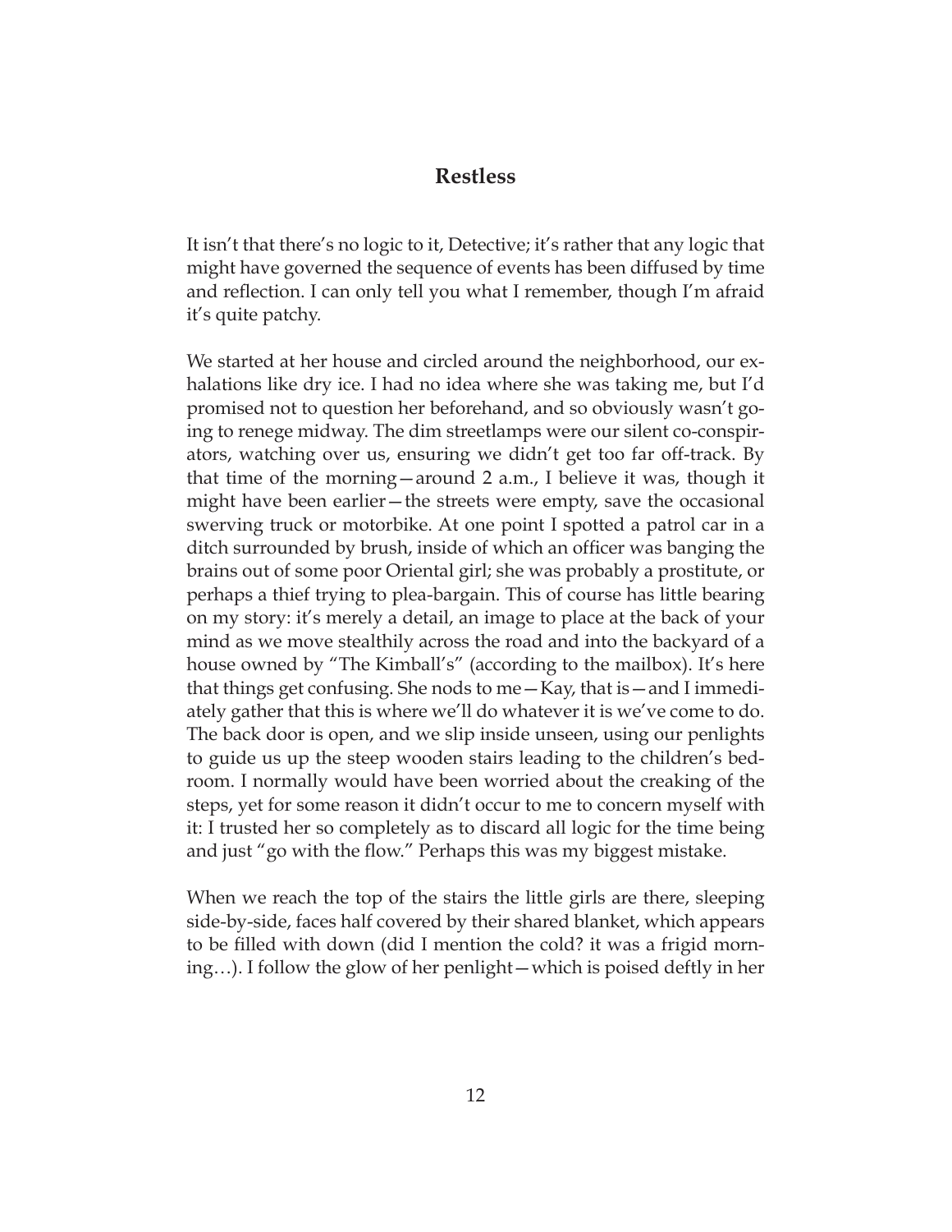## Restless

It isn't that there's no logic to it, Detective; it's rather that any logic that might have governed the sequence of events has been diffused by time and reflection. I can only tell you what I remember, though I'm afraid it's quite patchy.

We started at her house and circled around the neighborhood, our exhalations like dry ice. I had no idea where she was taking me, but I'd promised not to question her beforehand, and so obviously wasn't going to renege midway. The dim streetlamps were our silent co-conspirators, watching over us, ensuring we didn't get too far off-track. By that time of the morning—around 2 a.m., I believe it was, though it might have been earlier—the streets were empty, save the occasional swerving truck or motorbike. At one point I spotted a patrol car in a ditch surrounded by brush, inside of which an officer was banging the brains out of some poor Oriental girl; she was probably a prostitute, or perhaps a thief trying to plea-bargain. This of course has little bearing on my story: it's merely a detail, an image to place at the back of your mind as we move stealthily across the road and into the backyard of a house owned by "The Kimball's" (according to the mailbox). It's here that things get confusing. She nods to me—Kay, that is—and I immediately gather that this is where we'll do whatever it is we've come to do. The back door is open, and we slip inside unseen, using our penlights to guide us up the steep wooden stairs leading to the children's bedroom. I normally would have been worried about the creaking of the steps, yet for some reason it didn't occur to me to concern myself with it: I trusted her so completely as to discard all logic for the time being and just "go with the flow." Perhaps this was my biggest mistake.

When we reach the top of the stairs the little girls are there, sleeping side-by-side, faces half covered by their shared blanket, which appears to be filled with down (did I mention the cold? it was a frigid morning…). I follow the glow of her penlight—which is poised deftly in her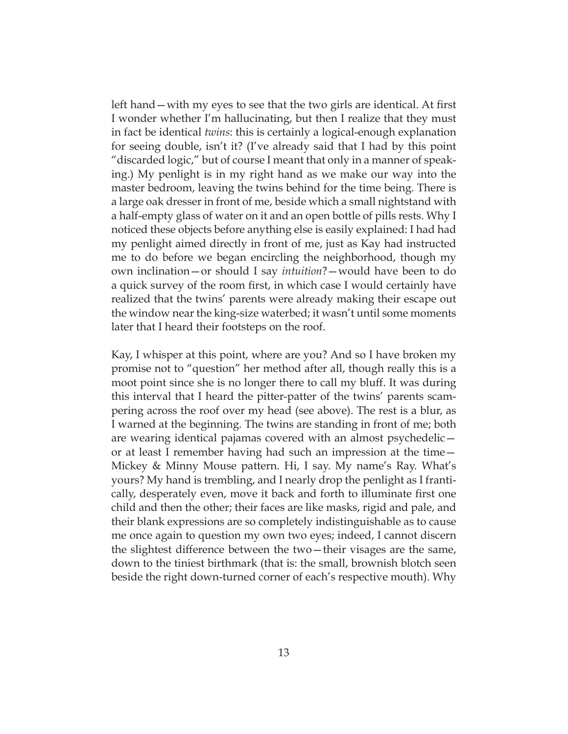left hand—with my eyes to see that the two girls are identical. At first I wonder whether I'm hallucinating, but then I realize that they must in fact be identical *twins*: this is certainly a logical-enough explanation for seeing double, isn't it? (I've already said that I had by this point "discarded logic," but of course I meant that only in a manner of speaking.) My penlight is in my right hand as we make our way into the master bedroom, leaving the twins behind for the time being. There is a large oak dresser in front of me, beside which a small nightstand with a half-empty glass of water on it and an open bottle of pills rests. Why I noticed these objects before anything else is easily explained: I had had my penlight aimed directly in front of me, just as Kay had instructed me to do before we began encircling the neighborhood, though my own inclination—or should I say *intuition*?—would have been to do a quick survey of the room first, in which case I would certainly have realized that the twins' parents were already making their escape out the window near the king-size waterbed; it wasn't until some moments later that I heard their footsteps on the roof.

Kay, I whisper at this point, where are you? And so I have broken my promise not to "question" her method after all, though really this is a moot point since she is no longer there to call my bluff. It was during this interval that I heard the pitter-patter of the twins' parents scampering across the roof over my head (see above). The rest is a blur, as I warned at the beginning. The twins are standing in front of me; both are wearing identical pajamas covered with an almost psychedelic—or at least I remember having had such an impression at the time—Mickey & Minny Mouse pattern. Hi, I say. My name's Ray. What's yours? My hand is trembling, and I nearly drop the penlight as I frantically, desperately even, move it back and forth to illuminate first one child and then the other; their faces are like masks, rigid and pale, and their blank expressions are so completely indistinguishable as to cause me once again to question my own two eyes; indeed, I cannot discern the slightest difference between the two—their visages are the same, down to the tiniest birthmark (that is: the small, brownish blotch seen beside the right down-turned corner of each's respective mouth). Why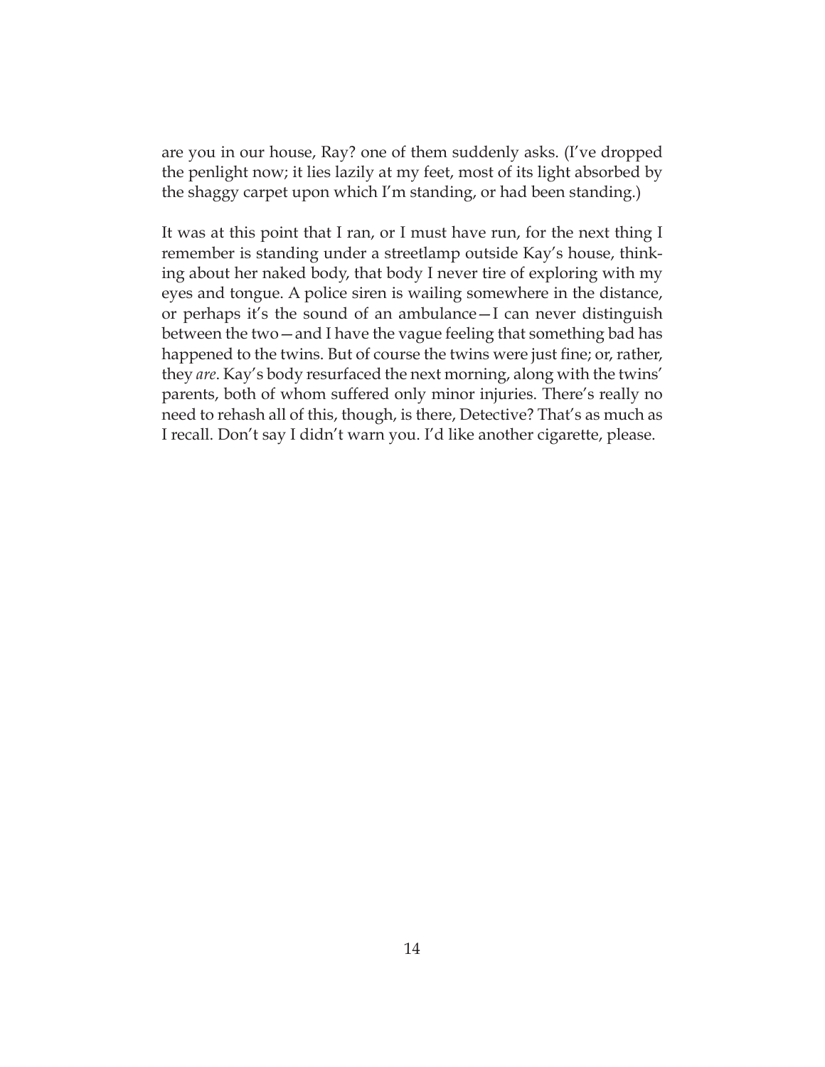are you in our house, Ray? one of them suddenly asks. (I've dropped the penlight now; it lies lazily at my feet, most of its light absorbed by the shaggy carpet upon which I'm standing, or had been standing.)

It was at this point that I ran, or I must have run, for the next thing I remember is standing under a streetlamp outside Kay's house, thinking about her naked body, that body I never tire of exploring with my eyes and tongue. A police siren is wailing somewhere in the distance, or perhaps it's the sound of an ambulance—I can never distinguish between the two—and I have the vague feeling that something bad has happened to the twins. But of course the twins were just fine; or, rather, they *are*. Kay's body resurfaced the next morning, along with the twins' parents, both of whom suffered only minor injuries. There's really no need to rehash all of this, though, is there, Detective? That's as much as I recall. Don't say I didn't warn you. I'd like another cigarette, please.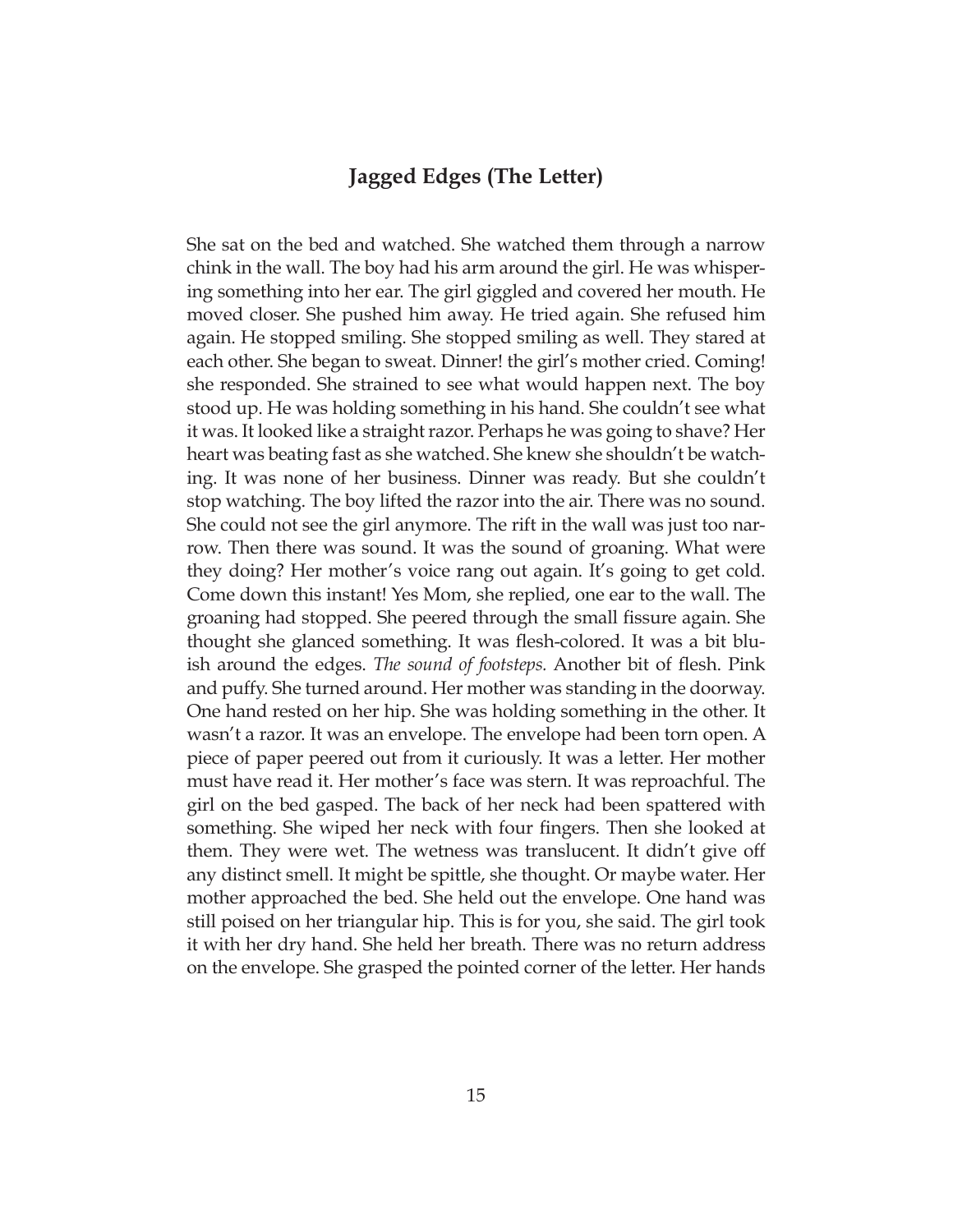## Jagged Edges (The Letter)

She sat on the bed and watched. She watched them through a narrow chink in the wall. The boy had his arm around the girl. He was whispering something into her ear. The girl giggled and covered her mouth. He moved closer. She pushed him away. He tried again. She refused him again. He stopped smiling. She stopped smiling as well. They stared at each other. She began to sweat. Dinner! the girl's mother cried. Coming! she responded. She strained to see what would happen next. The boy stood up. He was holding something in his hand. She couldn't see what it was. It looked like a straight razor. Perhaps he was going to shave? Her heart was beating fast as she watched. She knew she shouldn't be watching. It was none of her business. Dinner was ready. But she couldn't stop watching. The boy lifted the razor into the air. There was no sound. She could not see the girl anymore. The rift in the wall was just too narrow. Then there was sound. It was the sound of groaning. What were they doing? Her mother's voice rang out again. It's going to get cold. Come down this instant! Yes Mom, she replied, one ear to the wall. The groaning had stopped. She peered through the small fissure again. She thought she glanced something. It was flesh-colored. It was a bit bluish around the edges. *The sound of footsteps.* Another bit of flesh. Pink and puffy. She turned around. Her mother was standing in the doorway. One hand rested on her hip. She was holding something in the other. It wasn't a razor. It was an envelope. The envelope had been torn open. A piece of paper peered out from it curiously. It was a letter. Her mother must have read it. Her mother's face was stern. It was reproachful. The girl on the bed gasped. The back of her neck had been spattered with something. She wiped her neck with four fingers. Then she looked at them. They were wet. The wetness was translucent. It didn't give off any distinct smell. It might be spittle, she thought. Or maybe water. Her mother approached the bed. She held out the envelope. One hand was still poised on her triangular hip. This is for you, she said. The girl took it with her dry hand. She held her breath. There was no return address on the envelope. She grasped the pointed corner of the letter. Her hands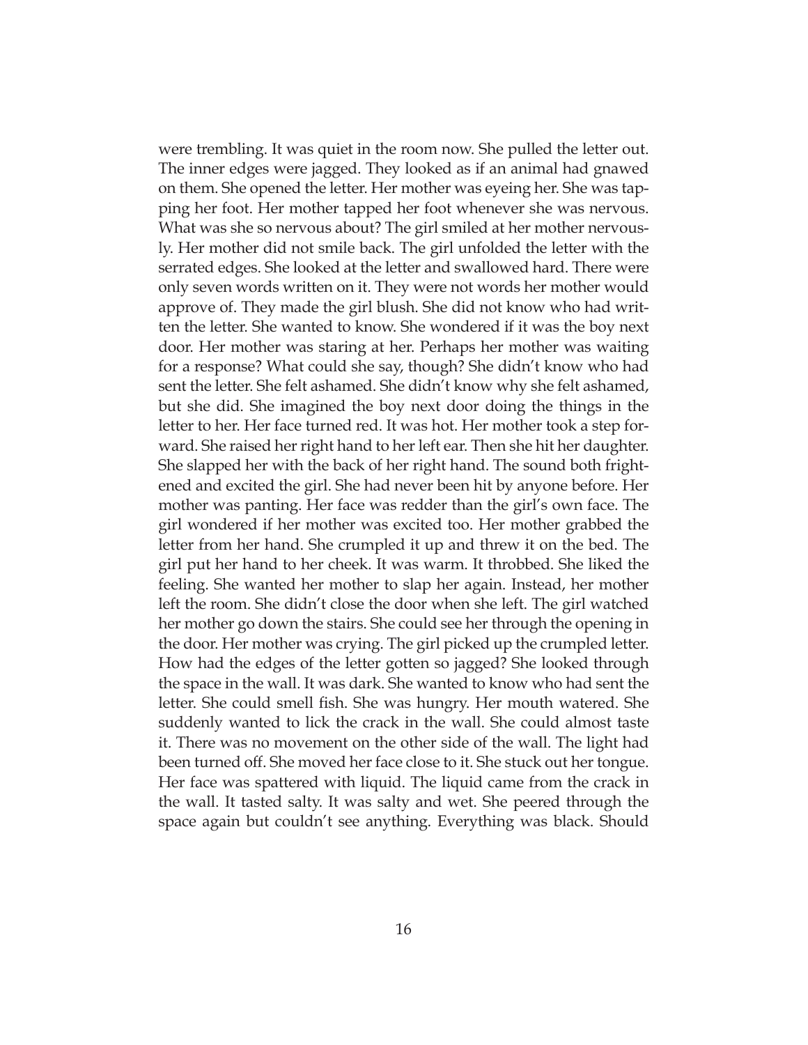were trembling. It was quiet in the room now. She pulled the letter out. The inner edges were jagged. They looked as if an animal had gnawed on them. She opened the letter. Her mother was eyeing her. She was tapping her foot. Her mother tapped her foot whenever she was nervous. What was she so nervous about? The girl smiled at her mother nervously. Her mother did not smile back. The girl unfolded the letter with the serrated edges. She looked at the letter and swallowed hard. There were only seven words written on it. They were not words her mother would approve of. They made the girl blush. She did not know who had written the letter. She wanted to know. She wondered if it was the boy next door. Her mother was staring at her. Perhaps her mother was waiting for a response? What could she say, though? She didn't know who had sent the letter. She felt ashamed. She didn't know why she felt ashamed, but she did. She imagined the boy next door doing the things in the letter to her. Her face turned red. It was hot. Her mother took a step forward. She raised her right hand to her left ear. Then she hit her daughter. She slapped her with the back of her right hand. The sound both frightened and excited the girl. She had never been hit by anyone before. Her mother was panting. Her face was redder than the girl's own face. The girl wondered if her mother was excited too. Her mother grabbed the letter from her hand. She crumpled it up and threw it on the bed. The girl put her hand to her cheek. It was warm. It throbbed. She liked the feeling. She wanted her mother to slap her again. Instead, her mother left the room. She didn't close the door when she left. The girl watched her mother go down the stairs. She could see her through the opening in the door. Her mother was crying. The girl picked up the crumpled letter. How had the edges of the letter gotten so jagged? She looked through the space in the wall. It was dark. She wanted to know who had sent the letter. She could smell fish. She was hungry. Her mouth watered. She suddenly wanted to lick the crack in the wall. She could almost taste it. There was no movement on the other side of the wall. The light had been turned off. She moved her face close to it. She stuck out her tongue. Her face was spattered with liquid. The liquid came from the crack in the wall. It tasted salty. It was salty and wet. She peered through the space again but couldn't see anything. Everything was black. Should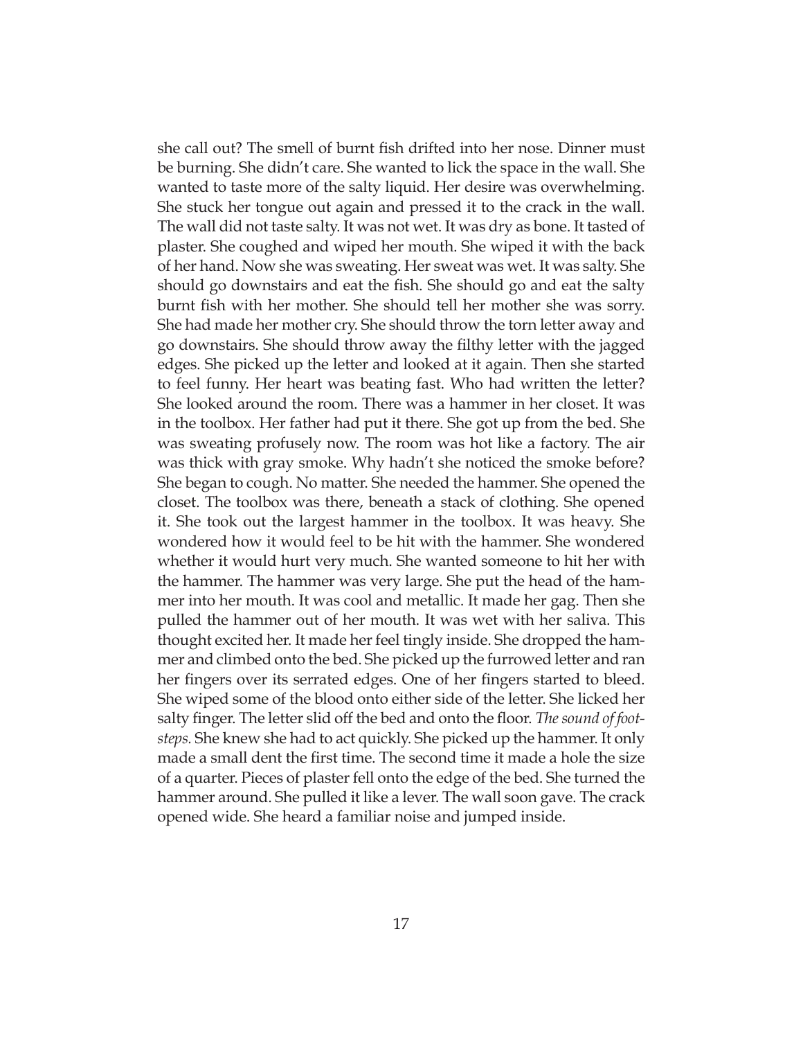she call out? The smell of burnt fish drifted into her nose. Dinner must be burning. She didn't care. She wanted to lick the space in the wall. She wanted to taste more of the salty liquid. Her desire was overwhelming. She stuck her tongue out again and pressed it to the crack in the wall. The wall did not taste salty. It was not wet. It was dry as bone. It tasted of plaster. She coughed and wiped her mouth. She wiped it with the back of her hand. Now she was sweating. Her sweat was wet. It was salty. She should go downstairs and eat the fish. She should go and eat the salty burnt fish with her mother. She should tell her mother she was sorry. She had made her mother cry. She should throw the torn letter away and go downstairs. She should throw away the filthy letter with the jagged edges. She picked up the letter and looked at it again. Then she started to feel funny. Her heart was beating fast. Who had written the letter? She looked around the room. There was a hammer in her closet. It was in the toolbox. Her father had put it there. She got up from the bed. She was sweating profusely now. The room was hot like a factory. The air was thick with gray smoke. Why hadn't she noticed the smoke before? She began to cough. No matter. She needed the hammer. She opened the closet. The toolbox was there, beneath a stack of clothing. She opened it. She took out the largest hammer in the toolbox. It was heavy. She wondered how it would feel to be hit with the hammer. She wondered whether it would hurt very much. She wanted someone to hit her with the hammer. The hammer was very large. She put the head of the hammer into her mouth. It was cool and metallic. It made her gag. Then she pulled the hammer out of her mouth. It was wet with her saliva. This thought excited her. It made her feel tingly inside. She dropped the hammer and climbed onto the bed. She picked up the furrowed letter and ran her fingers over its serrated edges. One of her fingers started to bleed. She wiped some of the blood onto either side of the letter. She licked her salty finger. The letter slid off the bed and onto the floor. *The sound of footsteps.* She knew she had to act quickly. She picked up the hammer. It only made a small dent the first time. The second time it made a hole the size of a quarter. Pieces of plaster fell onto the edge of the bed. She turned the hammer around. She pulled it like a lever. The wall soon gave. The crack opened wide. She heard a familiar noise and jumped inside.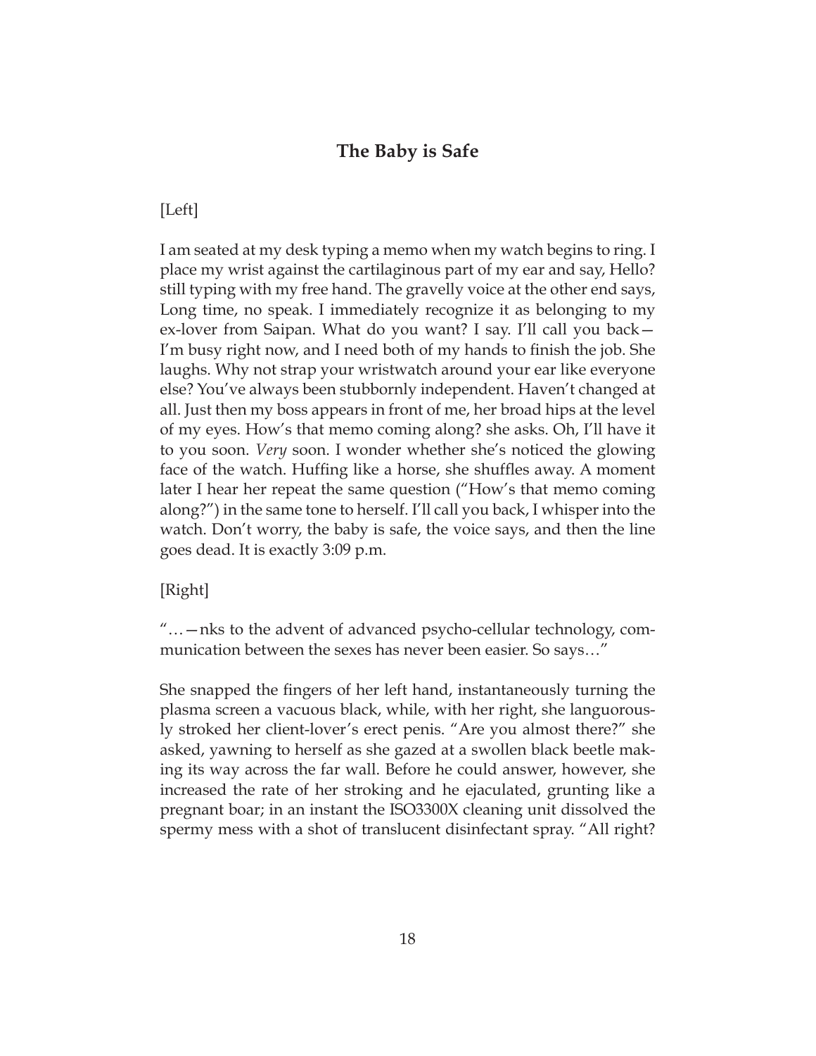## The Baby is Safe

[Left]

I am seated at my desk typing a memo when my watch begins to ring. I place my wrist against the cartilaginous part of my ear and say, Hello? still typing with my free hand. The gravelly voice at the other end says, Long time, no speak. I immediately recognize it as belonging to my ex-lover from Saipan. What do you want? I say. I'll call you back—I'm busy right now, and I need both of my hands to finish the job. She laughs. Why not strap your wristwatch around your ear like everyone else? You've always been stubbornly independent. Haven't changed at all. Just then my boss appears in front of me, her broad hips at the level of my eyes. How's that memo coming along? she asks. Oh, I'll have it to you soon. *Very* soon. I wonder whether she's noticed the glowing face of the watch. Huffing like a horse, she shuffles away. A moment later I hear her repeat the same question ("How's that memo coming along?") in the same tone to herself. I'll call you back, I whisper into the watch. Don't worry, the baby is safe, the voice says, and then the line goes dead. It is exactly 3:09 p.m.

[Right]

"…—nks to the advent of advanced psycho-cellular technology, communication between the sexes has never been easier. So says…"

She snapped the fingers of her left hand, instantaneously turning the plasma screen a vacuous black, while, with her right, she languorously stroked her client-lover's erect penis. "Are you almost there?" she asked, yawning to herself as she gazed at a swollen black beetle making its way across the far wall. Before he could answer, however, she increased the rate of her stroking and he ejaculated, grunting like a pregnant boar; in an instant the ISO3300X cleaning unit dissolved the spermy mess with a shot of translucent disinfectant spray. "All right?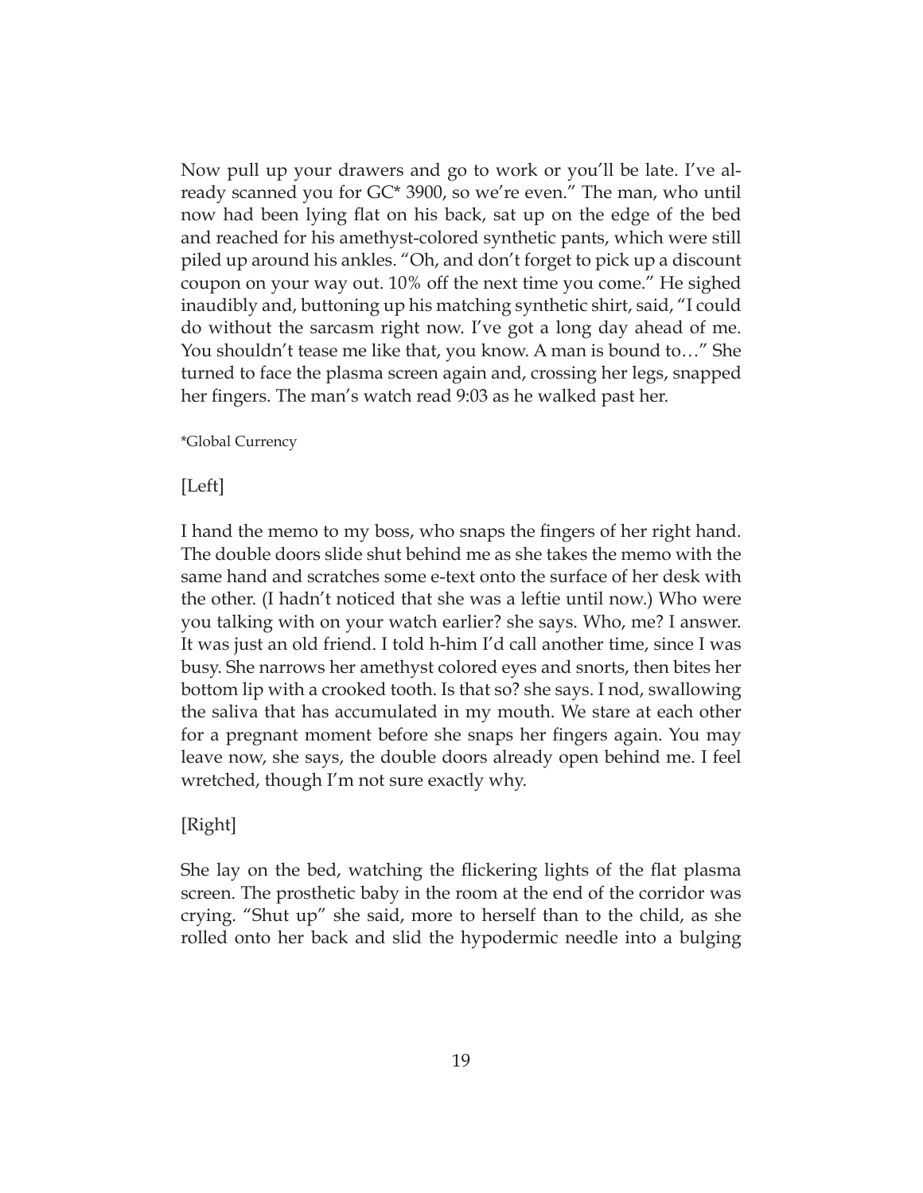Now pull up your drawers and go to work or you'll be late. I've already scanned you for GC* 3900, so we're even." The man, who until now had been lying flat on his back, sat up on the edge of the bed and reached for his amethyst-colored synthetic pants, which were still piled up around his ankles. "Oh, and don't forget to pick up a discount coupon on your way out. 10% off the next time you come." He sighed inaudibly and, buttoning up his matching synthetic shirt, said, "I could do without the sarcasm right now. I've got a long day ahead of me. You shouldn't tease me like that, you know. A man is bound to…" She turned to face the plasma screen again and, crossing her legs, snapped her fingers. The man's watch read 9:03 as he walked past her.

*Global Currency

[Left]

I hand the memo to my boss, who snaps the fingers of her right hand. The double doors slide shut behind me as she takes the memo with the same hand and scratches some e-text onto the surface of her desk with the other. (I hadn't noticed that she was a leftie until now.) Who were you talking with on your watch earlier? she says. Who, me? I answer. It was just an old friend. I told h-him I'd call another time, since I was busy. She narrows her amethyst colored eyes and snorts, then bites her bottom lip with a crooked tooth. Is that so? she says. I nod, swallowing the saliva that has accumulated in my mouth. We stare at each other for a pregnant moment before she snaps her fingers again. You may leave now, she says, the double doors already open behind me. I feel wretched, though I'm not sure exactly why.

[Right]

She lay on the bed, watching the flickering lights of the flat plasma screen. The prosthetic baby in the room at the end of the corridor was crying. "Shut up" she said, more to herself than to the child, as she rolled onto her back and slid the hypodermic needle into a bulging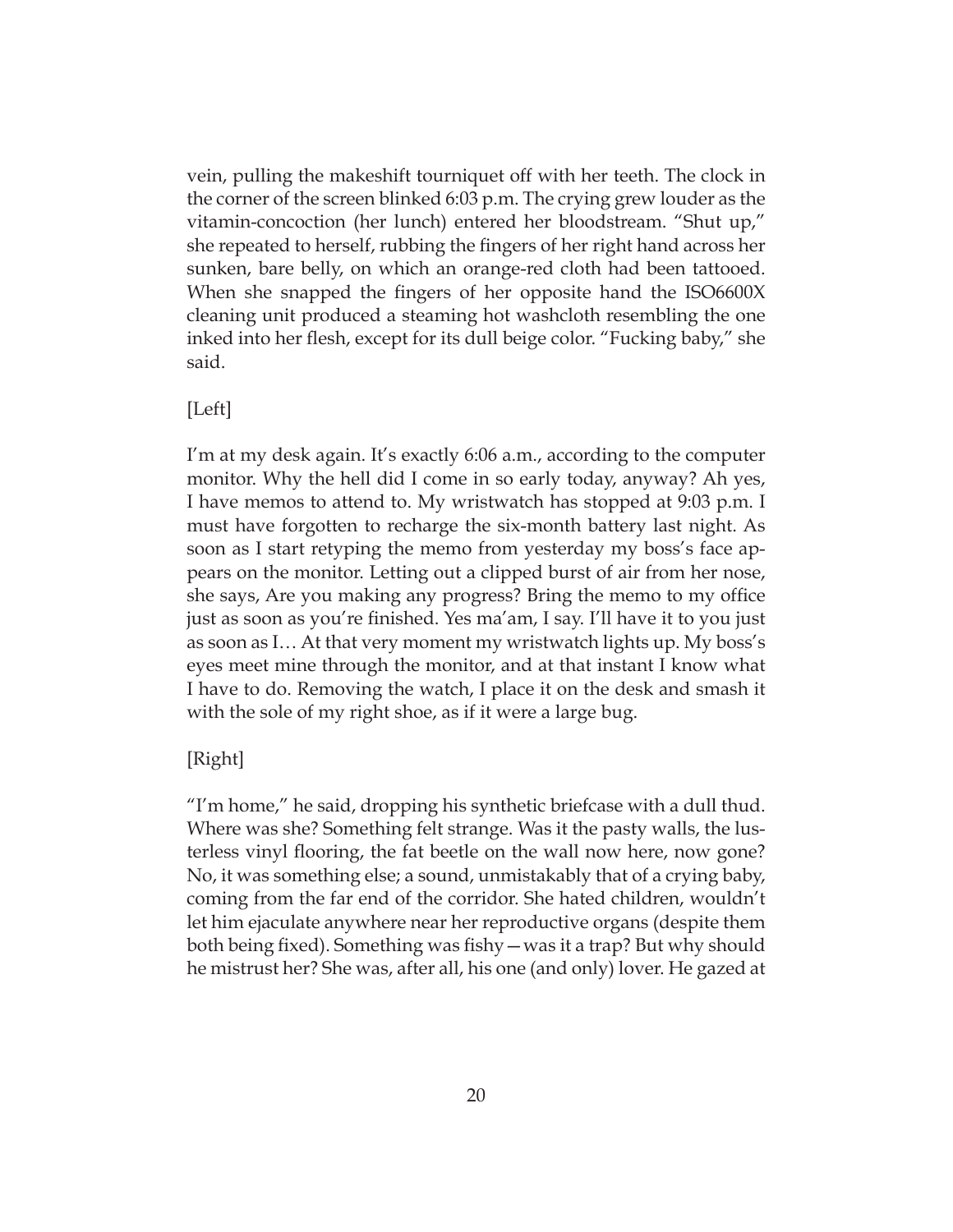vein, pulling the makeshift tourniquet off with her teeth. The clock in the corner of the screen blinked 6:03 p.m. The crying grew louder as the vitamin-concoction (her lunch) entered her bloodstream. "Shut up," she repeated to herself, rubbing the fingers of her right hand across her sunken, bare belly, on which an orange-red cloth had been tattooed. When she snapped the fingers of her opposite hand the ISO6600X cleaning unit produced a steaming hot washcloth resembling the one inked into her flesh, except for its dull beige color. "Fucking baby," she said.

[Left]

I'm at my desk again. It's exactly 6:06 a.m., according to the computer monitor. Why the hell did I come in so early today, anyway? Ah yes, I have memos to attend to. My wristwatch has stopped at 9:03 p.m. I must have forgotten to recharge the six-month battery last night. As soon as I start retyping the memo from yesterday my boss's face appears on the monitor. Letting out a clipped burst of air from her nose, she says, Are you making any progress? Bring the memo to my office just as soon as you're finished. Yes ma'am, I say. I'll have it to you just as soon as I… At that very moment my wristwatch lights up. My boss's eyes meet mine through the monitor, and at that instant I know what I have to do. Removing the watch, I place it on the desk and smash it with the sole of my right shoe, as if it were a large bug.

[Right]

"I'm home," he said, dropping his synthetic briefcase with a dull thud. Where was she? Something felt strange. Was it the pasty walls, the lusterless vinyl flooring, the fat beetle on the wall now here, now gone? No, it was something else; a sound, unmistakably that of a crying baby, coming from the far end of the corridor. She hated children, wouldn't let him ejaculate anywhere near her reproductive organs (despite them both being fixed). Something was fishy—was it a trap? But why should he mistrust her? She was, after all, his one (and only) lover. He gazed at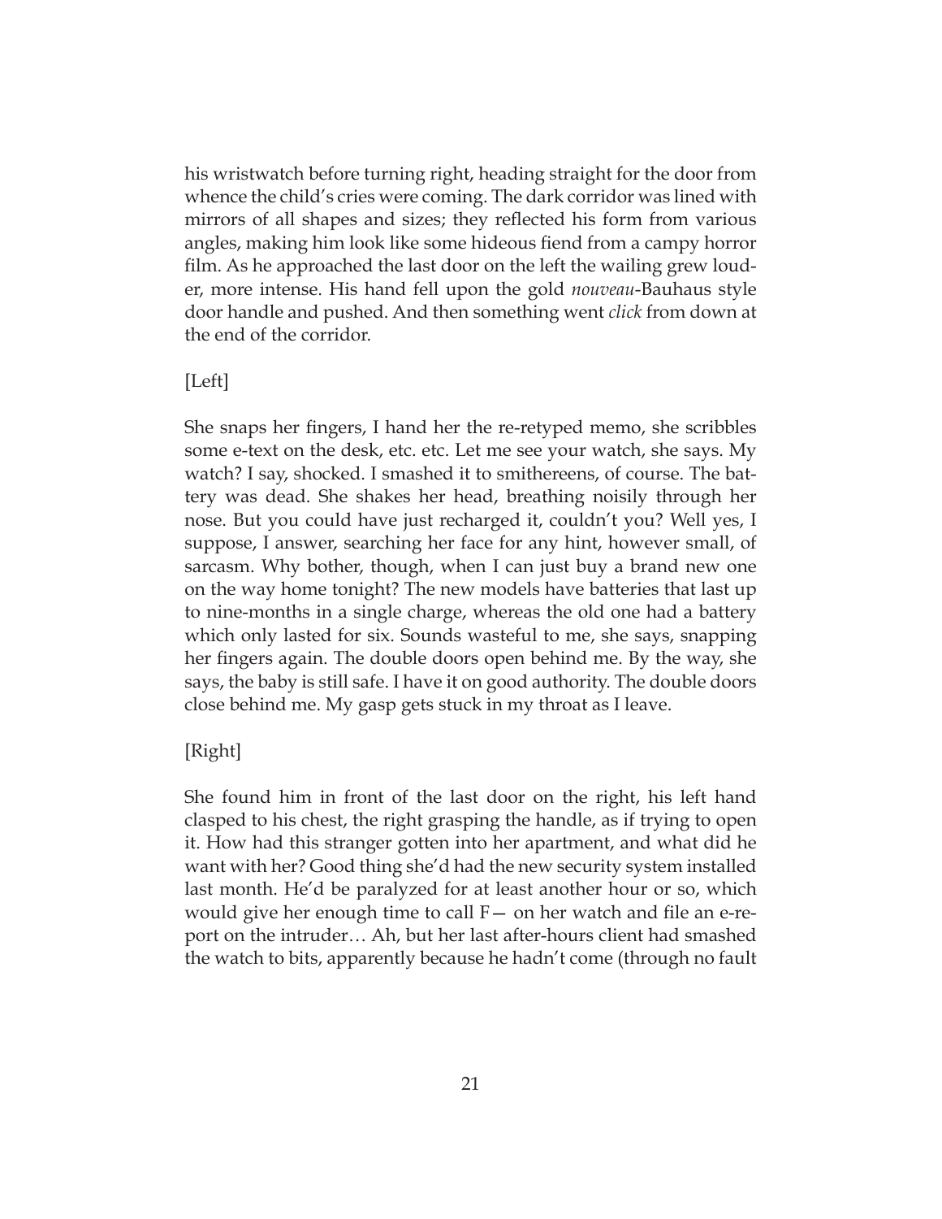his wristwatch before turning right, heading straight for the door from whence the child's cries were coming. The dark corridor was lined with mirrors of all shapes and sizes; they reflected his form from various angles, making him look like some hideous fiend from a campy horror film. As he approached the last door on the left the wailing grew louder, more intense. His hand fell upon the gold *nouveau*-Bauhaus style door handle and pushed. And then something went *click* from down at the end of the corridor.

[Left]

She snaps her fingers, I hand her the re-retyped memo, she scribbles some e-text on the desk, etc. etc. Let me see your watch, she says. My watch? I say, shocked. I smashed it to smithereens, of course. The battery was dead. She shakes her head, breathing noisily through her nose. But you could have just recharged it, couldn't you? Well yes, I suppose, I answer, searching her face for any hint, however small, of sarcasm. Why bother, though, when I can just buy a brand new one on the way home tonight? The new models have batteries that last up to nine-months in a single charge, whereas the old one had a battery which only lasted for six. Sounds wasteful to me, she says, snapping her fingers again. The double doors open behind me. By the way, she says, the baby is still safe. I have it on good authority. The double doors close behind me. My gasp gets stuck in my throat as I leave.

[Right]

She found him in front of the last door on the right, his left hand clasped to his chest, the right grasping the handle, as if trying to open it. How had this stranger gotten into her apartment, and what did he want with her? Good thing she'd had the new security system installed last month. He'd be paralyzed for at least another hour or so, which would give her enough time to call F— on her watch and file an e-report on the intruder… Ah, but her last after-hours client had smashed the watch to bits, apparently because he hadn't come (through no fault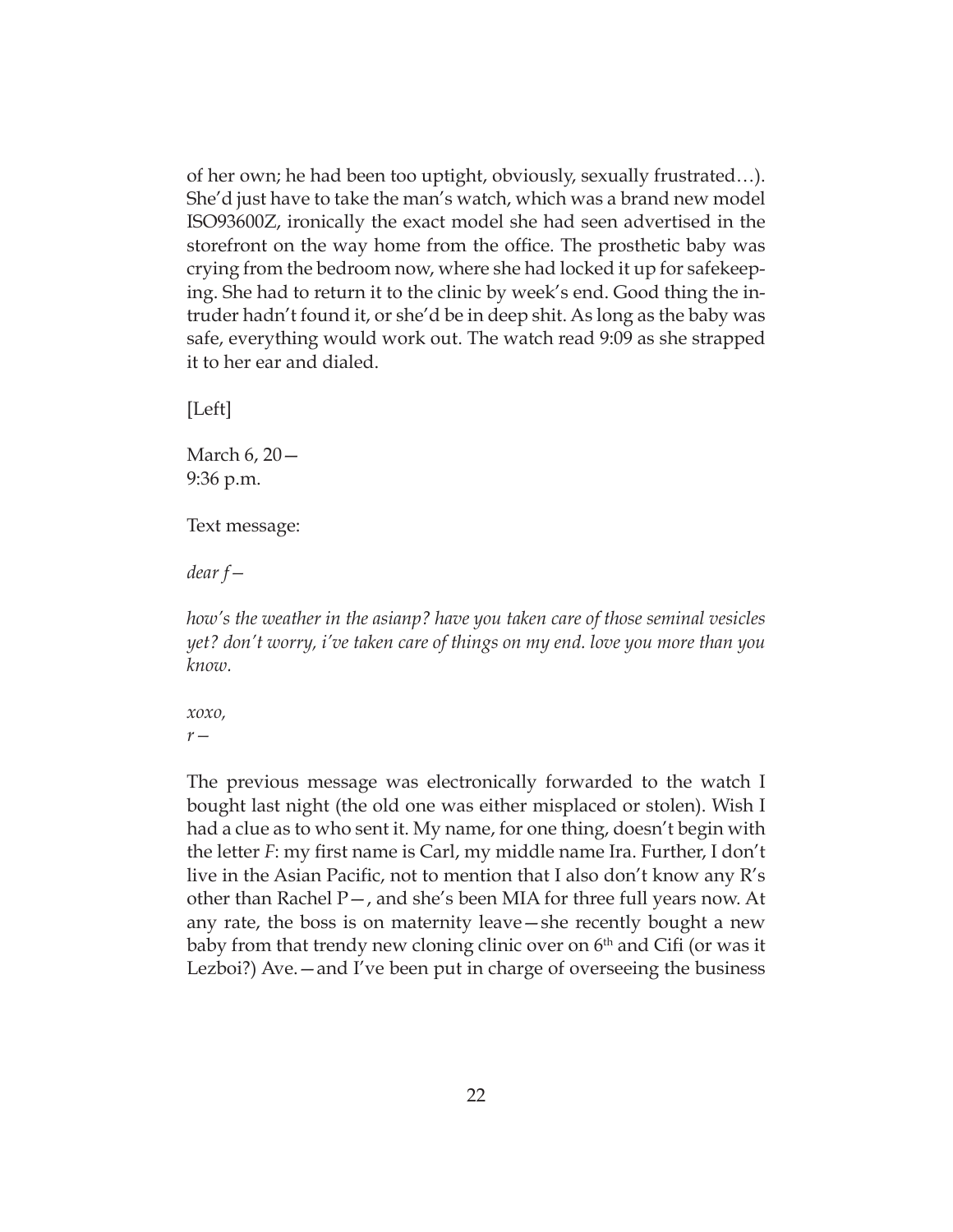of her own; he had been too uptight, obviously, sexually frustrated…). She'd just have to take the man's watch, which was a brand new model ISO93600Z, ironically the exact model she had seen advertised in the storefront on the way home from the office. The prosthetic baby was crying from the bedroom now, where she had locked it up for safekeeping. She had to return it to the clinic by week's end. Good thing the intruder hadn't found it, or she'd be in deep shit. As long as the baby was safe, everything would work out. The watch read 9:09 as she strapped it to her ear and dialed.

[Left]

March 6, 20—
9:36 p.m.

Text message:

*dear f—*

*how's the weather in the asianp? have you taken care of those seminal vesicles yet? don't worry, i've taken care of things on my end. love you more than you know.*

*xoxo,*
*r—*

The previous message was electronically forwarded to the watch I bought last night (the old one was either misplaced or stolen). Wish I had a clue as to who sent it. My name, for one thing, doesn't begin with the letter *F*: my first name is Carl, my middle name Ira. Further, I don't live in the Asian Pacific, not to mention that I also don't know any R's other than Rachel P—, and she's been MIA for three full years now. At any rate, the boss is on maternity leave—she recently bought a new baby from that trendy new cloning clinic over on 6th and Cifi (or was it Lezboi?) Ave.—and I've been put in charge of overseeing the business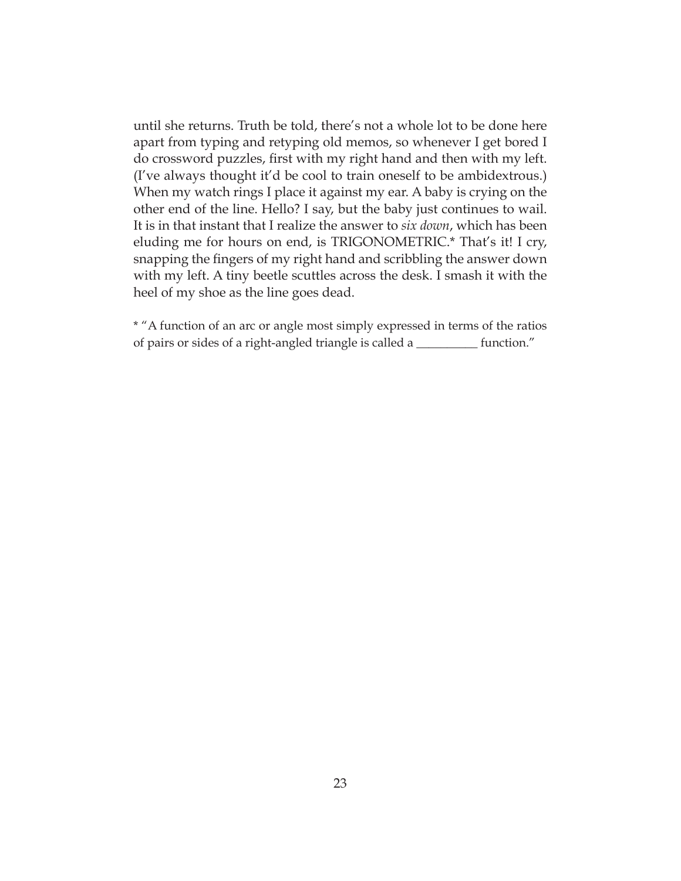until she returns. Truth be told, there's not a whole lot to be done here apart from typing and retyping old memos, so whenever I get bored I do crossword puzzles, first with my right hand and then with my left. (I've always thought it'd be cool to train oneself to be ambidextrous.) When my watch rings I place it against my ear. A baby is crying on the other end of the line. Hello? I say, but the baby just continues to wail. It is in that instant that I realize the answer to *six down*, which has been eluding me for hours on end, is TRIGONOMETRIC.* That's it! I cry, snapping the fingers of my right hand and scribbling the answer down with my left. A tiny beetle scuttles across the desk. I smash it with the heel of my shoe as the line goes dead.

* "A function of an arc or angle most simply expressed in terms of the ratios of pairs or sides of a right-angled triangle is called a __________ function."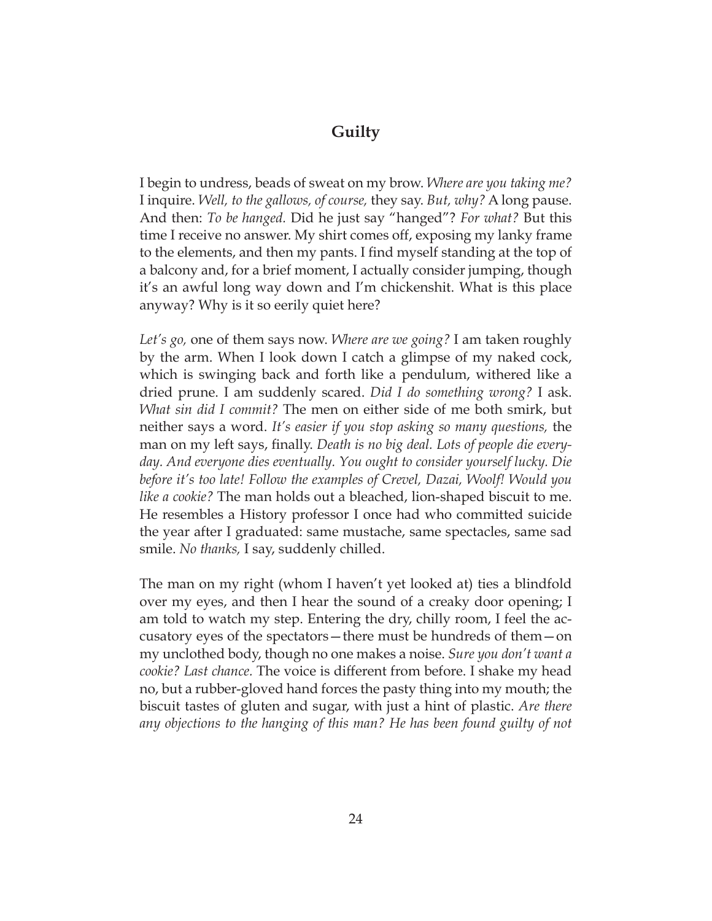## Guilty

I begin to undress, beads of sweat on my brow. *Where are you taking me?* I inquire. *Well, to the gallows, of course,* they say. *But, why?* A long pause. And then: *To be hanged.* Did he just say "hanged"? *For what?* But this time I receive no answer. My shirt comes off, exposing my lanky frame to the elements, and then my pants. I find myself standing at the top of a balcony and, for a brief moment, I actually consider jumping, though it's an awful long way down and I'm chickenshit. What is this place anyway? Why is it so eerily quiet here?

*Let's go,* one of them says now. *Where are we going?* I am taken roughly by the arm. When I look down I catch a glimpse of my naked cock, which is swinging back and forth like a pendulum, withered like a dried prune. I am suddenly scared. *Did I do something wrong?* I ask. *What sin did I commit?* The men on either side of me both smirk, but neither says a word. *It's easier if you stop asking so many questions,* the man on my left says, finally. *Death is no big deal. Lots of people die everyday. And everyone dies eventually. You ought to consider yourself lucky. Die before it's too late! Follow the examples of Crevel, Dazai, Woolf! Would you like a cookie?* The man holds out a bleached, lion-shaped biscuit to me. He resembles a History professor I once had who committed suicide the year after I graduated: same mustache, same spectacles, same sad smile. *No thanks,* I say, suddenly chilled.

The man on my right (whom I haven't yet looked at) ties a blindfold over my eyes, and then I hear the sound of a creaky door opening; I am told to watch my step. Entering the dry, chilly room, I feel the accusatory eyes of the spectators—there must be hundreds of them—on my unclothed body, though no one makes a noise. *Sure you don't want a cookie? Last chance.* The voice is different from before. I shake my head no, but a rubber-gloved hand forces the pasty thing into my mouth; the biscuit tastes of gluten and sugar, with just a hint of plastic. *Are there any objections to the hanging of this man? He has been found guilty of not*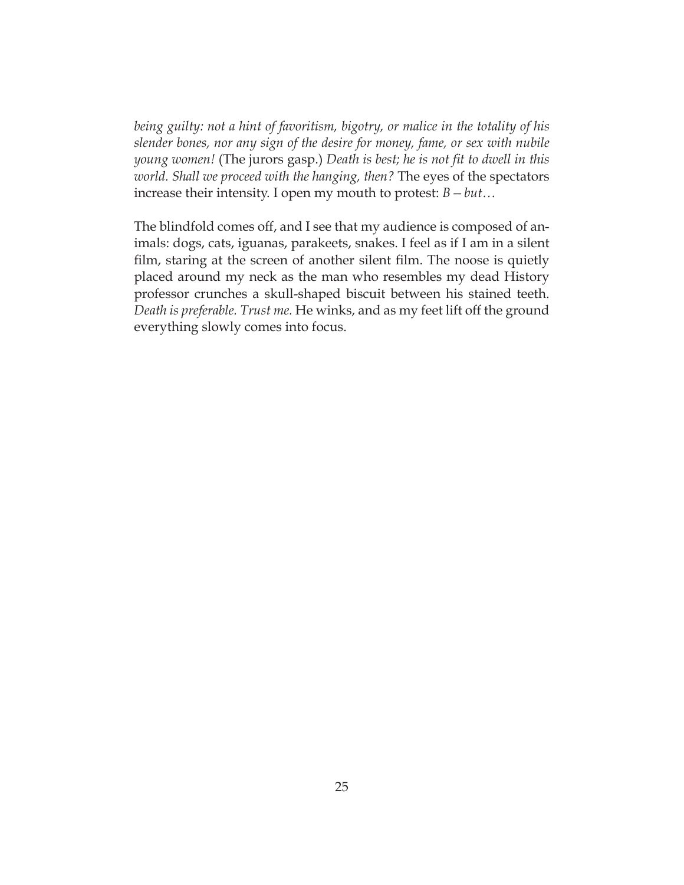*being guilty: not a hint of favoritism, bigotry, or malice in the totality of his slender bones, nor any sign of the desire for money, fame, or sex with nubile young women!* (The jurors gasp.) *Death is best; he is not fit to dwell in this world. Shall we proceed with the hanging, then?* The eyes of the spectators increase their intensity. I open my mouth to protest: *B—but…*

The blindfold comes off, and I see that my audience is composed of animals: dogs, cats, iguanas, parakeets, snakes. I feel as if I am in a silent film, staring at the screen of another silent film. The noose is quietly placed around my neck as the man who resembles my dead History professor crunches a skull-shaped biscuit between his stained teeth. *Death is preferable. Trust me.* He winks, and as my feet lift off the ground everything slowly comes into focus.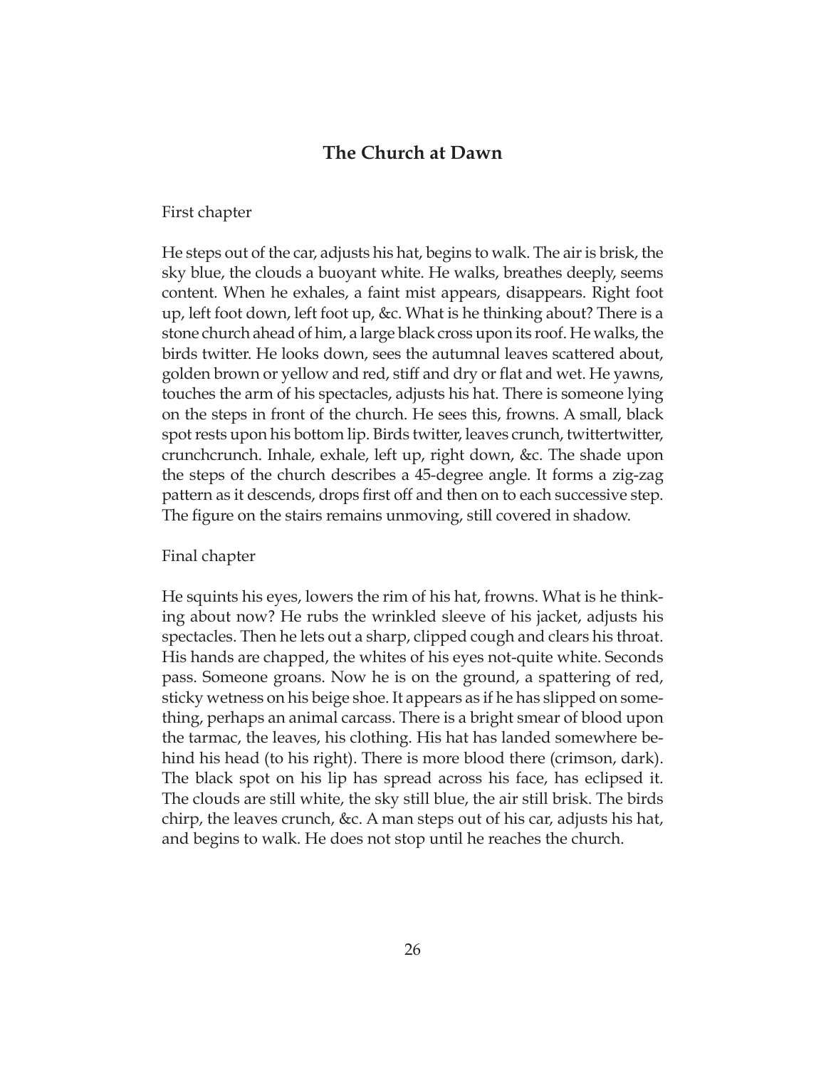## The Church at Dawn

First chapter

He steps out of the car, adjusts his hat, begins to walk. The air is brisk, the sky blue, the clouds a buoyant white. He walks, breathes deeply, seems content. When he exhales, a faint mist appears, disappears. Right foot up, left foot down, left foot up, &c. What is he thinking about? There is a stone church ahead of him, a large black cross upon its roof. He walks, the birds twitter. He looks down, sees the autumnal leaves scattered about, golden brown or yellow and red, stiff and dry or flat and wet. He yawns, touches the arm of his spectacles, adjusts his hat. There is someone lying on the steps in front of the church. He sees this, frowns. A small, black spot rests upon his bottom lip. Birds twitter, leaves crunch, twittertwitter, crunchcrunch. Inhale, exhale, left up, right down, &c. The shade upon the steps of the church describes a 45-degree angle. It forms a zig-zag pattern as it descends, drops first off and then on to each successive step. The figure on the stairs remains unmoving, still covered in shadow.

Final chapter

He squints his eyes, lowers the rim of his hat, frowns. What is he thinking about now? He rubs the wrinkled sleeve of his jacket, adjusts his spectacles. Then he lets out a sharp, clipped cough and clears his throat. His hands are chapped, the whites of his eyes not-quite white. Seconds pass. Someone groans. Now he is on the ground, a spattering of red, sticky wetness on his beige shoe. It appears as if he has slipped on something, perhaps an animal carcass. There is a bright smear of blood upon the tarmac, the leaves, his clothing. His hat has landed somewhere behind his head (to his right). There is more blood there (crimson, dark). The black spot on his lip has spread across his face, has eclipsed it. The clouds are still white, the sky still blue, the air still brisk. The birds chirp, the leaves crunch, &c. A man steps out of his car, adjusts his hat, and begins to walk. He does not stop until he reaches the church.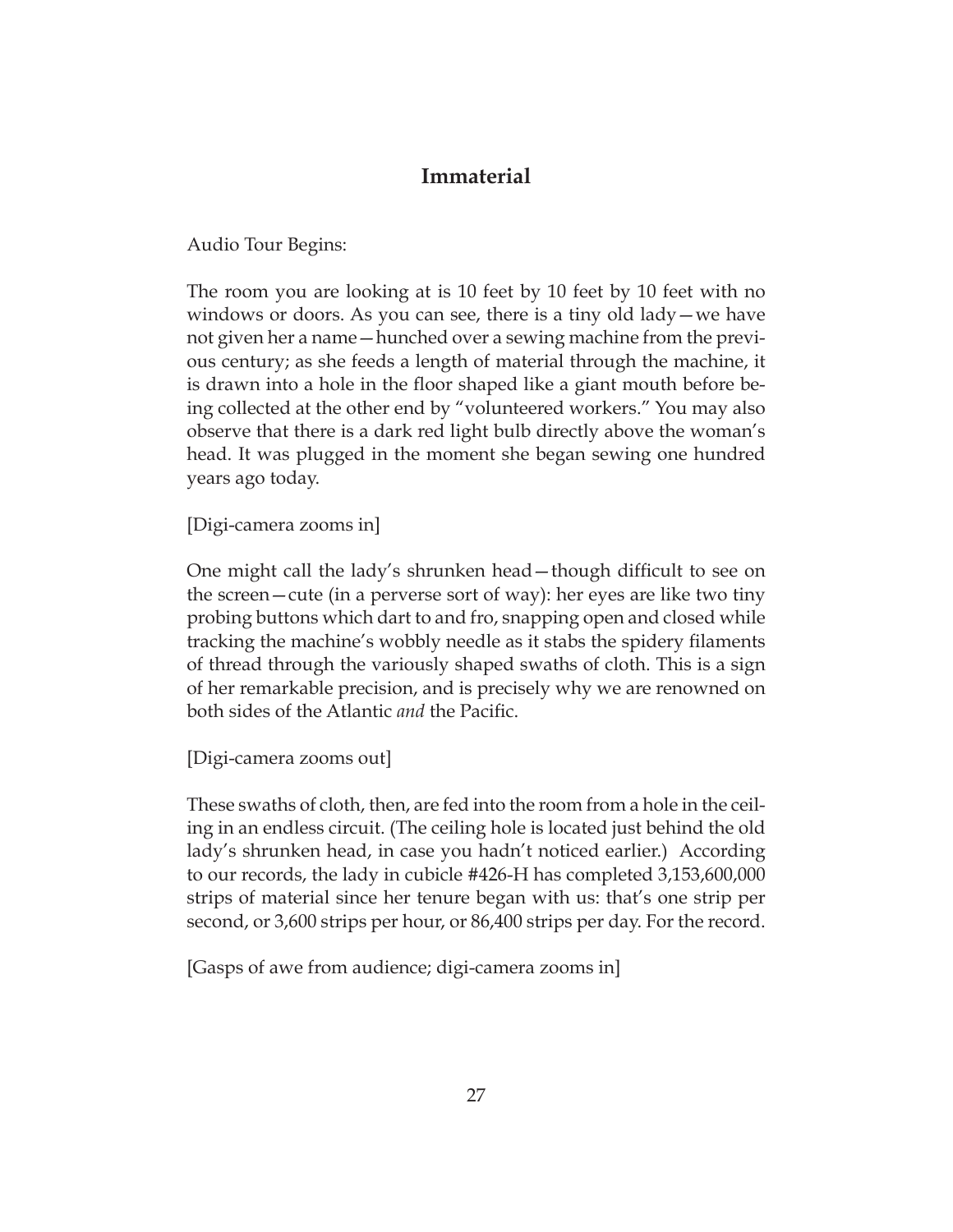## Immaterial

Audio Tour Begins:

The room you are looking at is 10 feet by 10 feet by 10 feet with no windows or doors. As you can see, there is a tiny old lady—we have not given her a name—hunched over a sewing machine from the previous century; as she feeds a length of material through the machine, it is drawn into a hole in the floor shaped like a giant mouth before being collected at the other end by "volunteered workers." You may also observe that there is a dark red light bulb directly above the woman's head. It was plugged in the moment she began sewing one hundred years ago today.

[Digi-camera zooms in]

One might call the lady's shrunken head—though difficult to see on the screen—cute (in a perverse sort of way): her eyes are like two tiny probing buttons which dart to and fro, snapping open and closed while tracking the machine's wobbly needle as it stabs the spidery filaments of thread through the variously shaped swaths of cloth. This is a sign of her remarkable precision, and is precisely why we are renowned on both sides of the Atlantic *and* the Pacific.

[Digi-camera zooms out]

These swaths of cloth, then, are fed into the room from a hole in the ceiling in an endless circuit. (The ceiling hole is located just behind the old lady's shrunken head, in case you hadn't noticed earlier.) According to our records, the lady in cubicle #426-H has completed 3,153,600,000 strips of material since her tenure began with us: that's one strip per second, or 3,600 strips per hour, or 86,400 strips per day. For the record.

[Gasps of awe from audience; digi-camera zooms in]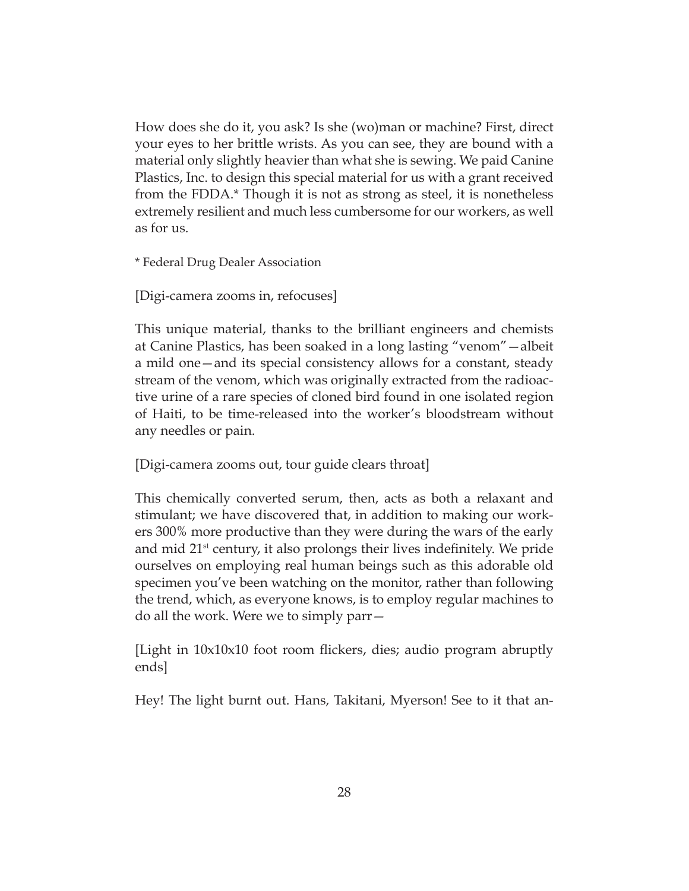How does she do it, you ask? Is she (wo)man or machine? First, direct your eyes to her brittle wrists. As you can see, they are bound with a material only slightly heavier than what she is sewing. We paid Canine Plastics, Inc. to design this special material for us with a grant received from the FDDA.* Though it is not as strong as steel, it is nonetheless extremely resilient and much less cumbersome for our workers, as well as for us.

* Federal Drug Dealer Association

[Digi-camera zooms in, refocuses]

This unique material, thanks to the brilliant engineers and chemists at Canine Plastics, has been soaked in a long lasting "venom"—albeit a mild one—and its special consistency allows for a constant, steady stream of the venom, which was originally extracted from the radioactive urine of a rare species of cloned bird found in one isolated region of Haiti, to be time-released into the worker's bloodstream without any needles or pain.

[Digi-camera zooms out, tour guide clears throat]

This chemically converted serum, then, acts as both a relaxant and stimulant; we have discovered that, in addition to making our workers 300% more productive than they were during the wars of the early and mid 21st century, it also prolongs their lives indefinitely. We pride ourselves on employing real human beings such as this adorable old specimen you've been watching on the monitor, rather than following the trend, which, as everyone knows, is to employ regular machines to do all the work. Were we to simply parr—

[Light in 10x10x10 foot room flickers, dies; audio program abruptly ends]

Hey! The light burnt out. Hans, Takitani, Myerson! See to it that an-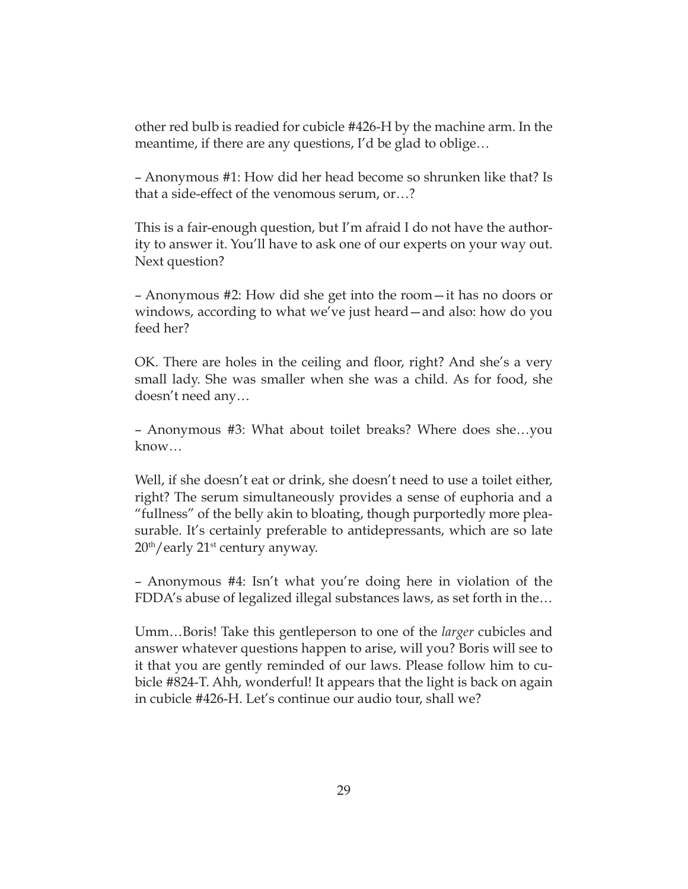other red bulb is readied for cubicle #426-H by the machine arm. In the meantime, if there are any questions, I'd be glad to oblige…

– Anonymous #1: How did her head become so shrunken like that? Is that a side-effect of the venomous serum, or…?

This is a fair-enough question, but I'm afraid I do not have the authority to answer it. You'll have to ask one of our experts on your way out. Next question?

– Anonymous #2: How did she get into the room—it has no doors or windows, according to what we've just heard—and also: how do you feed her?

OK. There are holes in the ceiling and floor, right? And she's a very small lady. She was smaller when she was a child. As for food, she doesn't need any…

– Anonymous #3: What about toilet breaks? Where does she…you know…

Well, if she doesn't eat or drink, she doesn't need to use a toilet either, right? The serum simultaneously provides a sense of euphoria and a "fullness" of the belly akin to bloating, though purportedly more pleasurable. It's certainly preferable to antidepressants, which are so late 20th/early 21st century anyway.

– Anonymous #4: Isn't what you're doing here in violation of the FDDA's abuse of legalized illegal substances laws, as set forth in the…

Umm…Boris! Take this gentleperson to one of the *larger* cubicles and answer whatever questions happen to arise, will you? Boris will see to it that you are gently reminded of our laws. Please follow him to cubicle #824-T. Ahh, wonderful! It appears that the light is back on again in cubicle #426-H. Let's continue our audio tour, shall we?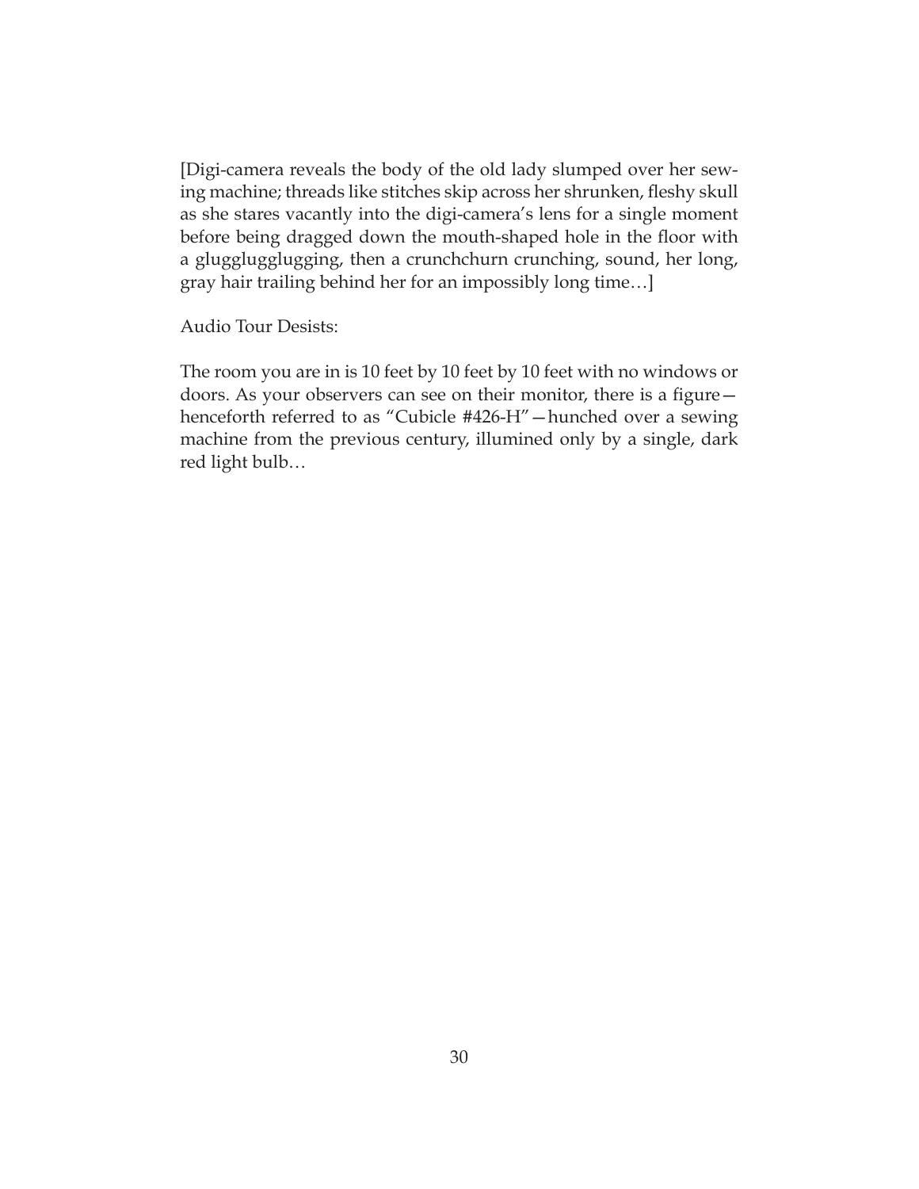[Digi-camera reveals the body of the old lady slumped over her sewing machine; threads like stitches skip across her shrunken, fleshy skull as she stares vacantly into the digi-camera's lens for a single moment before being dragged down the mouth-shaped hole in the floor with a gluggluggluging, then a crunchchurn crunching, sound, her long, gray hair trailing behind her for an impossibly long time…]

Audio Tour Desists:

The room you are in is 10 feet by 10 feet by 10 feet with no windows or doors. As your observers can see on their monitor, there is a figure—henceforth referred to as "Cubicle #426-H"—hunched over a sewing machine from the previous century, illumined only by a single, dark red light bulb…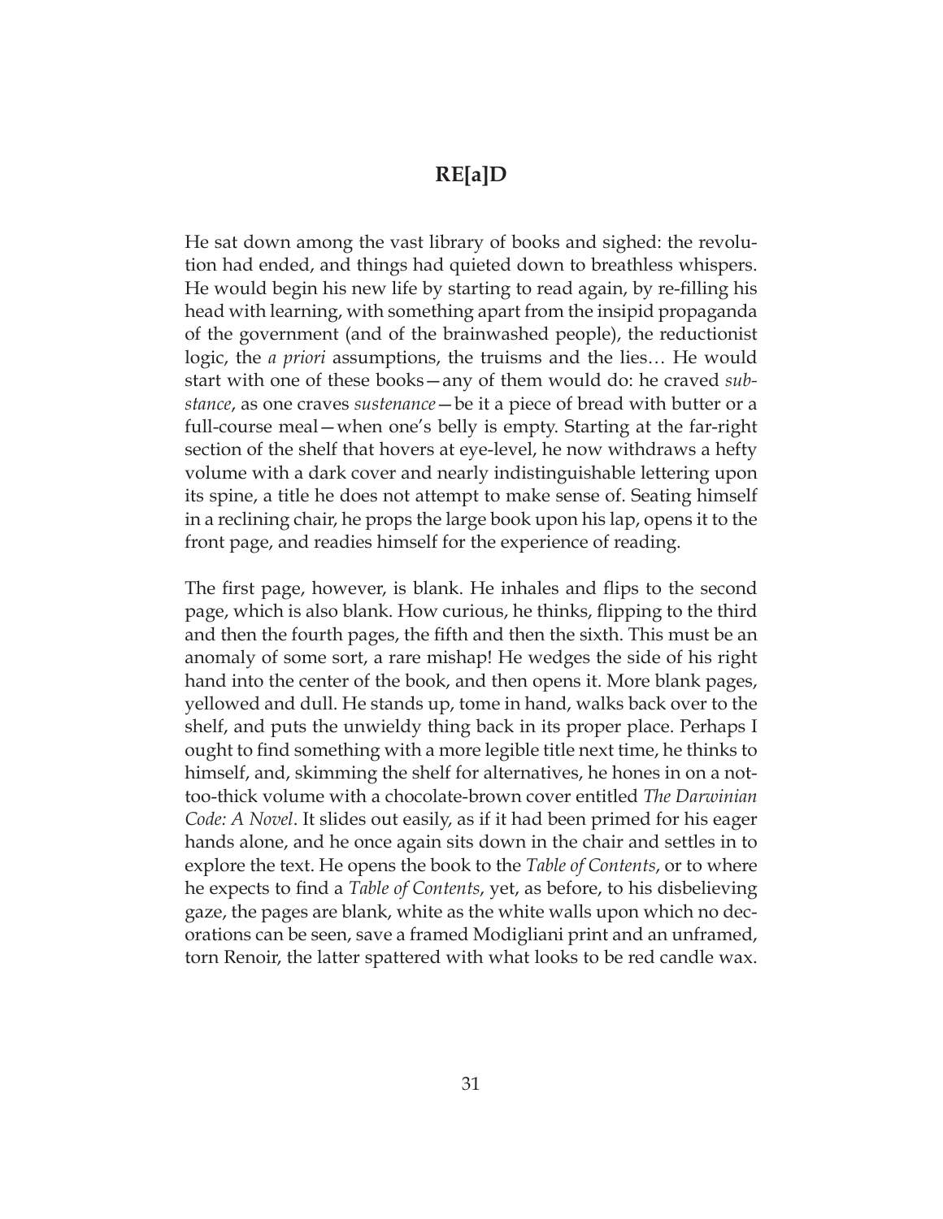## RE[a]D

He sat down among the vast library of books and sighed: the revolution had ended, and things had quieted down to breathless whispers. He would begin his new life by starting to read again, by re-filling his head with learning, with something apart from the insipid propaganda of the government (and of the brainwashed people), the reductionist logic, the *a priori* assumptions, the truisms and the lies… He would start with one of these books—any of them would do: he craved *substance*, as one craves *sustenance*—be it a piece of bread with butter or a full-course meal—when one's belly is empty. Starting at the far-right section of the shelf that hovers at eye-level, he now withdraws a hefty volume with a dark cover and nearly indistinguishable lettering upon its spine, a title he does not attempt to make sense of. Seating himself in a reclining chair, he props the large book upon his lap, opens it to the front page, and readies himself for the experience of reading.

The first page, however, is blank. He inhales and flips to the second page, which is also blank. How curious, he thinks, flipping to the third and then the fourth pages, the fifth and then the sixth. This must be an anomaly of some sort, a rare mishap! He wedges the side of his right hand into the center of the book, and then opens it. More blank pages, yellowed and dull. He stands up, tome in hand, walks back over to the shelf, and puts the unwieldy thing back in its proper place. Perhaps I ought to find something with a more legible title next time, he thinks to himself, and, skimming the shelf for alternatives, he hones in on a not-too-thick volume with a chocolate-brown cover entitled *The Darwinian Code: A Novel*. It slides out easily, as if it had been primed for his eager hands alone, and he once again sits down in the chair and settles in to explore the text. He opens the book to the *Table of Contents*, or to where he expects to find a *Table of Contents*, yet, as before, to his disbelieving gaze, the pages are blank, white as the white walls upon which no decorations can be seen, save a framed Modigliani print and an unframed, torn Renoir, the latter spattered with what looks to be red candle wax.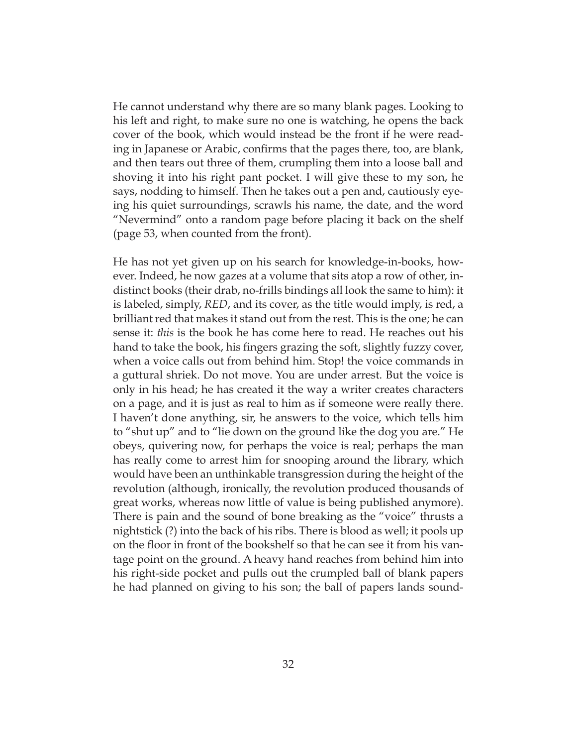He cannot understand why there are so many blank pages. Looking to his left and right, to make sure no one is watching, he opens the back cover of the book, which would instead be the front if he were reading in Japanese or Arabic, confirms that the pages there, too, are blank, and then tears out three of them, crumpling them into a loose ball and shoving it into his right pant pocket. I will give these to my son, he says, nodding to himself. Then he takes out a pen and, cautiously eyeing his quiet surroundings, scrawls his name, the date, and the word "Nevermind" onto a random page before placing it back on the shelf (page 53, when counted from the front).

He has not yet given up on his search for knowledge-in-books, however. Indeed, he now gazes at a volume that sits atop a row of other, indistinct books (their drab, no-frills bindings all look the same to him): it is labeled, simply, *RED*, and its cover, as the title would imply, is red, a brilliant red that makes it stand out from the rest. This is the one; he can sense it: *this* is the book he has come here to read. He reaches out his hand to take the book, his fingers grazing the soft, slightly fuzzy cover, when a voice calls out from behind him. Stop! the voice commands in a guttural shriek. Do not move. You are under arrest. But the voice is only in his head; he has created it the way a writer creates characters on a page, and it is just as real to him as if someone were really there. I haven't done anything, sir, he answers to the voice, which tells him to "shut up" and to "lie down on the ground like the dog you are." He obeys, quivering now, for perhaps the voice is real; perhaps the man has really come to arrest him for snooping around the library, which would have been an unthinkable transgression during the height of the revolution (although, ironically, the revolution produced thousands of great works, whereas now little of value is being published anymore). There is pain and the sound of bone breaking as the "voice" thrusts a nightstick (?) into the back of his ribs. There is blood as well; it pools up on the floor in front of the bookshelf so that he can see it from his vantage point on the ground. A heavy hand reaches from behind him into his right-side pocket and pulls out the crumpled ball of blank papers he had planned on giving to his son; the ball of papers lands sound-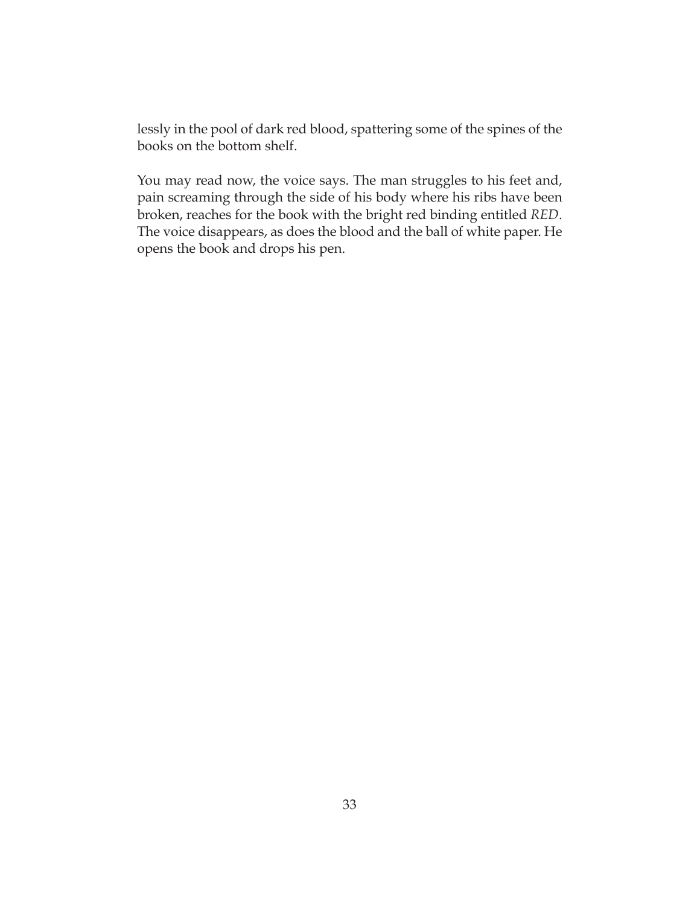lessly in the pool of dark red blood, spattering some of the spines of the books on the bottom shelf.

You may read now, the voice says. The man struggles to his feet and, pain screaming through the side of his body where his ribs have been broken, reaches for the book with the bright red binding entitled *RED*. The voice disappears, as does the blood and the ball of white paper. He opens the book and drops his pen.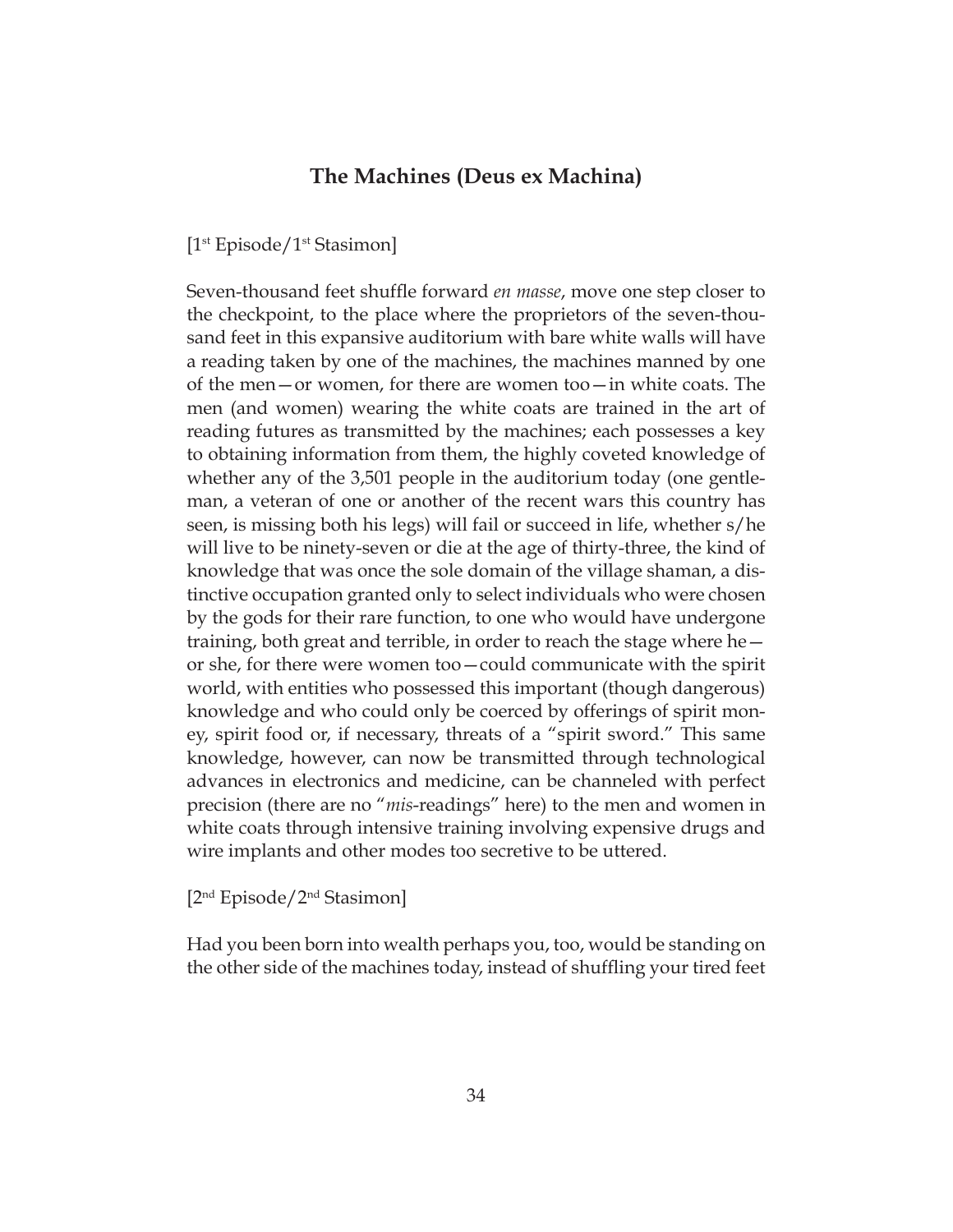## The Machines (Deus ex Machina)

[1st Episode/1st Stasimon]

Seven-thousand feet shuffle forward *en masse*, move one step closer to the checkpoint, to the place where the proprietors of the seven-thousand feet in this expansive auditorium with bare white walls will have a reading taken by one of the machines, the machines manned by one of the men—or women, for there are women too—in white coats. The men (and women) wearing the white coats are trained in the art of reading futures as transmitted by the machines; each possesses a key to obtaining information from them, the highly coveted knowledge of whether any of the 3,501 people in the auditorium today (one gentleman, a veteran of one or another of the recent wars this country has seen, is missing both his legs) will fail or succeed in life, whether s/he will live to be ninety-seven or die at the age of thirty-three, the kind of knowledge that was once the sole domain of the village shaman, a distinctive occupation granted only to select individuals who were chosen by the gods for their rare function, to one who would have undergone training, both great and terrible, in order to reach the stage where he—or she, for there were women too—could communicate with the spirit world, with entities who possessed this important (though dangerous) knowledge and who could only be coerced by offerings of spirit money, spirit food or, if necessary, threats of a "spirit sword." This same knowledge, however, can now be transmitted through technological advances in electronics and medicine, can be channeled with perfect precision (there are no "*mis*-readings" here) to the men and women in white coats through intensive training involving expensive drugs and wire implants and other modes too secretive to be uttered.

[2nd Episode/2nd Stasimon]

Had you been born into wealth perhaps you, too, would be standing on the other side of the machines today, instead of shuffling your tired feet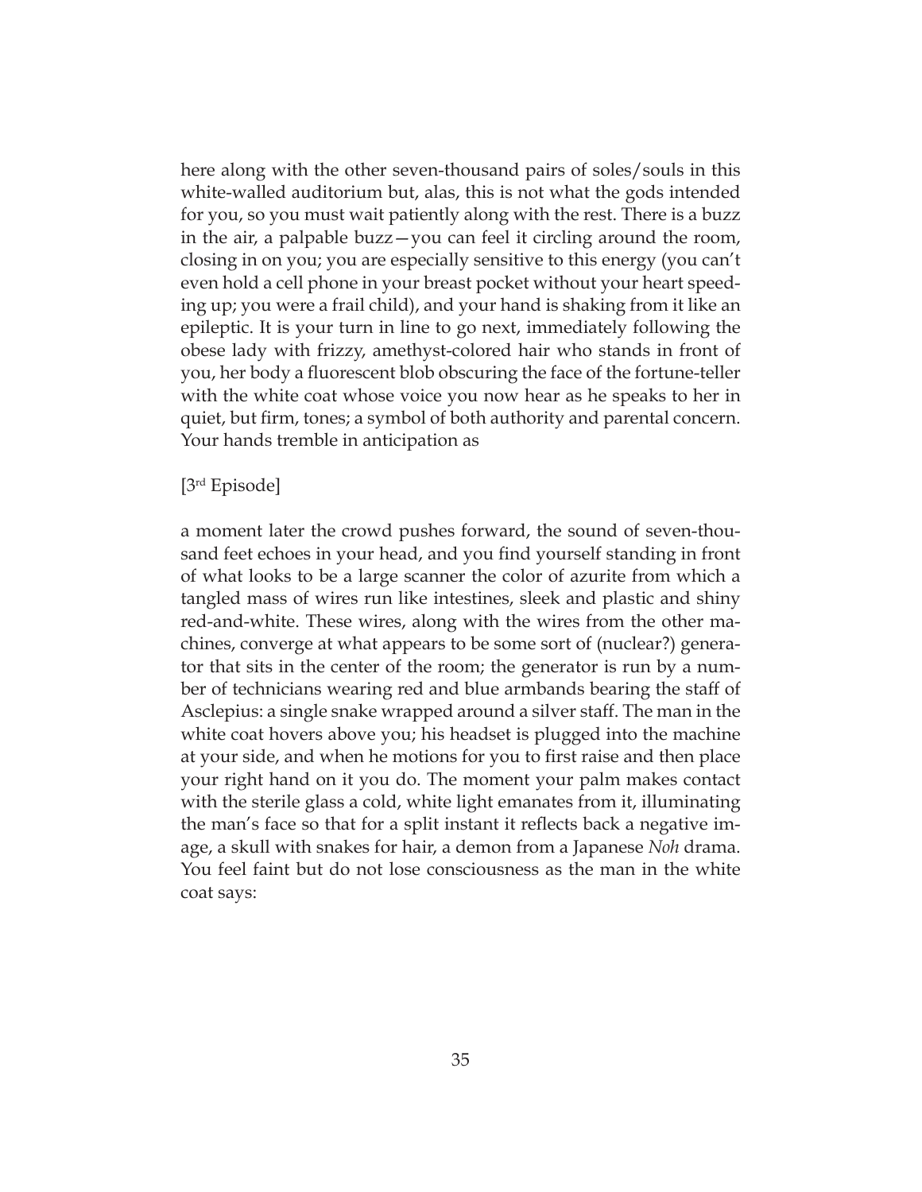here along with the other seven-thousand pairs of soles/souls in this white-walled auditorium but, alas, this is not what the gods intended for you, so you must wait patiently along with the rest. There is a buzz in the air, a palpable buzz—you can feel it circling around the room, closing in on you; you are especially sensitive to this energy (you can't even hold a cell phone in your breast pocket without your heart speeding up; you were a frail child), and your hand is shaking from it like an epileptic. It is your turn in line to go next, immediately following the obese lady with frizzy, amethyst-colored hair who stands in front of you, her body a fluorescent blob obscuring the face of the fortune-teller with the white coat whose voice you now hear as he speaks to her in quiet, but firm, tones; a symbol of both authority and parental concern. Your hands tremble in anticipation as

[3rd Episode]

a moment later the crowd pushes forward, the sound of seven-thousand feet echoes in your head, and you find yourself standing in front of what looks to be a large scanner the color of azurite from which a tangled mass of wires run like intestines, sleek and plastic and shiny red-and-white. These wires, along with the wires from the other machines, converge at what appears to be some sort of (nuclear?) generator that sits in the center of the room; the generator is run by a number of technicians wearing red and blue armbands bearing the staff of Asclepius: a single snake wrapped around a silver staff. The man in the white coat hovers above you; his headset is plugged into the machine at your side, and when he motions for you to first raise and then place your right hand on it you do. The moment your palm makes contact with the sterile glass a cold, white light emanates from it, illuminating the man's face so that for a split instant it reflects back a negative image, a skull with snakes for hair, a demon from a Japanese *Noh* drama. You feel faint but do not lose consciousness as the man in the white coat says: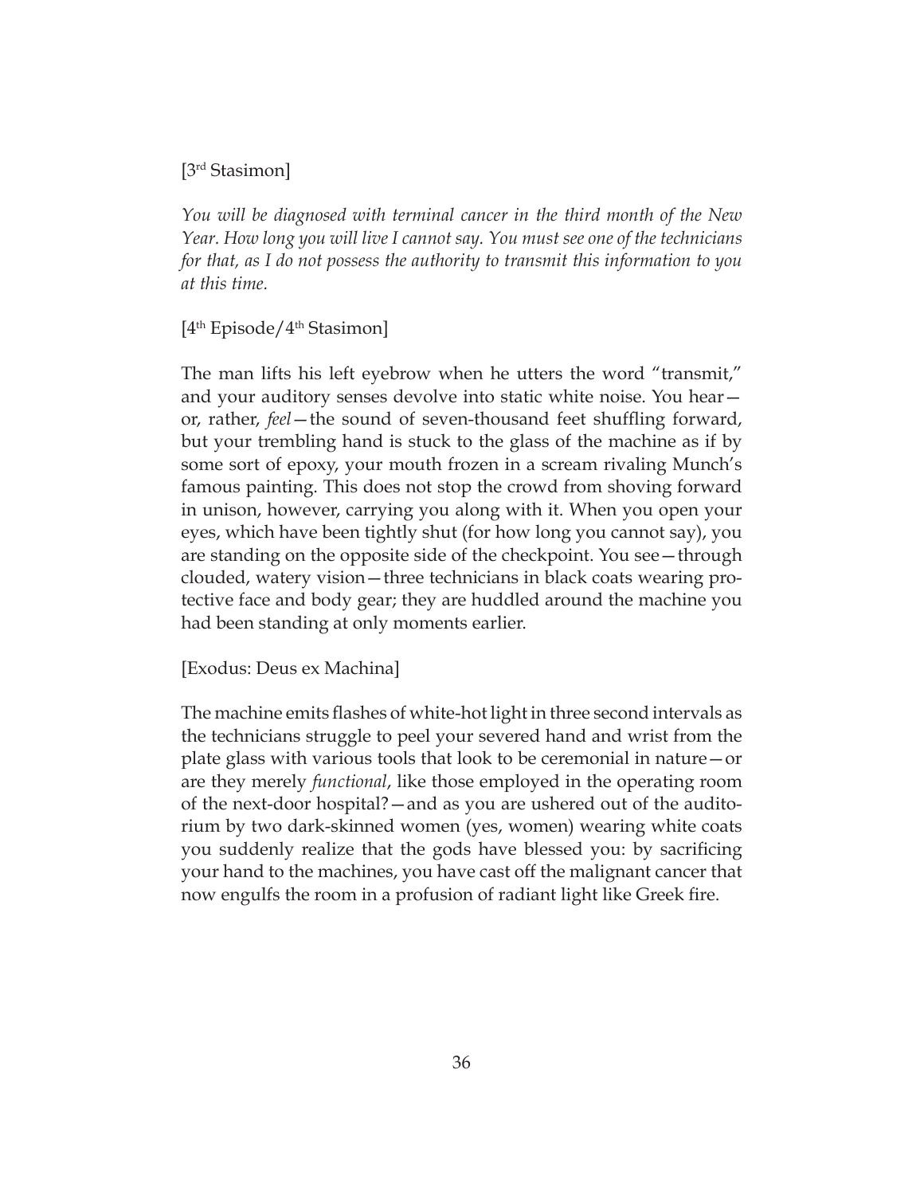[3rd Stasimon]

*You will be diagnosed with terminal cancer in the third month of the New Year. How long you will live I cannot say. You must see one of the technicians for that, as I do not possess the authority to transmit this information to you at this time.*

[4th Episode/4th Stasimon]

The man lifts his left eyebrow when he utters the word "transmit," and your auditory senses devolve into static white noise. You hear—or, rather, *feel*—the sound of seven-thousand feet shuffling forward, but your trembling hand is stuck to the glass of the machine as if by some sort of epoxy, your mouth frozen in a scream rivaling Munch's famous painting. This does not stop the crowd from shoving forward in unison, however, carrying you along with it. When you open your eyes, which have been tightly shut (for how long you cannot say), you are standing on the opposite side of the checkpoint. You see—through clouded, watery vision—three technicians in black coats wearing protective face and body gear; they are huddled around the machine you had been standing at only moments earlier.

[Exodus: Deus ex Machina]

The machine emits flashes of white-hot light in three second intervals as the technicians struggle to peel your severed hand and wrist from the plate glass with various tools that look to be ceremonial in nature—or are they merely *functional*, like those employed in the operating room of the next-door hospital?—and as you are ushered out of the auditorium by two dark-skinned women (yes, women) wearing white coats you suddenly realize that the gods have blessed you: by sacrificing your hand to the machines, you have cast off the malignant cancer that now engulfs the room in a profusion of radiant light like Greek fire.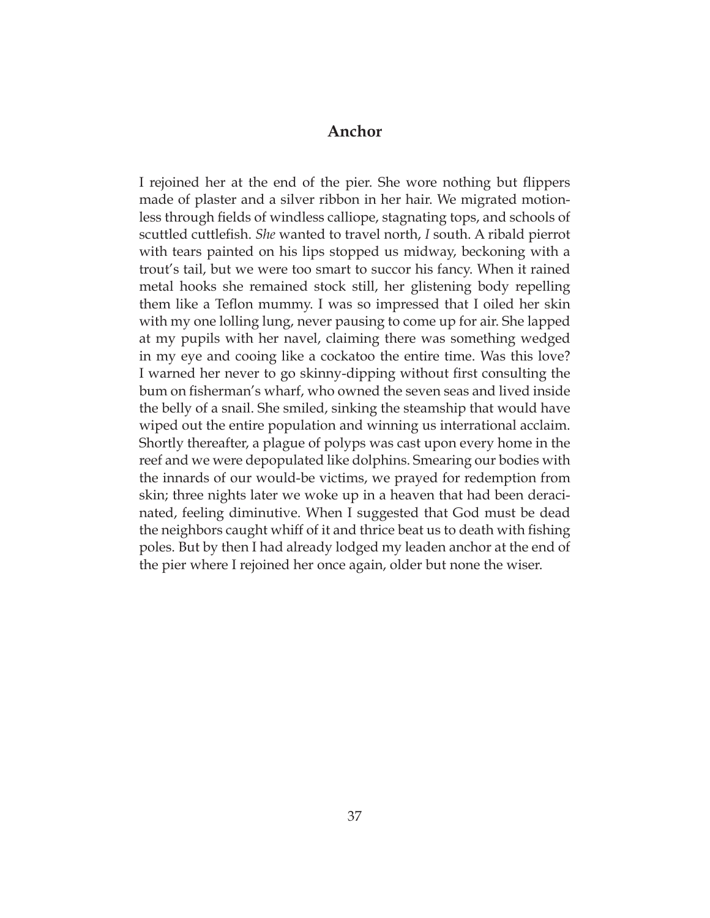## Anchor

I rejoined her at the end of the pier. She wore nothing but flippers made of plaster and a silver ribbon in her hair. We migrated motionless through fields of windless calliope, stagnating tops, and schools of scuttled cuttlefish. *She* wanted to travel north, *I* south. A ribald pierrot with tears painted on his lips stopped us midway, beckoning with a trout's tail, but we were too smart to succor his fancy. When it rained metal hooks she remained stock still, her glistening body repelling them like a Teflon mummy. I was so impressed that I oiled her skin with my one lolling lung, never pausing to come up for air. She lapped at my pupils with her navel, claiming there was something wedged in my eye and cooing like a cockatoo the entire time. Was this love? I warned her never to go skinny-dipping without first consulting the bum on fisherman's wharf, who owned the seven seas and lived inside the belly of a snail. She smiled, sinking the steamship that would have wiped out the entire population and winning us interrational acclaim. Shortly thereafter, a plague of polyps was cast upon every home in the reef and we were depopulated like dolphins. Smearing our bodies with the innards of our would-be victims, we prayed for redemption from skin; three nights later we woke up in a heaven that had been deracinated, feeling diminutive. When I suggested that God must be dead the neighbors caught whiff of it and thrice beat us to death with fishing poles. But by then I had already lodged my leaden anchor at the end of the pier where I rejoined her once again, older but none the wiser.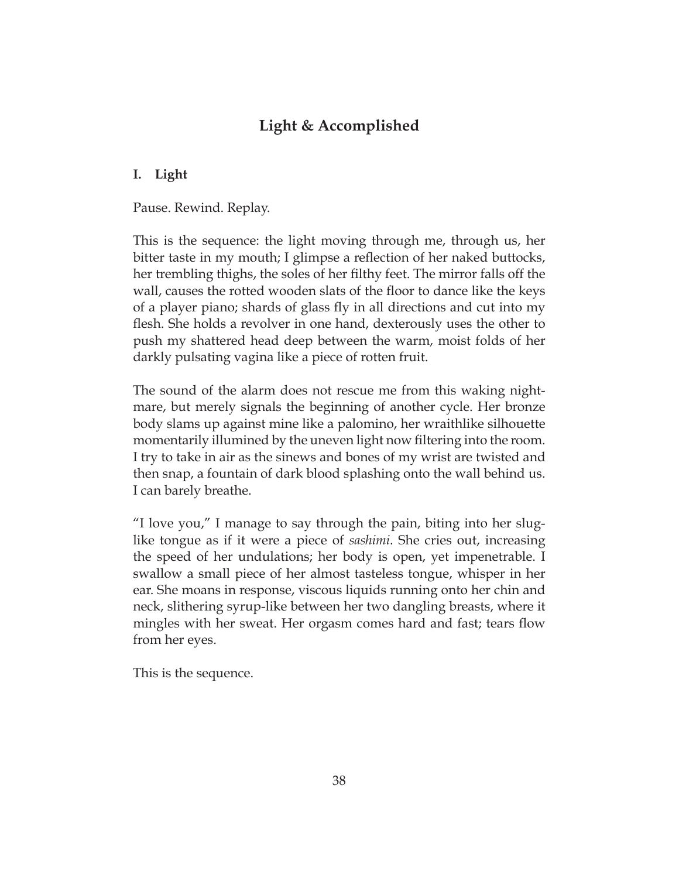# Light & Accomplished

## I. Light

Pause. Rewind. Replay.

This is the sequence: the light moving through me, through us, her bitter taste in my mouth; I glimpse a reflection of her naked buttocks, her trembling thighs, the soles of her filthy feet. The mirror falls off the wall, causes the rotted wooden slats of the floor to dance like the keys of a player piano; shards of glass fly in all directions and cut into my flesh. She holds a revolver in one hand, dexterously uses the other to push my shattered head deep between the warm, moist folds of her darkly pulsating vagina like a piece of rotten fruit.

The sound of the alarm does not rescue me from this waking nightmare, but merely signals the beginning of another cycle. Her bronze body slams up against mine like a palomino, her wraithlike silhouette momentarily illumined by the uneven light now filtering into the room. I try to take in air as the sinews and bones of my wrist are twisted and then snap, a fountain of dark blood splashing onto the wall behind us. I can barely breathe.

"I love you," I manage to say through the pain, biting into her slug-like tongue as if it were a piece of *sashimi*. She cries out, increasing the speed of her undulations; her body is open, yet impenetrable. I swallow a small piece of her almost tasteless tongue, whisper in her ear. She moans in response, viscous liquids running onto her chin and neck, slithering syrup-like between her two dangling breasts, where it mingles with her sweat. Her orgasm comes hard and fast; tears flow from her eyes.

This is the sequence.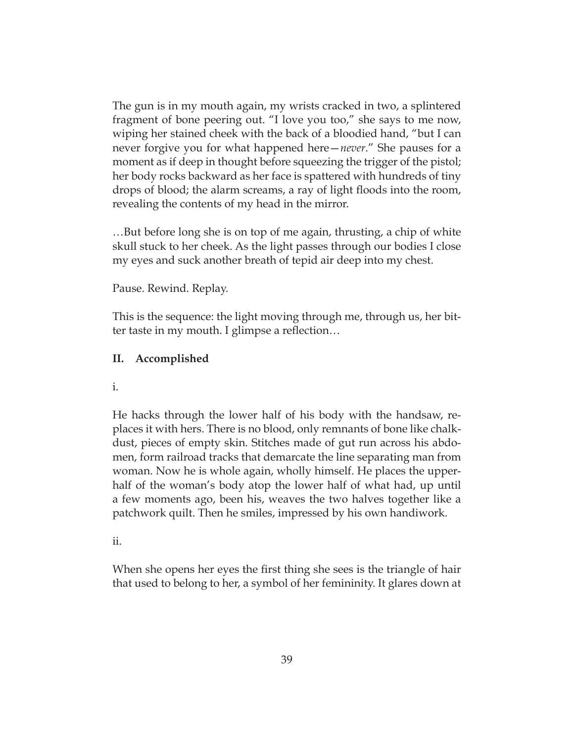The gun is in my mouth again, my wrists cracked in two, a splintered fragment of bone peering out. "I love you too," she says to me now, wiping her stained cheek with the back of a bloodied hand, "but I can never forgive you for what happened here—*never*." She pauses for a moment as if deep in thought before squeezing the trigger of the pistol; her body rocks backward as her face is spattered with hundreds of tiny drops of blood; the alarm screams, a ray of light floods into the room, revealing the contents of my head in the mirror.

…But before long she is on top of me again, thrusting, a chip of white skull stuck to her cheek. As the light passes through our bodies I close my eyes and suck another breath of tepid air deep into my chest.

Pause. Rewind. Replay.

This is the sequence: the light moving through me, through us, her bitter taste in my mouth. I glimpse a reflection…

## II. Accomplished

i.

He hacks through the lower half of his body with the handsaw, replaces it with hers. There is no blood, only remnants of bone like chalkdust, pieces of empty skin. Stitches made of gut run across his abdomen, form railroad tracks that demarcate the line separating man from woman. Now he is whole again, wholly himself. He places the upper-half of the woman's body atop the lower half of what had, up until a few moments ago, been his, weaves the two halves together like a patchwork quilt. Then he smiles, impressed by his own handiwork.

ii.

When she opens her eyes the first thing she sees is the triangle of hair that used to belong to her, a symbol of her femininity. It glares down at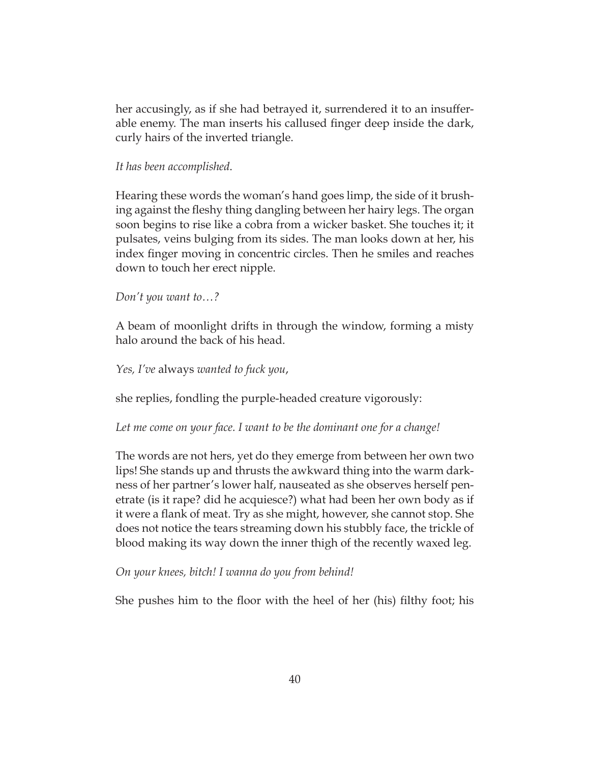her accusingly, as if she had betrayed it, surrendered it to an insufferable enemy. The man inserts his callused finger deep inside the dark, curly hairs of the inverted triangle.

*It has been accomplished.*

Hearing these words the woman's hand goes limp, the side of it brushing against the fleshy thing dangling between her hairy legs. The organ soon begins to rise like a cobra from a wicker basket. She touches it; it pulsates, veins bulging from its sides. The man looks down at her, his index finger moving in concentric circles. Then he smiles and reaches down to touch her erect nipple.

*Don't you want to…?*

A beam of moonlight drifts in through the window, forming a misty halo around the back of his head.

*Yes, I've* always *wanted to fuck you*,

she replies, fondling the purple-headed creature vigorously:

*Let me come on your face. I want to be the dominant one for a change!*

The words are not hers, yet do they emerge from between her own two lips! She stands up and thrusts the awkward thing into the warm darkness of her partner's lower half, nauseated as she observes herself penetrate (is it rape? did he acquiesce?) what had been her own body as if it were a flank of meat. Try as she might, however, she cannot stop. She does not notice the tears streaming down his stubbly face, the trickle of blood making its way down the inner thigh of the recently waxed leg.

*On your knees, bitch! I wanna do you from behind!*

She pushes him to the floor with the heel of her (his) filthy foot; his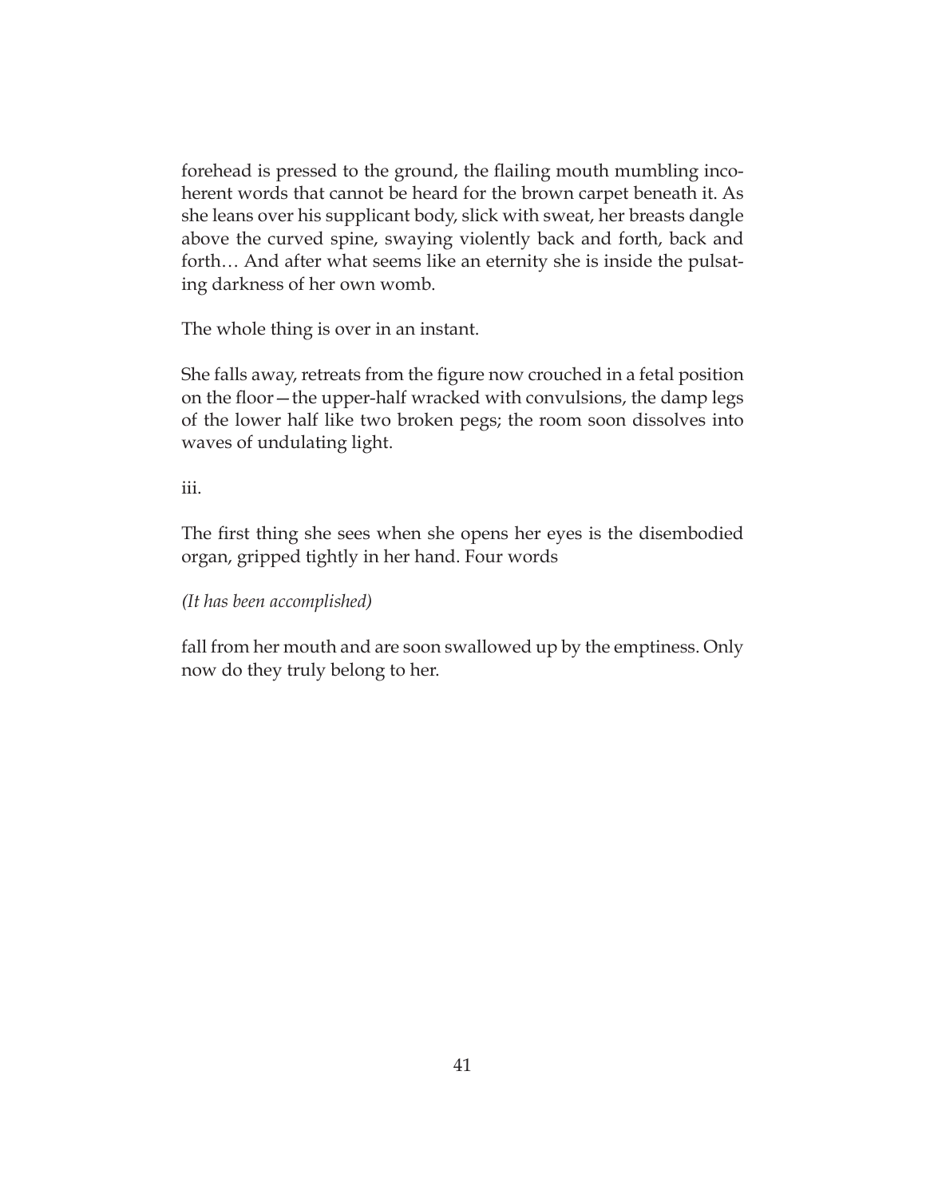forehead is pressed to the ground, the flailing mouth mumbling incoherent words that cannot be heard for the brown carpet beneath it. As she leans over his supplicant body, slick with sweat, her breasts dangle above the curved spine, swaying violently back and forth, back and forth… And after what seems like an eternity she is inside the pulsating darkness of her own womb.

The whole thing is over in an instant.

She falls away, retreats from the figure now crouched in a fetal position on the floor—the upper-half wracked with convulsions, the damp legs of the lower half like two broken pegs; the room soon dissolves into waves of undulating light.

iii.

The first thing she sees when she opens her eyes is the disembodied organ, gripped tightly in her hand. Four words

*(It has been accomplished)*

fall from her mouth and are soon swallowed up by the emptiness. Only now do they truly belong to her.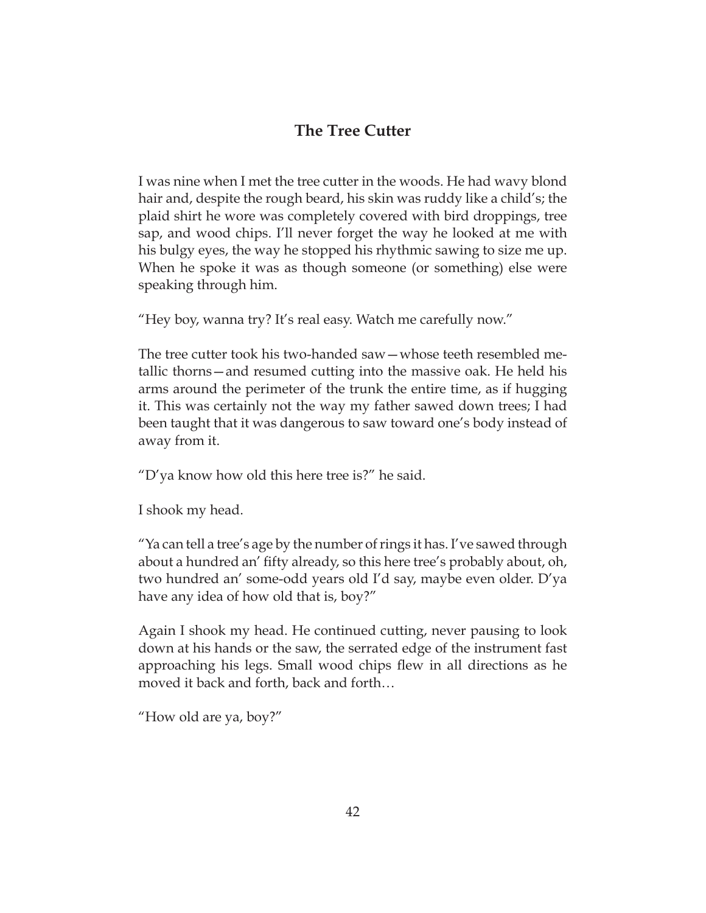## The Tree Cutter

I was nine when I met the tree cutter in the woods. He had wavy blond hair and, despite the rough beard, his skin was ruddy like a child's; the plaid shirt he wore was completely covered with bird droppings, tree sap, and wood chips. I'll never forget the way he looked at me with his bulgy eyes, the way he stopped his rhythmic sawing to size me up. When he spoke it was as though someone (or something) else were speaking through him.

"Hey boy, wanna try? It's real easy. Watch me carefully now."

The tree cutter took his two-handed saw—whose teeth resembled metallic thorns—and resumed cutting into the massive oak. He held his arms around the perimeter of the trunk the entire time, as if hugging it. This was certainly not the way my father sawed down trees; I had been taught that it was dangerous to saw toward one's body instead of away from it.

"D'ya know how old this here tree is?" he said.

I shook my head.

"Ya can tell a tree's age by the number of rings it has. I've sawed through about a hundred an' fifty already, so this here tree's probably about, oh, two hundred an' some-odd years old I'd say, maybe even older. D'ya have any idea of how old that is, boy?"

Again I shook my head. He continued cutting, never pausing to look down at his hands or the saw, the serrated edge of the instrument fast approaching his legs. Small wood chips flew in all directions as he moved it back and forth, back and forth…

"How old are ya, boy?"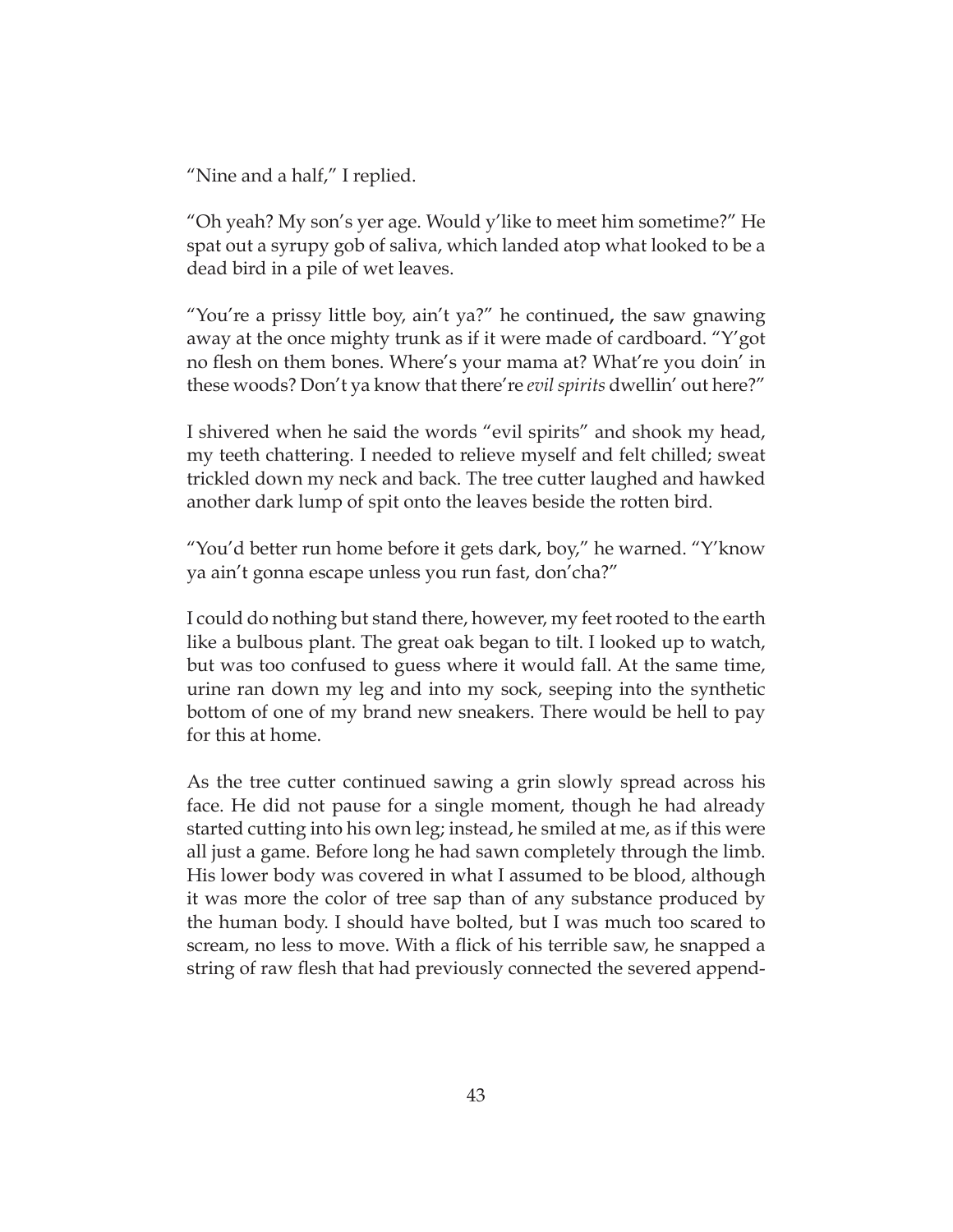"Nine and a half," I replied.

"Oh yeah? My son's yer age. Would y'like to meet him sometime?" He spat out a syrupy gob of saliva, which landed atop what looked to be a dead bird in a pile of wet leaves.

"You're a prissy little boy, ain't ya?" he continued**,** the saw gnawing away at the once mighty trunk as if it were made of cardboard. "Y'got no flesh on them bones. Where's your mama at? What're you doin' in these woods? Don't ya know that there're *evil spirits* dwellin' out here?"

I shivered when he said the words "evil spirits" and shook my head, my teeth chattering. I needed to relieve myself and felt chilled; sweat trickled down my neck and back. The tree cutter laughed and hawked another dark lump of spit onto the leaves beside the rotten bird.

"You'd better run home before it gets dark, boy," he warned. "Y'know ya ain't gonna escape unless you run fast, don'cha?"

I could do nothing but stand there, however, my feet rooted to the earth like a bulbous plant. The great oak began to tilt. I looked up to watch, but was too confused to guess where it would fall. At the same time, urine ran down my leg and into my sock, seeping into the synthetic bottom of one of my brand new sneakers. There would be hell to pay for this at home.

As the tree cutter continued sawing a grin slowly spread across his face. He did not pause for a single moment, though he had already started cutting into his own leg; instead, he smiled at me, as if this were all just a game. Before long he had sawn completely through the limb. His lower body was covered in what I assumed to be blood, although it was more the color of tree sap than of any substance produced by the human body. I should have bolted, but I was much too scared to scream, no less to move. With a flick of his terrible saw, he snapped a string of raw flesh that had previously connected the severed append-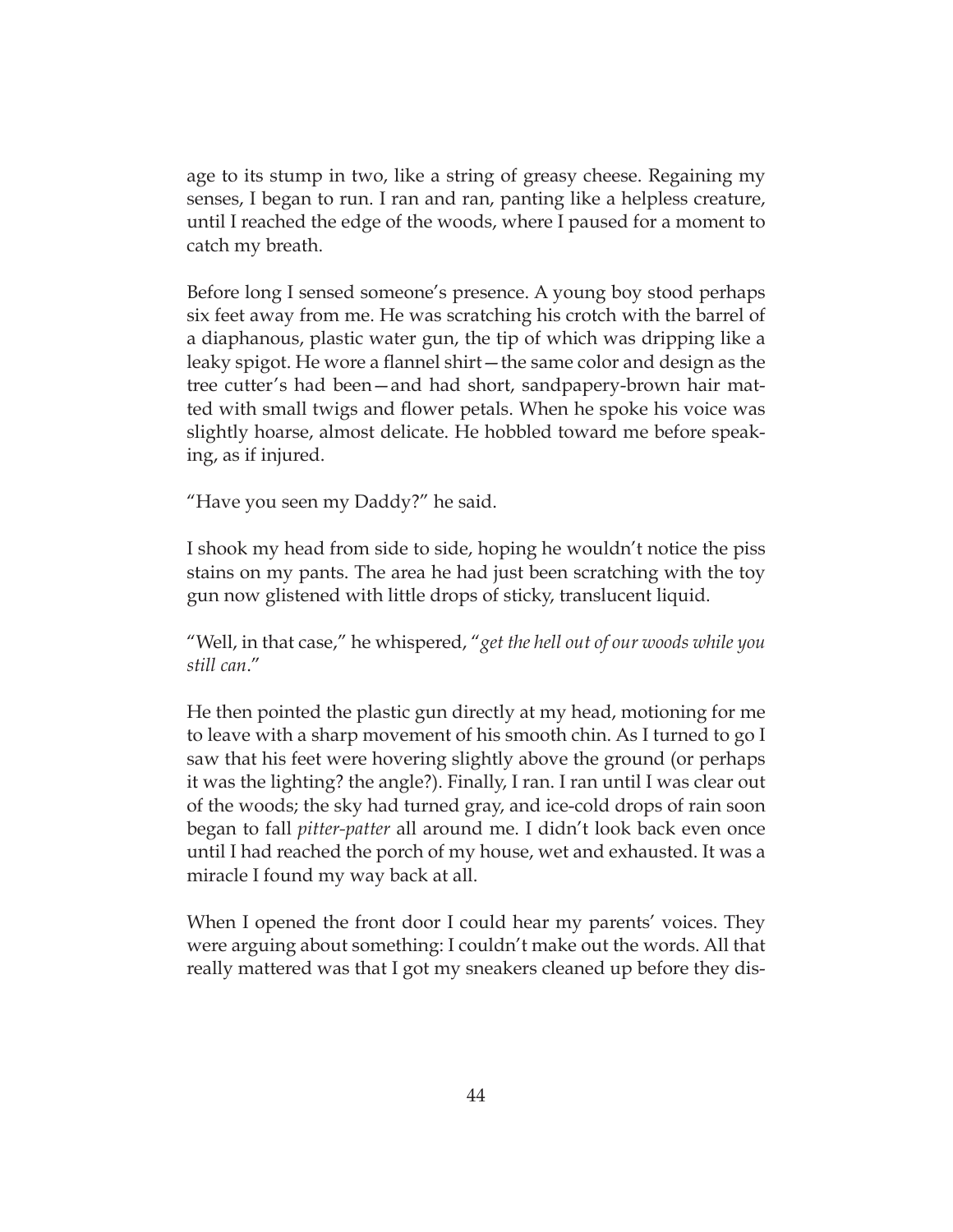age to its stump in two, like a string of greasy cheese. Regaining my senses, I began to run. I ran and ran, panting like a helpless creature, until I reached the edge of the woods, where I paused for a moment to catch my breath.

Before long I sensed someone's presence. A young boy stood perhaps six feet away from me. He was scratching his crotch with the barrel of a diaphanous, plastic water gun, the tip of which was dripping like a leaky spigot. He wore a flannel shirt—the same color and design as the tree cutter's had been—and had short, sandpapery-brown hair matted with small twigs and flower petals. When he spoke his voice was slightly hoarse, almost delicate. He hobbled toward me before speaking, as if injured.

"Have you seen my Daddy?" he said.

I shook my head from side to side, hoping he wouldn't notice the piss stains on my pants. The area he had just been scratching with the toy gun now glistened with little drops of sticky, translucent liquid.

"Well, in that case," he whispered, "*get the hell out of our woods while you still can*."

He then pointed the plastic gun directly at my head, motioning for me to leave with a sharp movement of his smooth chin. As I turned to go I saw that his feet were hovering slightly above the ground (or perhaps it was the lighting? the angle?). Finally, I ran. I ran until I was clear out of the woods; the sky had turned gray, and ice-cold drops of rain soon began to fall *pitter-patter* all around me. I didn't look back even once until I had reached the porch of my house, wet and exhausted. It was a miracle I found my way back at all.

When I opened the front door I could hear my parents' voices. They were arguing about something: I couldn't make out the words. All that really mattered was that I got my sneakers cleaned up before they dis-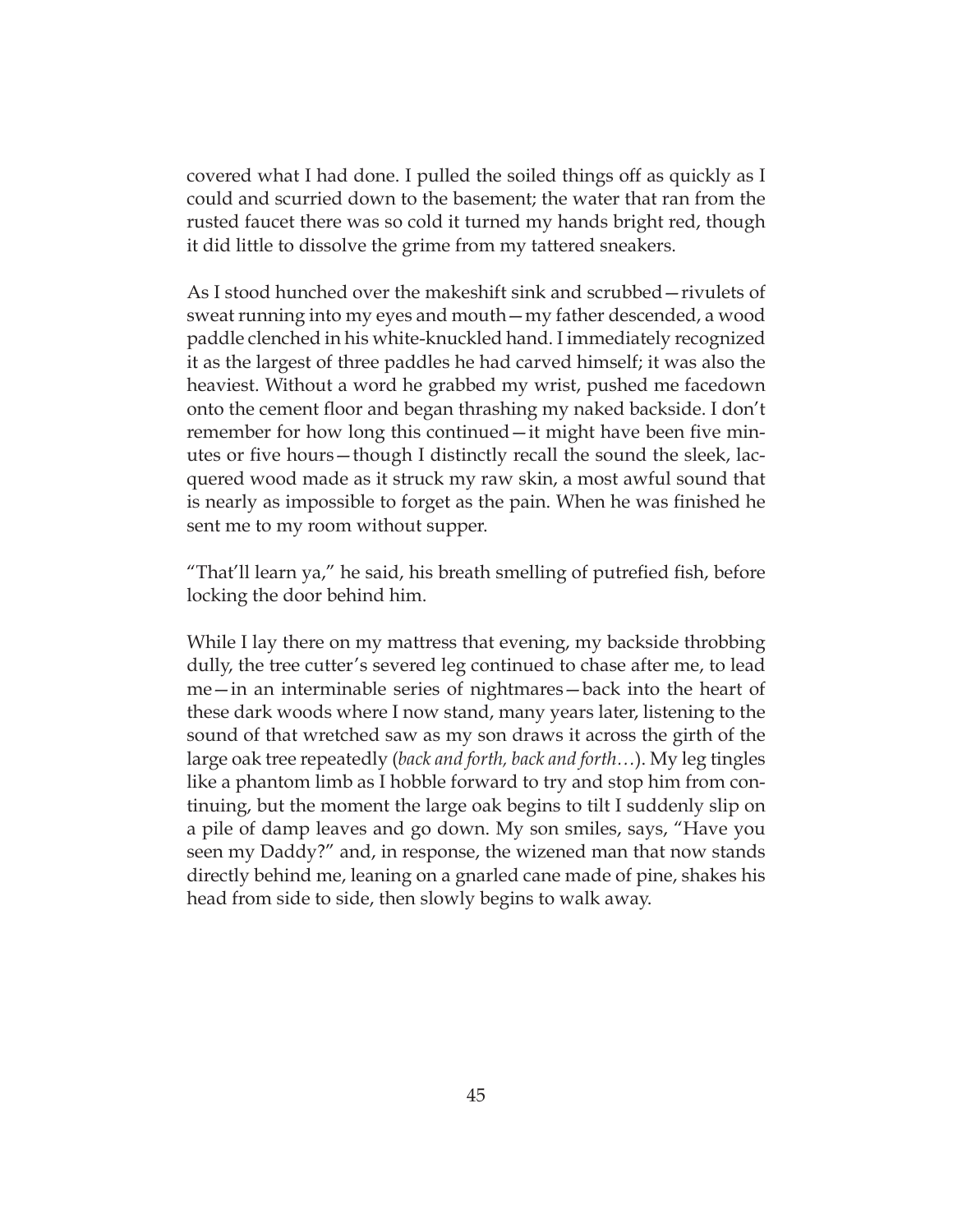covered what I had done. I pulled the soiled things off as quickly as I could and scurried down to the basement; the water that ran from the rusted faucet there was so cold it turned my hands bright red, though it did little to dissolve the grime from my tattered sneakers.

As I stood hunched over the makeshift sink and scrubbed—rivulets of sweat running into my eyes and mouth—my father descended, a wood paddle clenched in his white-knuckled hand. I immediately recognized it as the largest of three paddles he had carved himself; it was also the heaviest. Without a word he grabbed my wrist, pushed me facedown onto the cement floor and began thrashing my naked backside. I don't remember for how long this continued—it might have been five minutes or five hours—though I distinctly recall the sound the sleek, lacquered wood made as it struck my raw skin, a most awful sound that is nearly as impossible to forget as the pain. When he was finished he sent me to my room without supper.

"That'll learn ya," he said, his breath smelling of putrefied fish, before locking the door behind him.

While I lay there on my mattress that evening, my backside throbbing dully, the tree cutter's severed leg continued to chase after me, to lead me—in an interminable series of nightmares—back into the heart of these dark woods where I now stand, many years later, listening to the sound of that wretched saw as my son draws it across the girth of the large oak tree repeatedly (*back and forth, back and forth…*). My leg tingles like a phantom limb as I hobble forward to try and stop him from continuing, but the moment the large oak begins to tilt I suddenly slip on a pile of damp leaves and go down. My son smiles, says, "Have you seen my Daddy?" and, in response, the wizened man that now stands directly behind me, leaning on a gnarled cane made of pine, shakes his head from side to side, then slowly begins to walk away.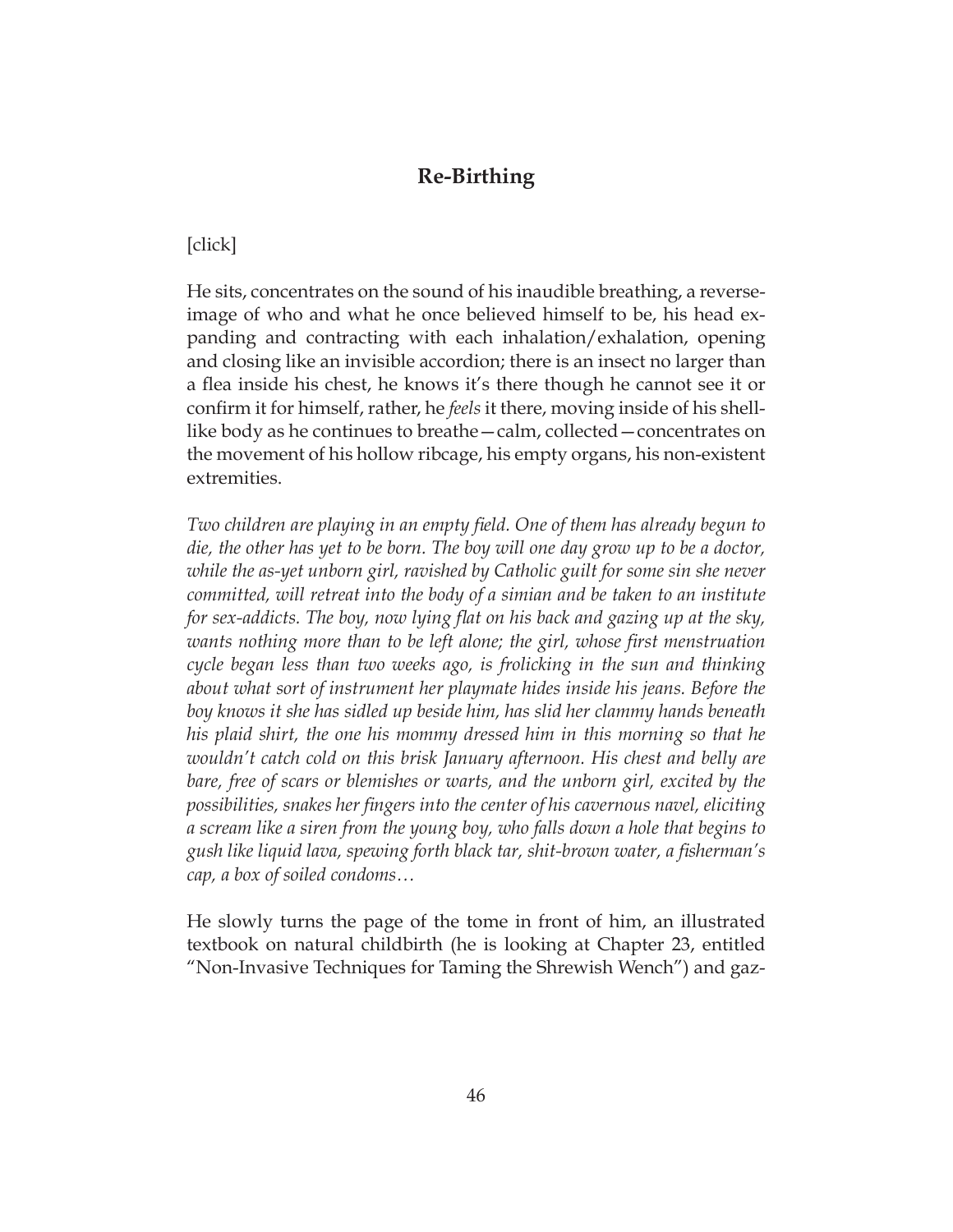## Re-Birthing

[click]

He sits, concentrates on the sound of his inaudible breathing, a reverse-image of who and what he once believed himself to be, his head expanding and contracting with each inhalation/exhalation, opening and closing like an invisible accordion; there is an insect no larger than a flea inside his chest, he knows it's there though he cannot see it or confirm it for himself, rather, he *feels* it there, moving inside of his shell-like body as he continues to breathe—calm, collected—concentrates on the movement of his hollow ribcage, his empty organs, his non-existent extremities.

*Two children are playing in an empty field. One of them has already begun to die, the other has yet to be born. The boy will one day grow up to be a doctor, while the as-yet unborn girl, ravished by Catholic guilt for some sin she never committed, will retreat into the body of a simian and be taken to an institute for sex-addicts. The boy, now lying flat on his back and gazing up at the sky, wants nothing more than to be left alone; the girl, whose first menstruation cycle began less than two weeks ago, is frolicking in the sun and thinking about what sort of instrument her playmate hides inside his jeans. Before the boy knows it she has sidled up beside him, has slid her clammy hands beneath his plaid shirt, the one his mommy dressed him in this morning so that he wouldn't catch cold on this brisk January afternoon. His chest and belly are bare, free of scars or blemishes or warts, and the unborn girl, excited by the possibilities, snakes her fingers into the center of his cavernous navel, eliciting a scream like a siren from the young boy, who falls down a hole that begins to gush like liquid lava, spewing forth black tar, shit-brown water, a fisherman's cap, a box of soiled condoms…*

He slowly turns the page of the tome in front of him, an illustrated textbook on natural childbirth (he is looking at Chapter 23, entitled "Non-Invasive Techniques for Taming the Shrewish Wench") and gaz-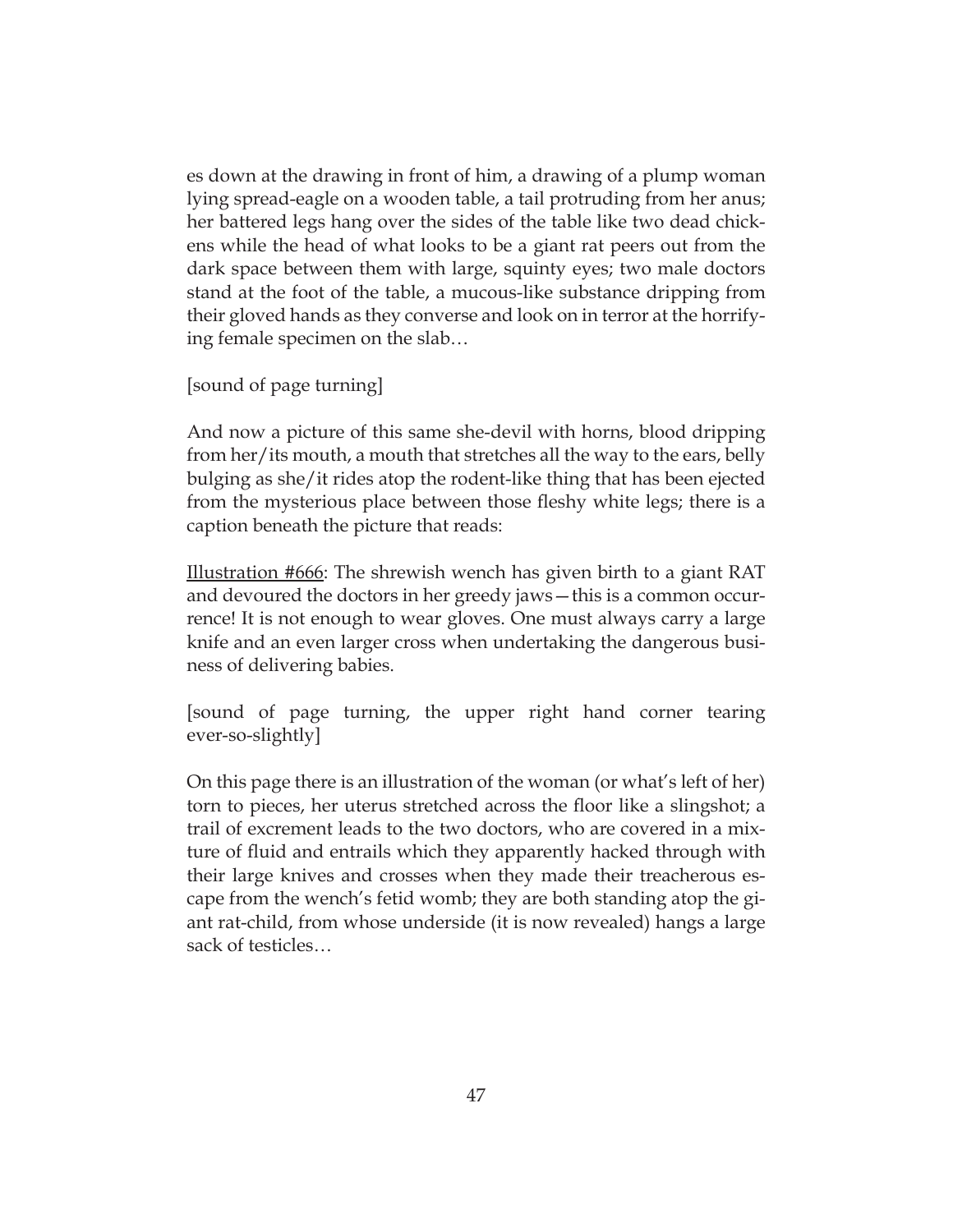es down at the drawing in front of him, a drawing of a plump woman lying spread-eagle on a wooden table, a tail protruding from her anus; her battered legs hang over the sides of the table like two dead chickens while the head of what looks to be a giant rat peers out from the dark space between them with large, squinty eyes; two male doctors stand at the foot of the table, a mucous-like substance dripping from their gloved hands as they converse and look on in terror at the horrifying female specimen on the slab…

[sound of page turning]

And now a picture of this same she-devil with horns, blood dripping from her/its mouth, a mouth that stretches all the way to the ears, belly bulging as she/it rides atop the rodent-like thing that has been ejected from the mysterious place between those fleshy white legs; there is a caption beneath the picture that reads:

<u>Illustration #666</u>: The shrewish wench has given birth to a giant RAT and devoured the doctors in her greedy jaws—this is a common occurrence! It is not enough to wear gloves. One must always carry a large knife and an even larger cross when undertaking the dangerous business of delivering babies.

[sound of page turning, the upper right hand corner tearing ever-so-slightly]

On this page there is an illustration of the woman (or what's left of her) torn to pieces, her uterus stretched across the floor like a slingshot; a trail of excrement leads to the two doctors, who are covered in a mixture of fluid and entrails which they apparently hacked through with their large knives and crosses when they made their treacherous escape from the wench's fetid womb; they are both standing atop the giant rat-child, from whose underside (it is now revealed) hangs a large sack of testicles…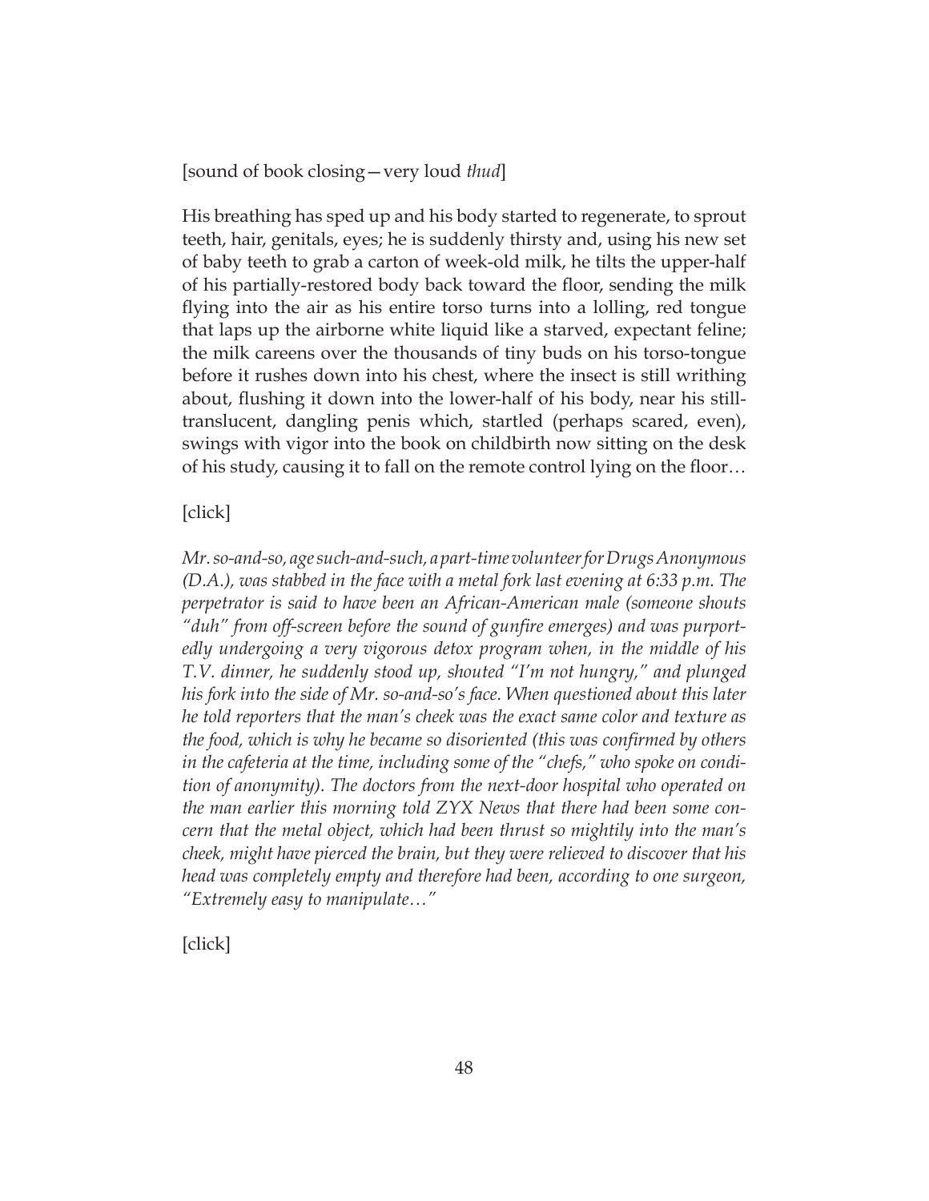[sound of book closing—very loud *thud*]

His breathing has sped up and his body started to regenerate, to sprout teeth, hair, genitals, eyes; he is suddenly thirsty and, using his new set of baby teeth to grab a carton of week-old milk, he tilts the upper-half of his partially-restored body back toward the floor, sending the milk flying into the air as his entire torso turns into a lolling, red tongue that laps up the airborne white liquid like a starved, expectant feline; the milk careens over the thousands of tiny buds on his torso-tongue before it rushes down into his chest, where the insect is still writhing about, flushing it down into the lower-half of his body, near his still-translucent, dangling penis which, startled (perhaps scared, even), swings with vigor into the book on childbirth now sitting on the desk of his study, causing it to fall on the remote control lying on the floor…

[click]

*Mr. so-and-so, age such-and-such, a part-time volunteer for Drugs Anonymous (D.A.), was stabbed in the face with a metal fork last evening at 6:33 p.m. The perpetrator is said to have been an African-American male (someone shouts "duh" from off-screen before the sound of gunfire emerges) and was purportedly undergoing a very vigorous detox program when, in the middle of his T.V. dinner, he suddenly stood up, shouted "I'm not hungry," and plunged his fork into the side of Mr. so-and-so's face. When questioned about this later he told reporters that the man's cheek was the exact same color and texture as the food, which is why he became so disoriented (this was confirmed by others in the cafeteria at the time, including some of the "chefs," who spoke on condition of anonymity). The doctors from the next-door hospital who operated on the man earlier this morning told ZYX News that there had been some concern that the metal object, which had been thrust so mightily into the man's cheek, might have pierced the brain, but they were relieved to discover that his head was completely empty and therefore had been, according to one surgeon, "Extremely easy to manipulate…"*

[click]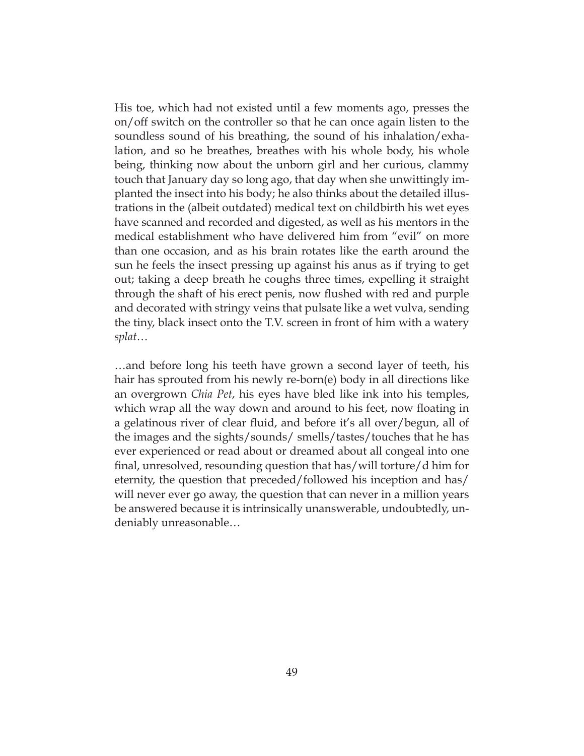His toe, which had not existed until a few moments ago, presses the on/off switch on the controller so that he can once again listen to the soundless sound of his breathing, the sound of his inhalation/exhalation, and so he breathes, breathes with his whole body, his whole being, thinking now about the unborn girl and her curious, clammy touch that January day so long ago, that day when she unwittingly implanted the insect into his body; he also thinks about the detailed illustrations in the (albeit outdated) medical text on childbirth his wet eyes have scanned and recorded and digested, as well as his mentors in the medical establishment who have delivered him from "evil" on more than one occasion, and as his brain rotates like the earth around the sun he feels the insect pressing up against his anus as if trying to get out; taking a deep breath he coughs three times, expelling it straight through the shaft of his erect penis, now flushed with red and purple and decorated with stringy veins that pulsate like a wet vulva, sending the tiny, black insect onto the T.V. screen in front of him with a watery *splat*…

…and before long his teeth have grown a second layer of teeth, his hair has sprouted from his newly re-born(e) body in all directions like an overgrown *Chia Pet*, his eyes have bled like ink into his temples, which wrap all the way down and around to his feet, now floating in a gelatinous river of clear fluid, and before it's all over/begun, all of the images and the sights/sounds/ smells/tastes/touches that he has ever experienced or read about or dreamed about all congeal into one final, unresolved, resounding question that has/will torture/d him for eternity, the question that preceded/followed his inception and has/ will never ever go away, the question that can never in a million years be answered because it is intrinsically unanswerable, undoubtedly, undeniably unreasonable…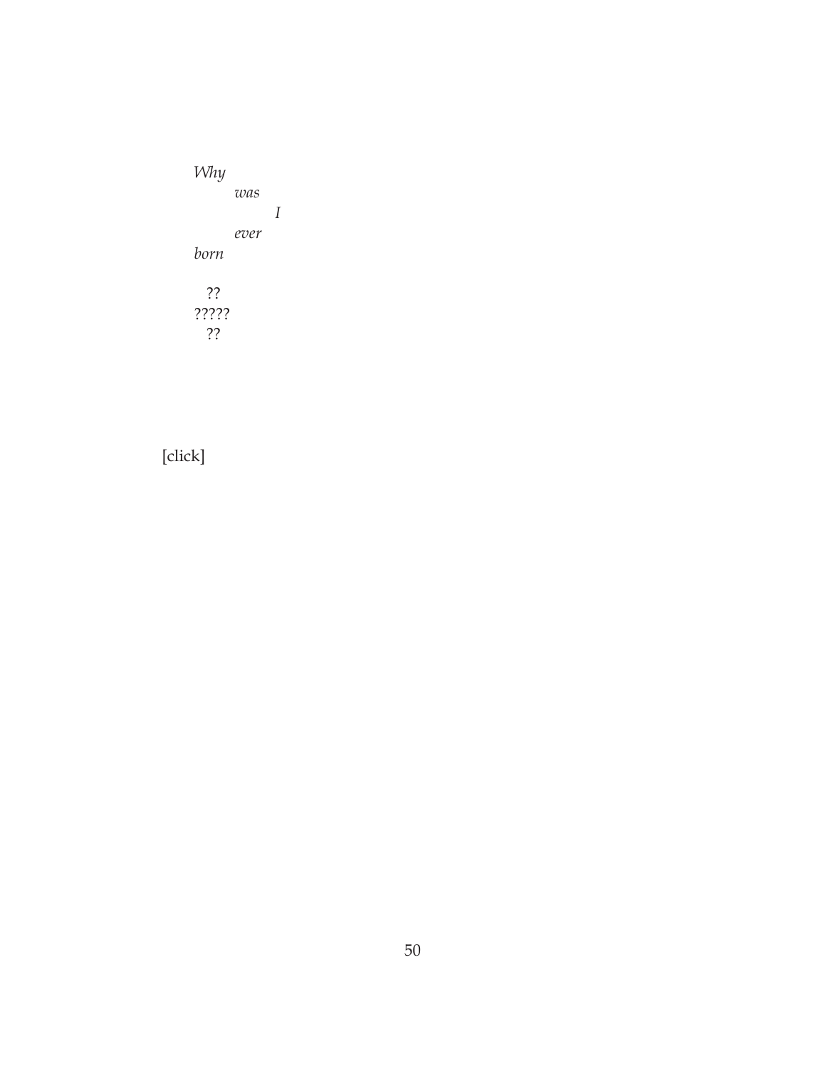*Why*
*was*
*I*
*ever*
*born*

??
?????
??

[click]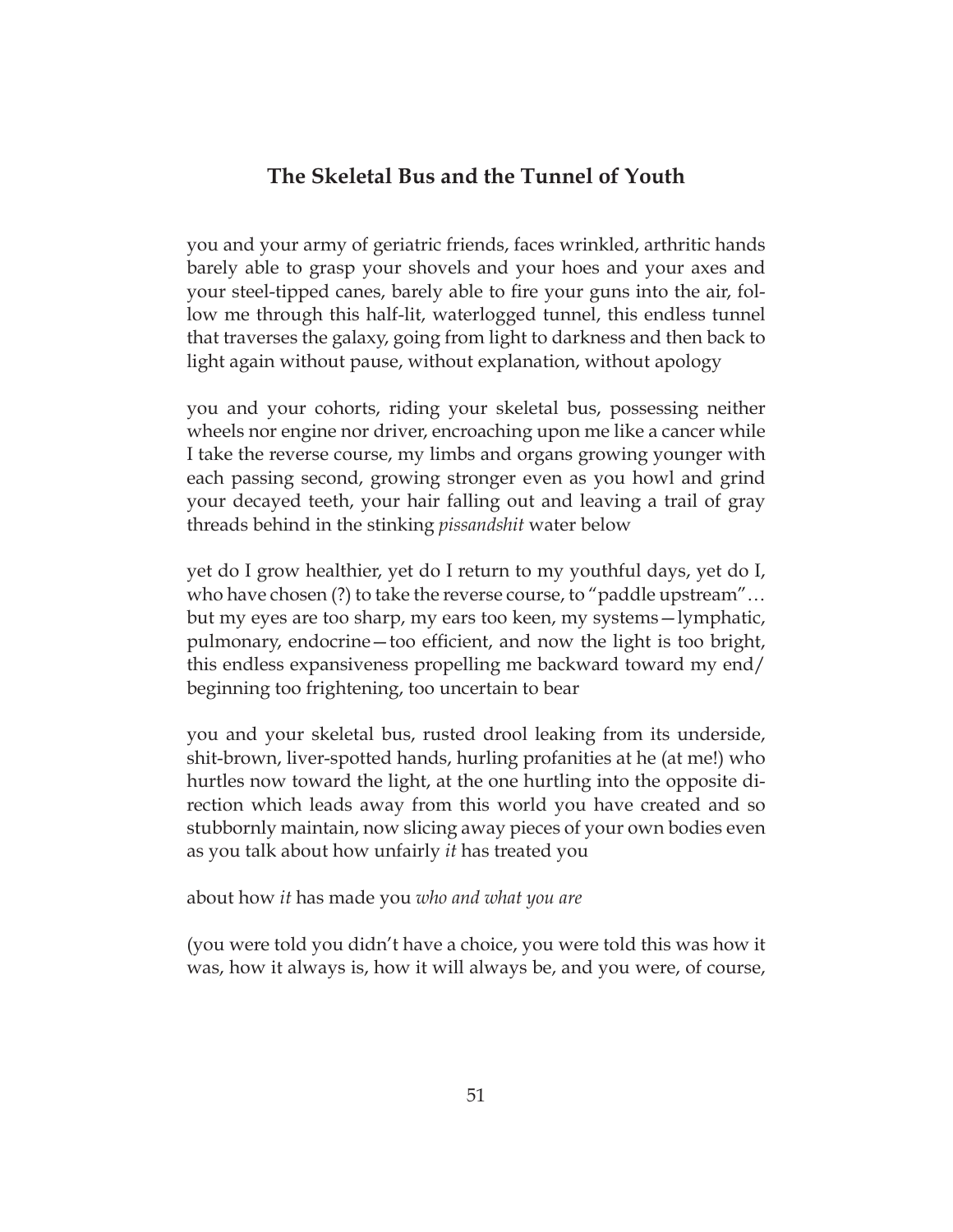## The Skeletal Bus and the Tunnel of Youth

you and your army of geriatric friends, faces wrinkled, arthritic hands barely able to grasp your shovels and your hoes and your axes and your steel-tipped canes, barely able to fire your guns into the air, follow me through this half-lit, waterlogged tunnel, this endless tunnel that traverses the galaxy, going from light to darkness and then back to light again without pause, without explanation, without apology

you and your cohorts, riding your skeletal bus, possessing neither wheels nor engine nor driver, encroaching upon me like a cancer while I take the reverse course, my limbs and organs growing younger with each passing second, growing stronger even as you howl and grind your decayed teeth, your hair falling out and leaving a trail of gray threads behind in the stinking *pissandshit* water below

yet do I grow healthier, yet do I return to my youthful days, yet do I, who have chosen (?) to take the reverse course, to "paddle upstream"… but my eyes are too sharp, my ears too keen, my systems—lymphatic, pulmonary, endocrine—too efficient, and now the light is too bright, this endless expansiveness propelling me backward toward my end/beginning too frightening, too uncertain to bear

you and your skeletal bus, rusted drool leaking from its underside, shit-brown, liver-spotted hands, hurling profanities at he (at me!) who hurtles now toward the light, at the one hurtling into the opposite direction which leads away from this world you have created and so stubbornly maintain, now slicing away pieces of your own bodies even as you talk about how unfairly *it* has treated you

about how *it* has made you *who and what you are*

(you were told you didn't have a choice, you were told this was how it was, how it always is, how it will always be, and you were, of course,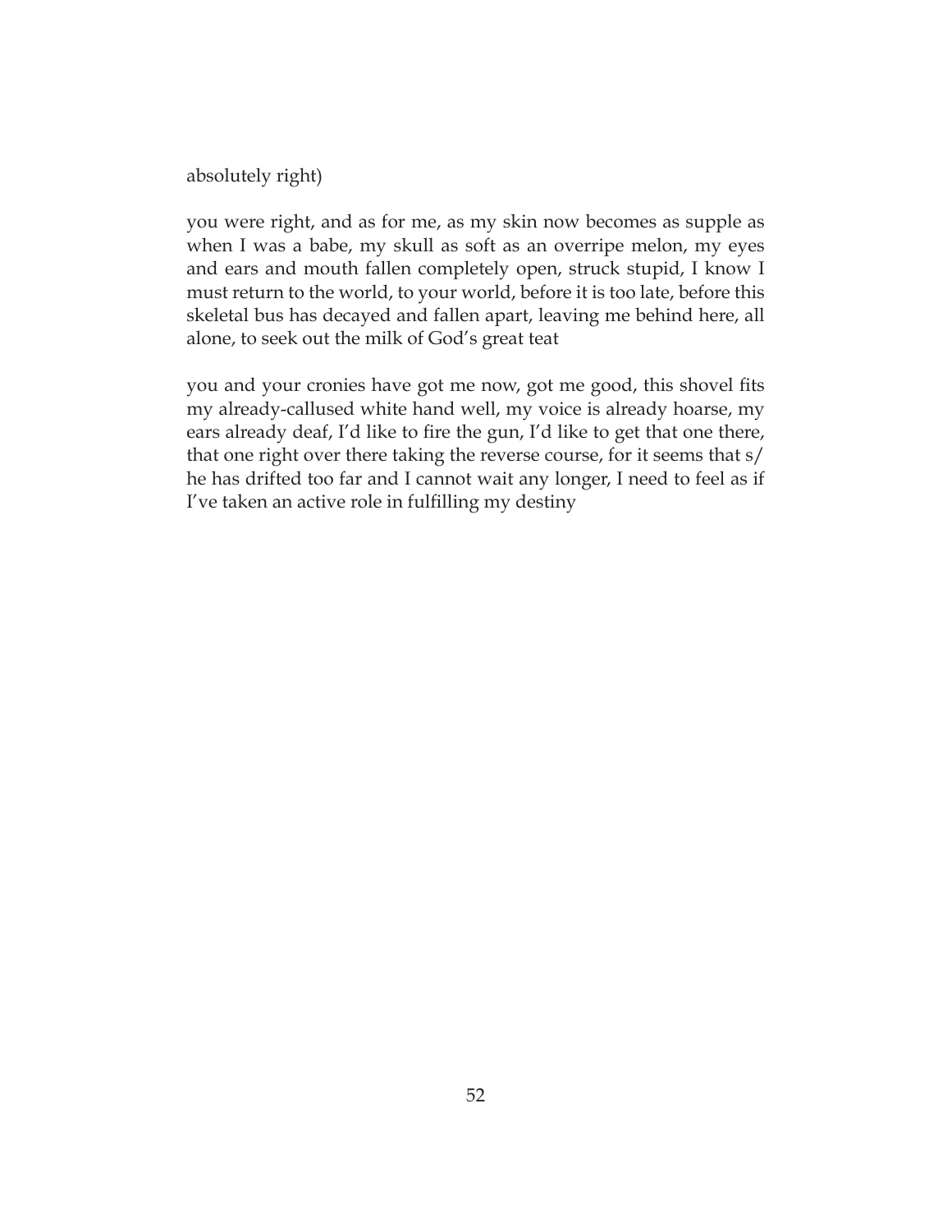absolutely right)

you were right, and as for me, as my skin now becomes as supple as when I was a babe, my skull as soft as an overripe melon, my eyes and ears and mouth fallen completely open, struck stupid, I know I must return to the world, to your world, before it is too late, before this skeletal bus has decayed and fallen apart, leaving me behind here, all alone, to seek out the milk of God's great teat

you and your cronies have got me now, got me good, this shovel fits my already-callused white hand well, my voice is already hoarse, my ears already deaf, I'd like to fire the gun, I'd like to get that one there, that one right over there taking the reverse course, for it seems that s/he has drifted too far and I cannot wait any longer, I need to feel as if I've taken an active role in fulfilling my destiny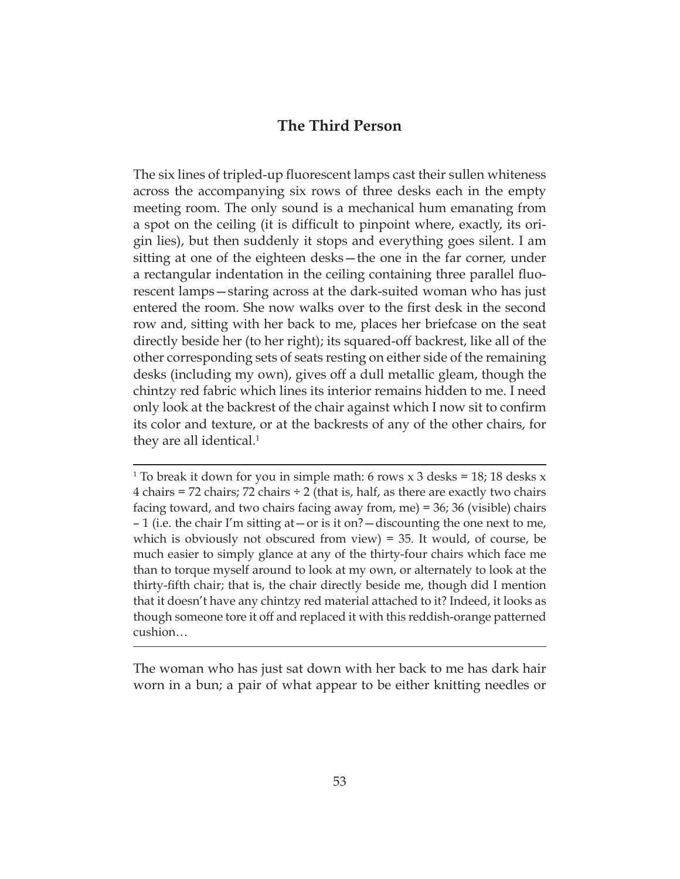## The Third Person

The six lines of tripled-up fluorescent lamps cast their sullen whiteness across the accompanying six rows of three desks each in the empty meeting room. The only sound is a mechanical hum emanating from a spot on the ceiling (it is difficult to pinpoint where, exactly, its origin lies), but then suddenly it stops and everything goes silent. I am sitting at one of the eighteen desks—the one in the far corner, under a rectangular indentation in the ceiling containing three parallel fluorescent lamps—staring across at the dark-suited woman who has just entered the room. She now walks over to the first desk in the second row and, sitting with her back to me, places her briefcase on the seat directly beside her (to her right); its squared-off backrest, like all of the other corresponding sets of seats resting on either side of the remaining desks (including my own), gives off a dull metallic gleam, though the chintzy red fabric which lines its interior remains hidden to me. I need only look at the backrest of the chair against which I now sit to confirm its color and texture, or at the backrests of any of the other chairs, for they are all identical.[1]

---

[1] To break it down for you in simple math: 6 rows x 3 desks = 18; 18 desks x 4 chairs = 72 chairs; 72 chairs ÷ 2 (that is, half, as there are exactly two chairs facing toward, and two chairs facing away from, me) = 36; 36 (visible) chairs – 1 (i.e. the chair I'm sitting at—or is it on?—discounting the one next to me, which is obviously not obscured from view) = 35. It would, of course, be much easier to simply glance at any of the thirty-four chairs which face me than to torque myself around to look at my own, or alternately to look at the thirty-fifth chair; that is, the chair directly beside me, though did I mention that it doesn't have any chintzy red material attached to it? Indeed, it looks as though someone tore it off and replaced it with this reddish-orange patterned cushion…

---

The woman who has just sat down with her back to me has dark hair worn in a bun; a pair of what appear to be either knitting needles or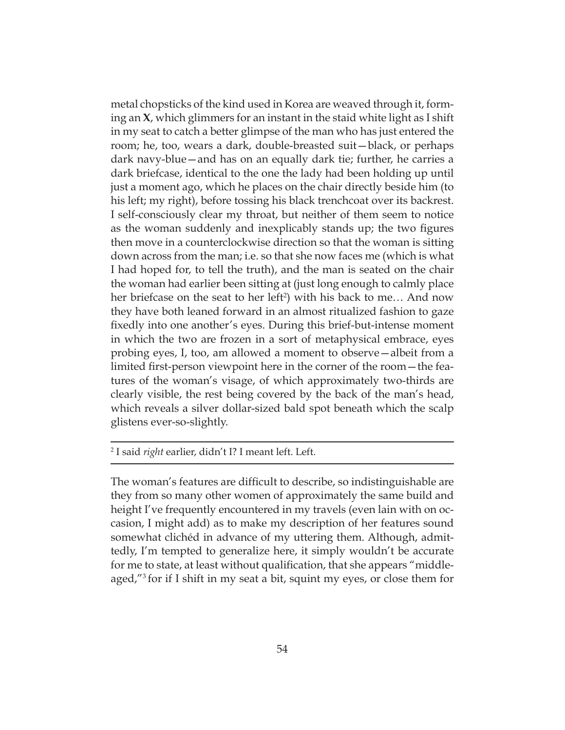metal chopsticks of the kind used in Korea are weaved through it, forming an **X**, which glimmers for an instant in the staid white light as I shift in my seat to catch a better glimpse of the man who has just entered the room; he, too, wears a dark, double-breasted suit—black, or perhaps dark navy-blue—and has on an equally dark tie; further, he carries a dark briefcase, identical to the one the lady had been holding up until just a moment ago, which he places on the chair directly beside him (to his left; my right), before tossing his black trenchcoat over its backrest. I self-consciously clear my throat, but neither of them seem to notice as the woman suddenly and inexplicably stands up; the two figures then move in a counterclockwise direction so that the woman is sitting down across from the man; i.e. so that she now faces me (which is what I had hoped for, to tell the truth), and the man is seated on the chair the woman had earlier been sitting at (just long enough to calmly place her briefcase on the seat to her left[2]) with his back to me… And now they have both leaned forward in an almost ritualized fashion to gaze fixedly into one another's eyes. During this brief-but-intense moment in which the two are frozen in a sort of metaphysical embrace, eyes probing eyes, I, too, am allowed a moment to observe—albeit from a limited first-person viewpoint here in the corner of the room—the features of the woman's visage, of which approximately two-thirds are clearly visible, the rest being covered by the back of the man's head, which reveals a silver dollar-sized bald spot beneath which the scalp glistens ever-so-slightly.

---

[2] I said *right* earlier, didn't I? I meant left. Left.

---

The woman's features are difficult to describe, so indistinguishable are they from so many other women of approximately the same build and height I've frequently encountered in my travels (even lain with on occasion, I might add) as to make my description of her features sound somewhat clichéd in advance of my uttering them. Although, admittedly, I'm tempted to generalize here, it simply wouldn't be accurate for me to state, at least without qualification, that she appears "middle-aged,"[3] for if I shift in my seat a bit, squint my eyes, or close them for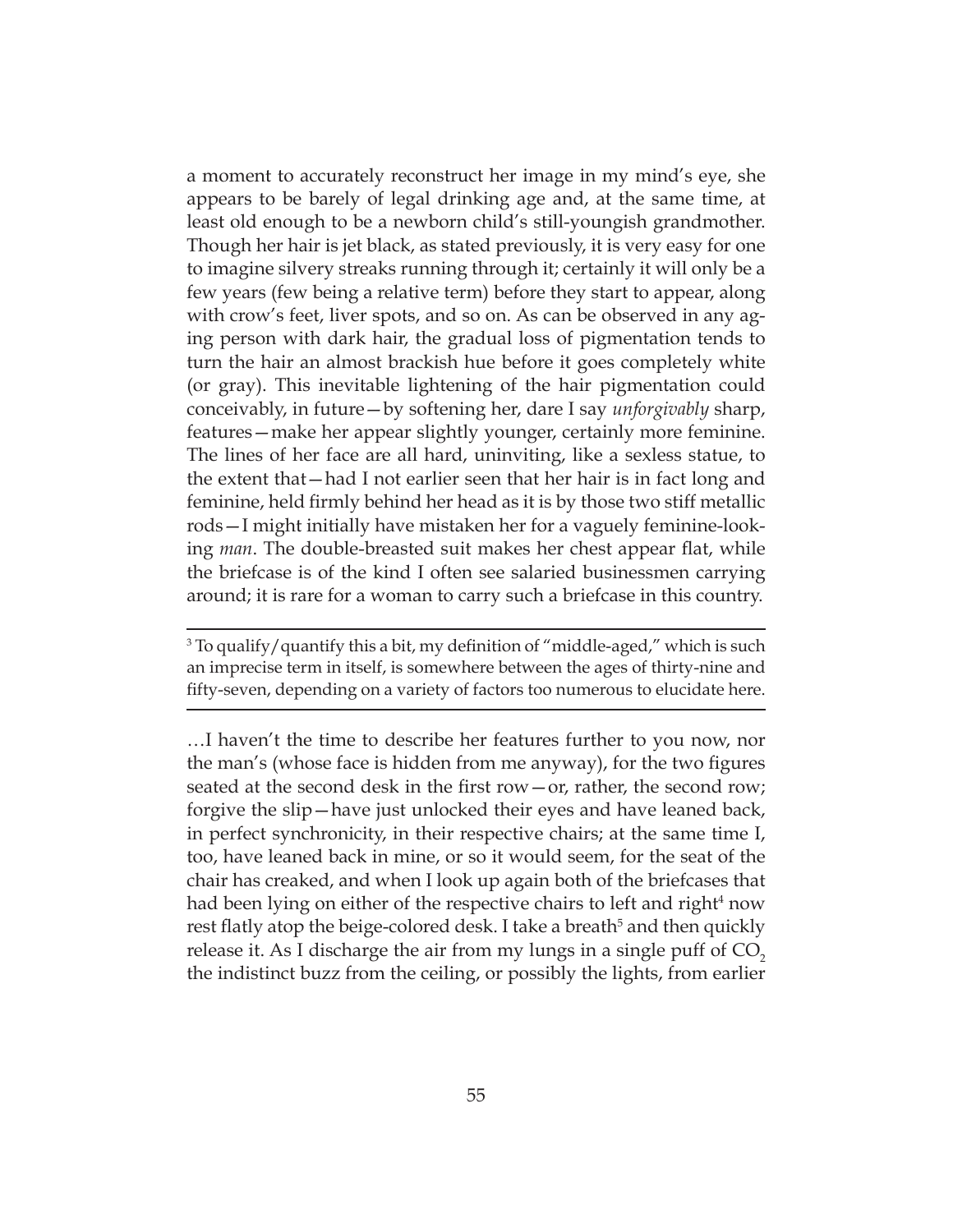a moment to accurately reconstruct her image in my mind's eye, she appears to be barely of legal drinking age and, at the same time, at least old enough to be a newborn child's still-youngish grandmother. Though her hair is jet black, as stated previously, it is very easy for one to imagine silvery streaks running through it; certainly it will only be a few years (few being a relative term) before they start to appear, along with crow's feet, liver spots, and so on. As can be observed in any aging person with dark hair, the gradual loss of pigmentation tends to turn the hair an almost brackish hue before it goes completely white (or gray). This inevitable lightening of the hair pigmentation could conceivably, in future—by softening her, dare I say *unforgivably* sharp, features—make her appear slightly younger, certainly more feminine. The lines of her face are all hard, uninviting, like a sexless statue, to the extent that—had I not earlier seen that her hair is in fact long and feminine, held firmly behind her head as it is by those two stiff metallic rods—I might initially have mistaken her for a vaguely feminine-looking *man*. The double-breasted suit makes her chest appear flat, while the briefcase is of the kind I often see salaried businessmen carrying around; it is rare for a woman to carry such a briefcase in this country.

---

[3] To qualify/quantify this a bit, my definition of "middle-aged," which is such an imprecise term in itself, is somewhere between the ages of thirty-nine and fifty-seven, depending on a variety of factors too numerous to elucidate here.

---

…I haven't the time to describe her features further to you now, nor the man's (whose face is hidden from me anyway), for the two figures seated at the second desk in the first row—or, rather, the second row; forgive the slip—have just unlocked their eyes and have leaned back, in perfect synchronicity, in their respective chairs; at the same time I, too, have leaned back in mine, or so it would seem, for the seat of the chair has creaked, and when I look up again both of the briefcases that had been lying on either of the respective chairs to left and right[4] now rest flatly atop the beige-colored desk. I take a breath[5] and then quickly release it. As I discharge the air from my lungs in a single puff of $CO_2$ the indistinct buzz from the ceiling, or possibly the lights, from earlier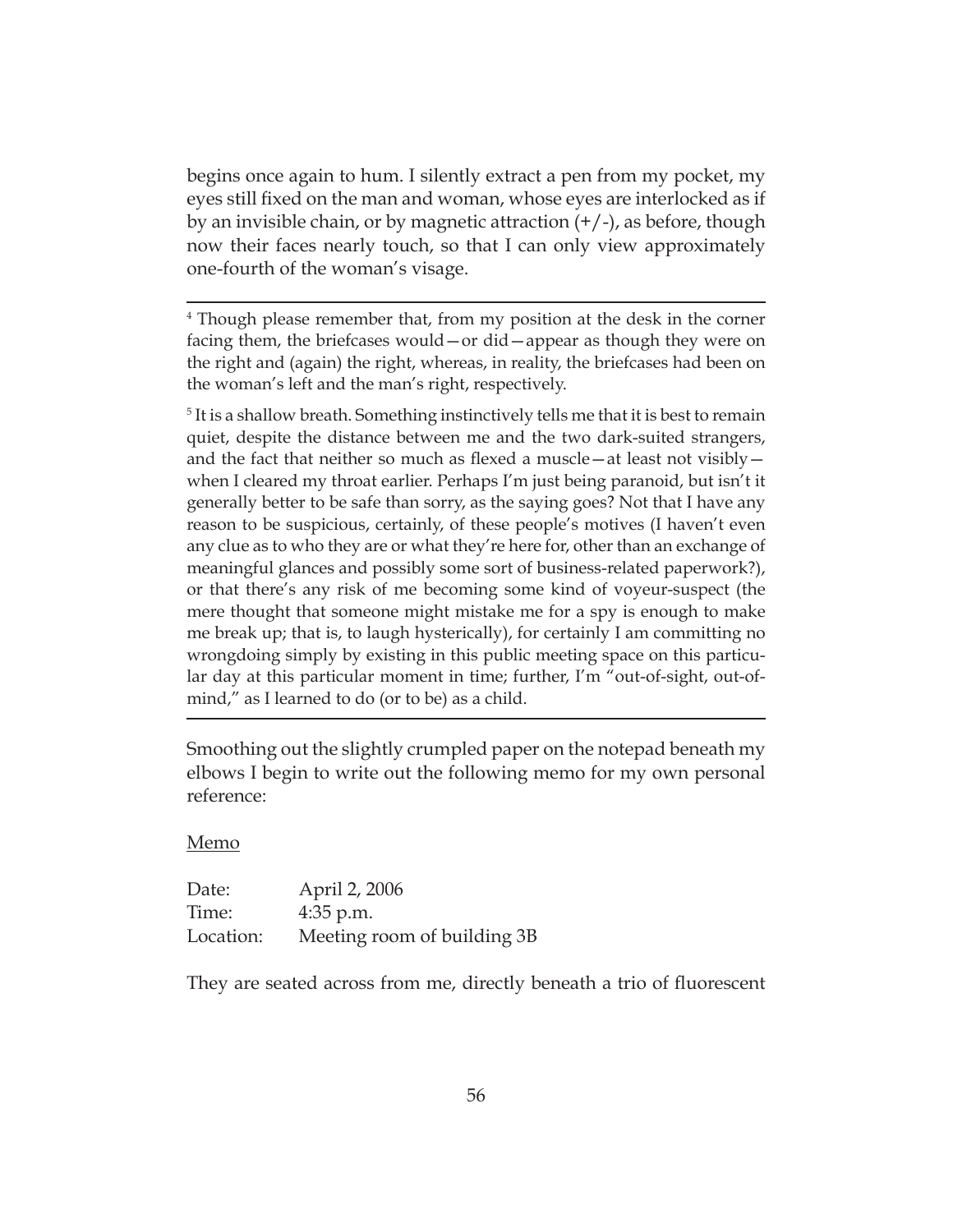begins once again to hum. I silently extract a pen from my pocket, my eyes still fixed on the man and woman, whose eyes are interlocked as if by an invisible chain, or by magnetic attraction (+/-), as before, though now their faces nearly touch, so that I can only view approximately one-fourth of the woman's visage.

---

[4] Though please remember that, from my position at the desk in the corner facing them, the briefcases would—or did—appear as though they were on the right and (again) the right, whereas, in reality, the briefcases had been on the woman's left and the man's right, respectively.

[5] It is a shallow breath. Something instinctively tells me that it is best to remain quiet, despite the distance between me and the two dark-suited strangers, and the fact that neither so much as flexed a muscle—at least not visibly—when I cleared my throat earlier. Perhaps I'm just being paranoid, but isn't it generally better to be safe than sorry, as the saying goes? Not that I have any reason to be suspicious, certainly, of these people's motives (I haven't even any clue as to who they are or what they're here for, other than an exchange of meaningful glances and possibly some sort of business-related paperwork?), or that there's any risk of me becoming some kind of voyeur-suspect (the mere thought that someone might mistake me for a spy is enough to make me break up; that is, to laugh hysterically), for certainly I am committing no wrongdoing simply by existing in this public meeting space on this particular day at this particular moment in time; further, I'm "out-of-sight, out-of-mind," as I learned to do (or to be) as a child.

---

Smoothing out the slightly crumpled paper on the notepad beneath my elbows I begin to write out the following memo for my own personal reference:

<u>Memo</u>

| | |
|---|---|
| Date: | April 2, 2006 |
| Time: | 4:35 p.m. |
| Location: | Meeting room of building 3B |

They are seated across from me, directly beneath a trio of fluorescent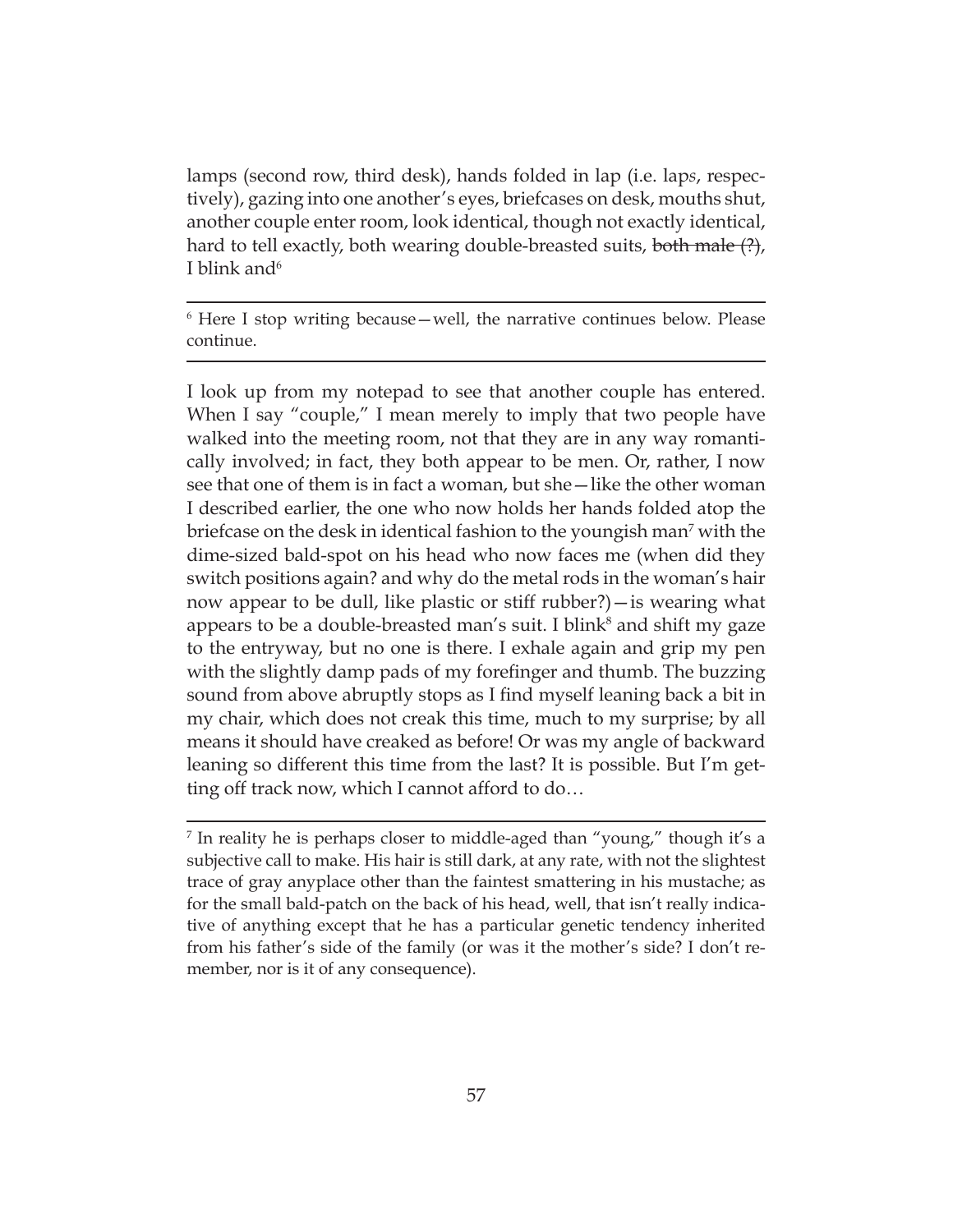lamps (second row, third desk), hands folded in lap (i.e. lap*s*, respectively), gazing into one another's eyes, briefcases on desk, mouths shut, another couple enter room, look identical, though not exactly identical, hard to tell exactly, both wearing double-breasted suits, ~~both male (?)~~, I blink and[6]

---

[6] Here I stop writing because—well, the narrative continues below. Please continue.

---

I look up from my notepad to see that another couple has entered. When I say "couple," I mean merely to imply that two people have walked into the meeting room, not that they are in any way romantically involved; in fact, they both appear to be men. Or, rather, I now see that one of them is in fact a woman, but she—like the other woman I described earlier, the one who now holds her hands folded atop the briefcase on the desk in identical fashion to the youngish man[7] with the dime-sized bald-spot on his head who now faces me (when did they switch positions again? and why do the metal rods in the woman's hair now appear to be dull, like plastic or stiff rubber?)—is wearing what appears to be a double-breasted man's suit. I blink[8] and shift my gaze to the entryway, but no one is there. I exhale again and grip my pen with the slightly damp pads of my forefinger and thumb. The buzzing sound from above abruptly stops as I find myself leaning back a bit in my chair, which does not creak this time, much to my surprise; by all means it should have creaked as before! Or was my angle of backward leaning so different this time from the last? It is possible. But I'm getting off track now, which I cannot afford to do…

---

[7] In reality he is perhaps closer to middle-aged than "young," though it's a subjective call to make. His hair is still dark, at any rate, with not the slightest trace of gray anyplace other than the faintest smattering in his mustache; as for the small bald-patch on the back of his head, well, that isn't really indicative of anything except that he has a particular genetic tendency inherited from his father's side of the family (or was it the mother's side? I don't remember, nor is it of any consequence).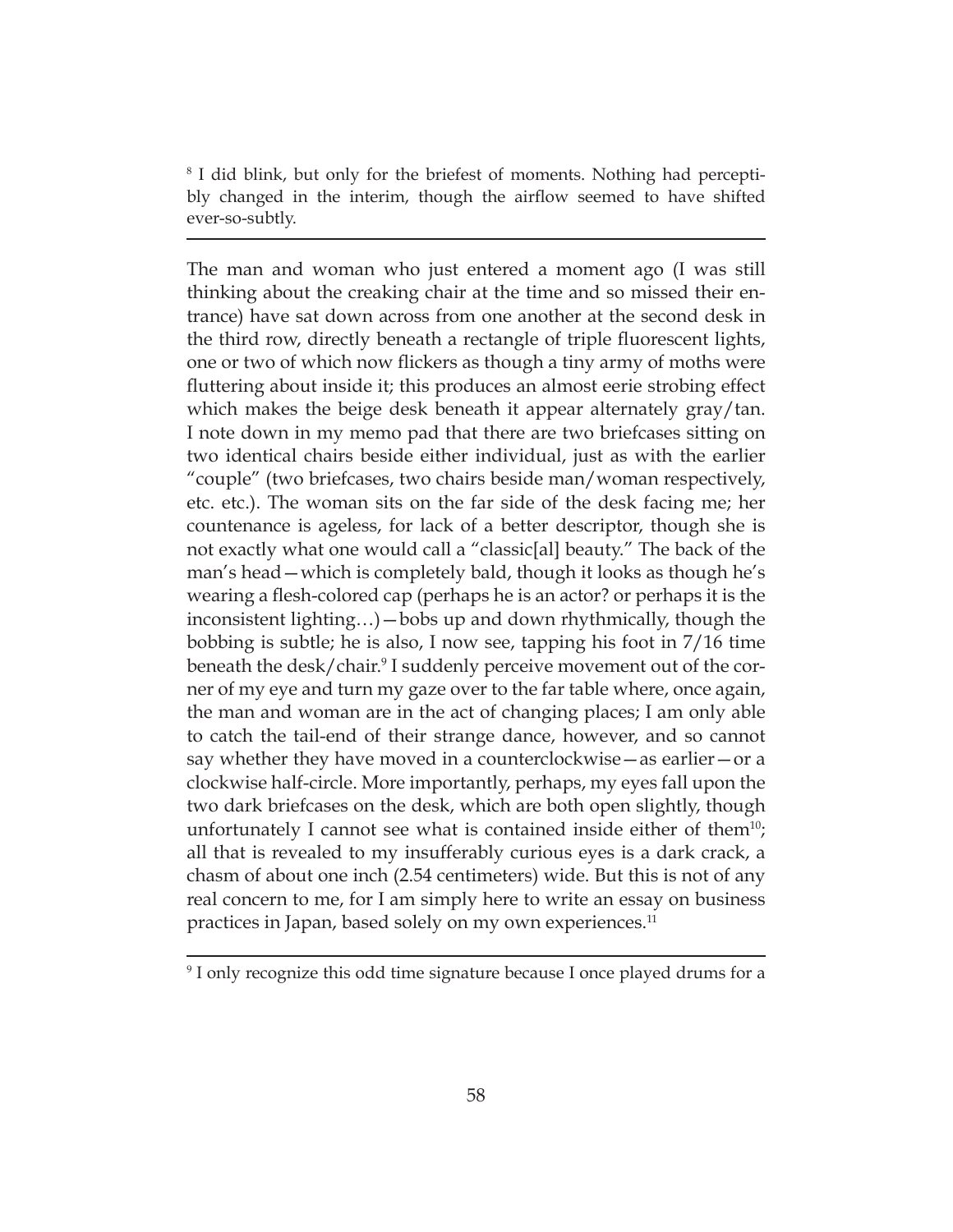[8] I did blink, but only for the briefest of moments. Nothing had perceptibly changed in the interim, though the airflow seemed to have shifted ever-so-subtly.

---

The man and woman who just entered a moment ago (I was still thinking about the creaking chair at the time and so missed their entrance) have sat down across from one another at the second desk in the third row, directly beneath a rectangle of triple fluorescent lights, one or two of which now flickers as though a tiny army of moths were fluttering about inside it; this produces an almost eerie strobing effect which makes the beige desk beneath it appear alternately gray/tan. I note down in my memo pad that there are two briefcases sitting on two identical chairs beside either individual, just as with the earlier "couple" (two briefcases, two chairs beside man/woman respectively, etc. etc.). The woman sits on the far side of the desk facing me; her countenance is ageless, for lack of a better descriptor, though she is not exactly what one would call a "classic[al] beauty." The back of the man's head—which is completely bald, though it looks as though he's wearing a flesh-colored cap (perhaps he is an actor? or perhaps it is the inconsistent lighting…)—bobs up and down rhythmically, though the bobbing is subtle; he is also, I now see, tapping his foot in 7/16 time beneath the desk/chair.[9] I suddenly perceive movement out of the corner of my eye and turn my gaze over to the far table where, once again, the man and woman are in the act of changing places; I am only able to catch the tail-end of their strange dance, however, and so cannot say whether they have moved in a counterclockwise—as earlier—or a clockwise half-circle. More importantly, perhaps, my eyes fall upon the two dark briefcases on the desk, which are both open slightly, though unfortunately I cannot see what is contained inside either of them[10]; all that is revealed to my insufferably curious eyes is a dark crack, a chasm of about one inch (2.54 centimeters) wide. But this is not of any real concern to me, for I am simply here to write an essay on business practices in Japan, based solely on my own experiences.[11]

---

[9] I only recognize this odd time signature because I once played drums for a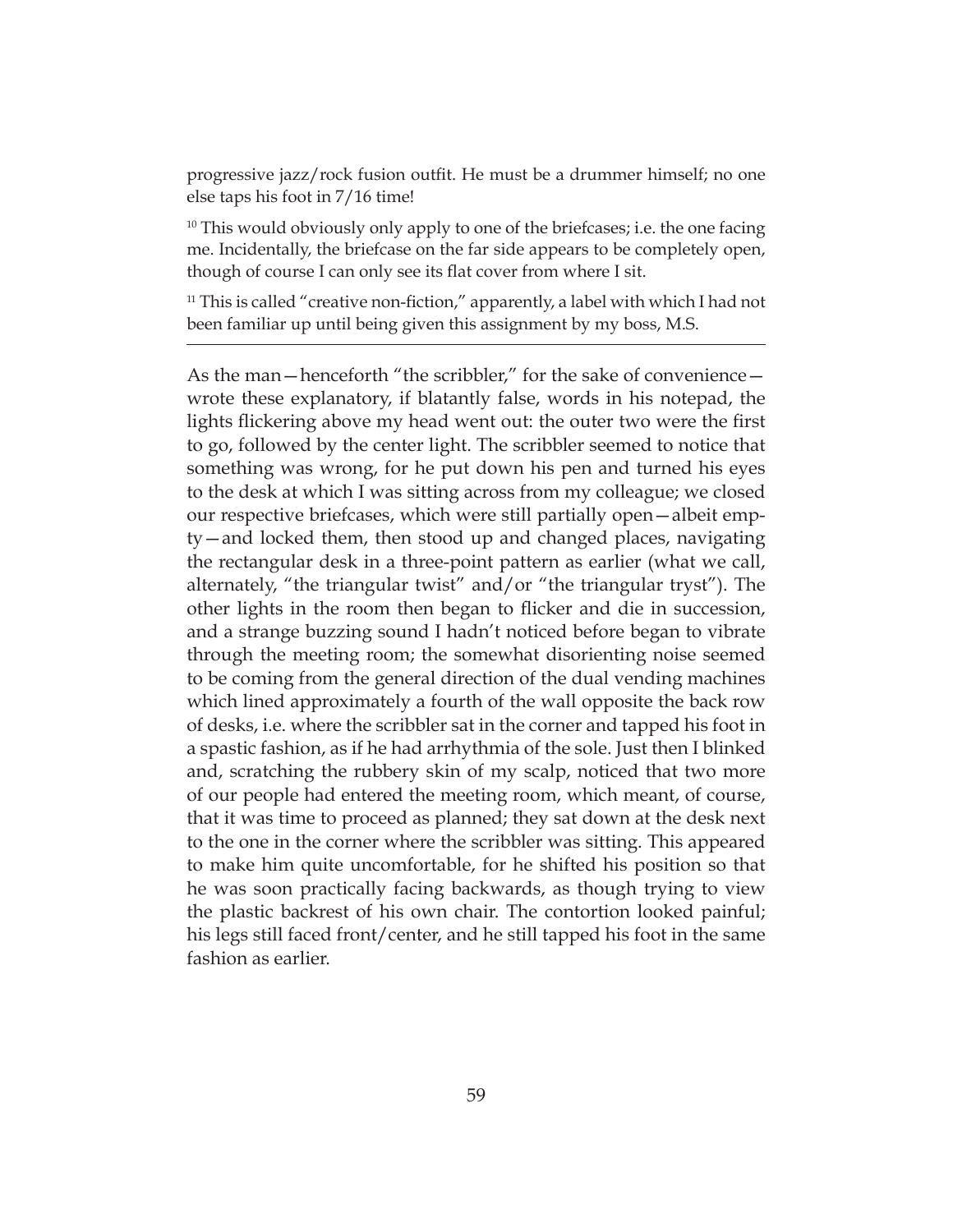progressive jazz/rock fusion outfit. He must be a drummer himself; no one else taps his foot in 7/16 time!

[10] This would obviously only apply to one of the briefcases; i.e. the one facing me. Incidentally, the briefcase on the far side appears to be completely open, though of course I can only see its flat cover from where I sit.

[11] This is called "creative non-fiction," apparently, a label with which I had not been familiar up until being given this assignment by my boss, M.S.

---

As the man—henceforth "the scribbler," for the sake of convenience—wrote these explanatory, if blatantly false, words in his notepad, the lights flickering above my head went out: the outer two were the first to go, followed by the center light. The scribbler seemed to notice that something was wrong, for he put down his pen and turned his eyes to the desk at which I was sitting across from my colleague; we closed our respective briefcases, which were still partially open—albeit empty—and locked them, then stood up and changed places, navigating the rectangular desk in a three-point pattern as earlier (what we call, alternately, "the triangular twist" and/or "the triangular tryst"). The other lights in the room then began to flicker and die in succession, and a strange buzzing sound I hadn't noticed before began to vibrate through the meeting room; the somewhat disorienting noise seemed to be coming from the general direction of the dual vending machines which lined approximately a fourth of the wall opposite the back row of desks, i.e. where the scribbler sat in the corner and tapped his foot in a spastic fashion, as if he had arrhythmia of the sole. Just then I blinked and, scratching the rubbery skin of my scalp, noticed that two more of our people had entered the meeting room, which meant, of course, that it was time to proceed as planned; they sat down at the desk next to the one in the corner where the scribbler was sitting. This appeared to make him quite uncomfortable, for he shifted his position so that he was soon practically facing backwards, as though trying to view the plastic backrest of his own chair. The contortion looked painful; his legs still faced front/center, and he still tapped his foot in the same fashion as earlier.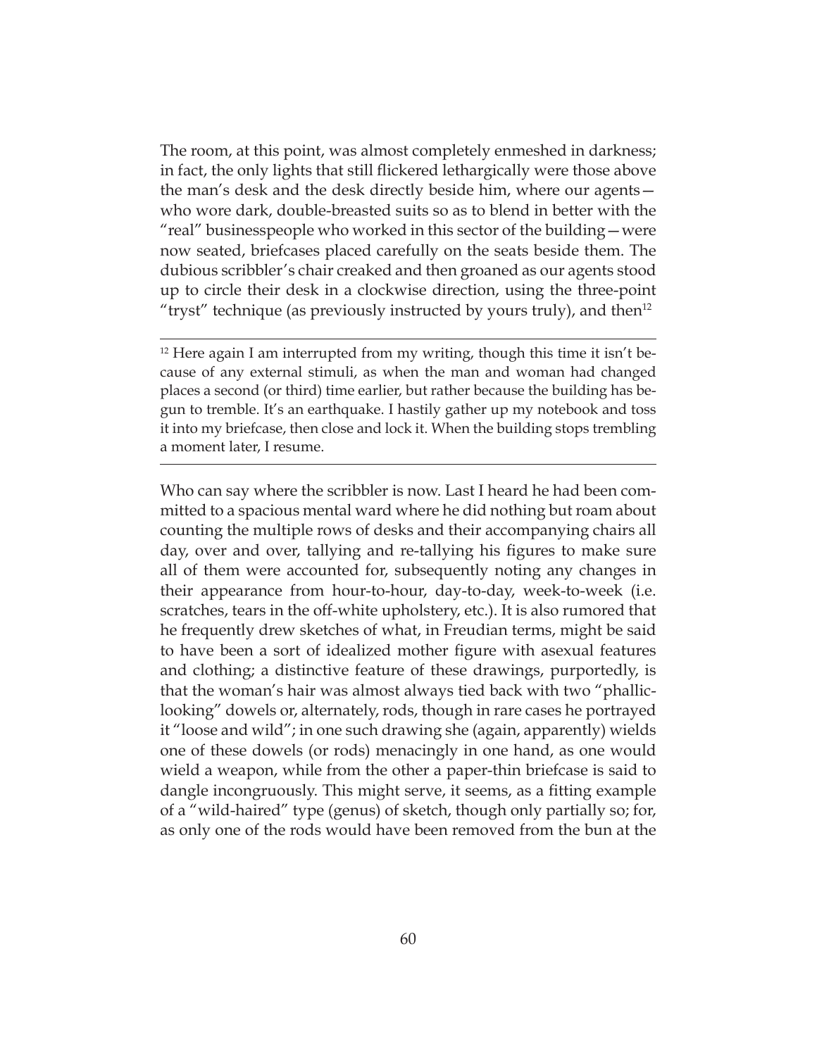The room, at this point, was almost completely enmeshed in darkness; in fact, the only lights that still flickered lethargically were those above the man's desk and the desk directly beside him, where our agents—who wore dark, double-breasted suits so as to blend in better with the "real" businesspeople who worked in this sector of the building—were now seated, briefcases placed carefully on the seats beside them. The dubious scribbler's chair creaked and then groaned as our agents stood up to circle their desk in a clockwise direction, using the three-point "tryst" technique (as previously instructed by yours truly), and then[12]

---

[12] Here again I am interrupted from my writing, though this time it isn't because of any external stimuli, as when the man and woman had changed places a second (or third) time earlier, but rather because the building has begun to tremble. It's an earthquake. I hastily gather up my notebook and toss it into my briefcase, then close and lock it. When the building stops trembling a moment later, I resume.

---

Who can say where the scribbler is now. Last I heard he had been committed to a spacious mental ward where he did nothing but roam about counting the multiple rows of desks and their accompanying chairs all day, over and over, tallying and re-tallying his figures to make sure all of them were accounted for, subsequently noting any changes in their appearance from hour-to-hour, day-to-day, week-to-week (i.e. scratches, tears in the off-white upholstery, etc.). It is also rumored that he frequently drew sketches of what, in Freudian terms, might be said to have been a sort of idealized mother figure with asexual features and clothing; a distinctive feature of these drawings, purportedly, is that the woman's hair was almost always tied back with two "phallic-looking" dowels or, alternately, rods, though in rare cases he portrayed it "loose and wild"; in one such drawing she (again, apparently) wields one of these dowels (or rods) menacingly in one hand, as one would wield a weapon, while from the other a paper-thin briefcase is said to dangle incongruously. This might serve, it seems, as a fitting example of a "wild-haired" type (genus) of sketch, though only partially so; for, as only one of the rods would have been removed from the bun at the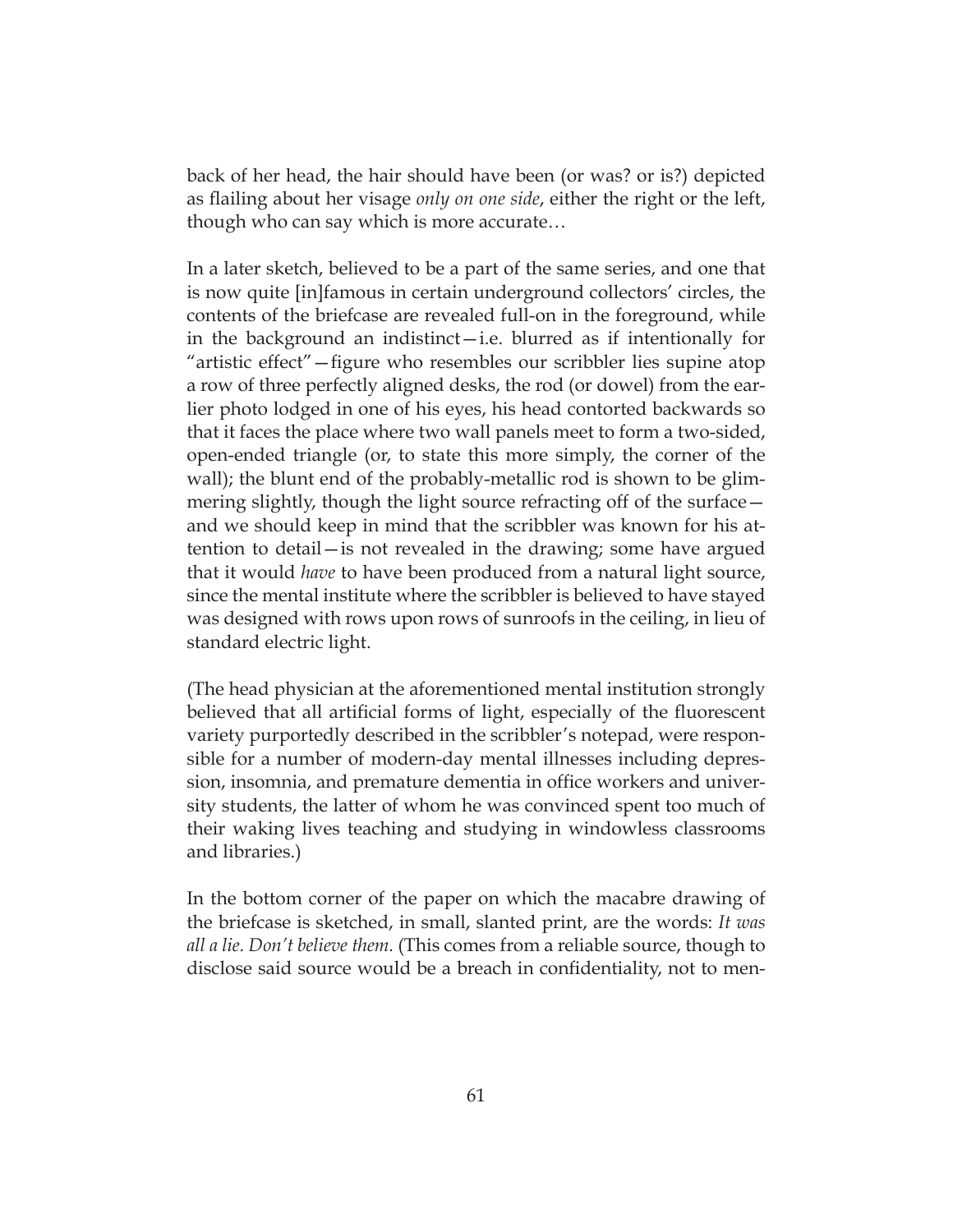back of her head, the hair should have been (or was? or is?) depicted as flailing about her visage *only on one side*, either the right or the left, though who can say which is more accurate…

In a later sketch, believed to be a part of the same series, and one that is now quite [in]famous in certain underground collectors' circles, the contents of the briefcase are revealed full-on in the foreground, while in the background an indistinct—i.e. blurred as if intentionally for "artistic effect"—figure who resembles our scribbler lies supine atop a row of three perfectly aligned desks, the rod (or dowel) from the earlier photo lodged in one of his eyes, his head contorted backwards so that it faces the place where two wall panels meet to form a two-sided, open-ended triangle (or, to state this more simply, the corner of the wall); the blunt end of the probably-metallic rod is shown to be glimmering slightly, though the light source refracting off of the surface—and we should keep in mind that the scribbler was known for his attention to detail—is not revealed in the drawing; some have argued that it would *have* to have been produced from a natural light source, since the mental institute where the scribbler is believed to have stayed was designed with rows upon rows of sunroofs in the ceiling, in lieu of standard electric light.

(The head physician at the aforementioned mental institution strongly believed that all artificial forms of light, especially of the fluorescent variety purportedly described in the scribbler's notepad, were responsible for a number of modern-day mental illnesses including depression, insomnia, and premature dementia in office workers and university students, the latter of whom he was convinced spent too much of their waking lives teaching and studying in windowless classrooms and libraries.)

In the bottom corner of the paper on which the macabre drawing of the briefcase is sketched, in small, slanted print, are the words: *It was all a lie. Don't believe them.* (This comes from a reliable source, though to disclose said source would be a breach in confidentiality, not to men-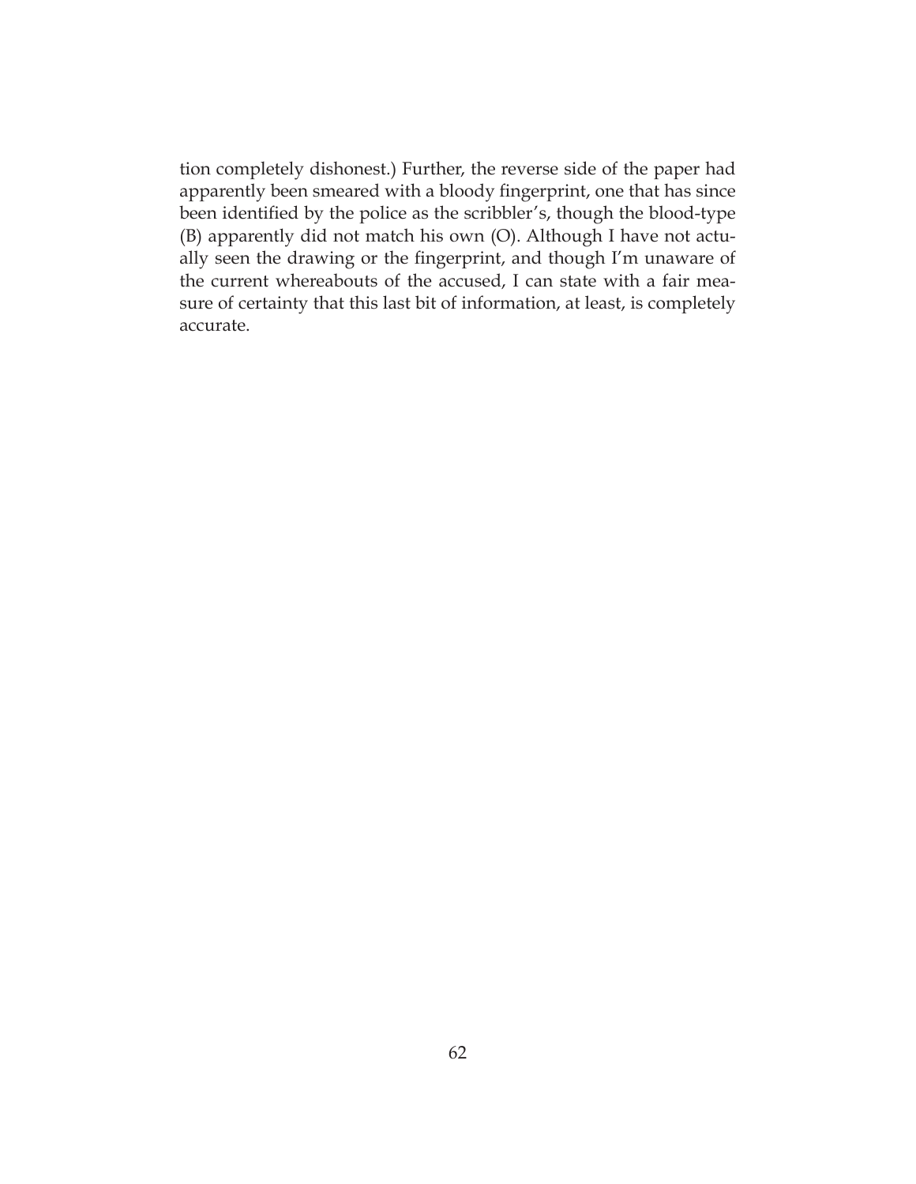tion completely dishonest.) Further, the reverse side of the paper had apparently been smeared with a bloody fingerprint, one that has since been identified by the police as the scribbler's, though the blood-type (B) apparently did not match his own (O). Although I have not actually seen the drawing or the fingerprint, and though I'm unaware of the current whereabouts of the accused, I can state with a fair measure of certainty that this last bit of information, at least, is completely accurate.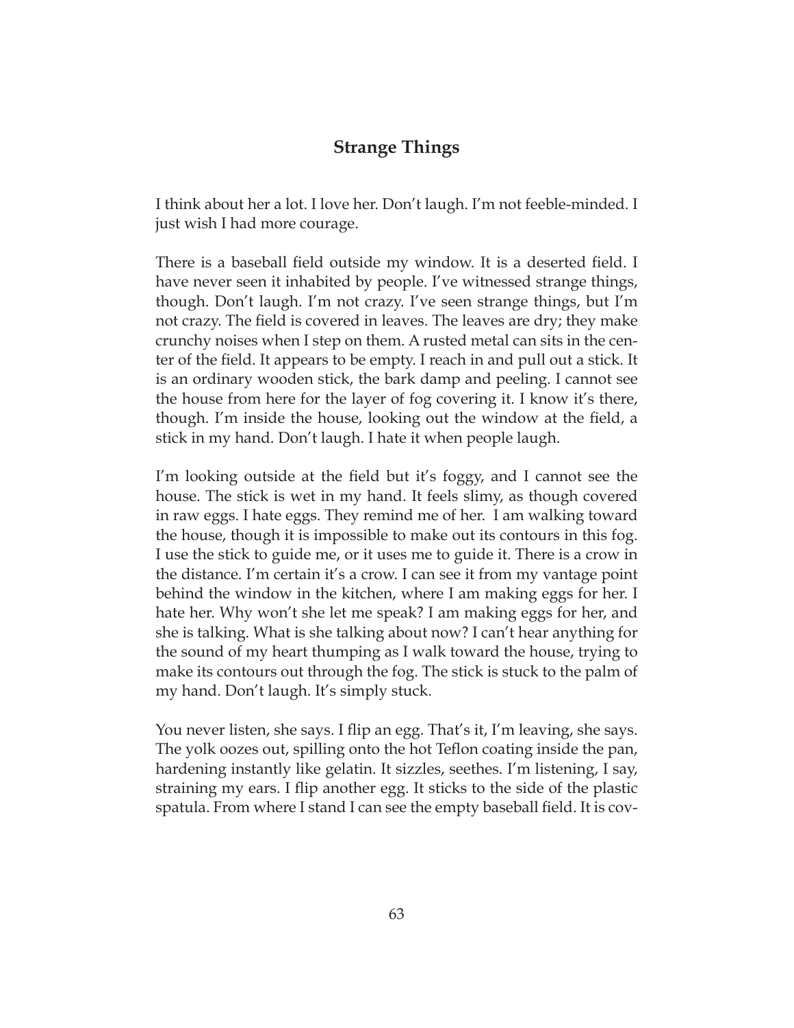## Strange Things

I think about her a lot. I love her. Don't laugh. I'm not feeble-minded. I just wish I had more courage.

There is a baseball field outside my window. It is a deserted field. I have never seen it inhabited by people. I've witnessed strange things, though. Don't laugh. I'm not crazy. I've seen strange things, but I'm not crazy. The field is covered in leaves. The leaves are dry; they make crunchy noises when I step on them. A rusted metal can sits in the center of the field. It appears to be empty. I reach in and pull out a stick. It is an ordinary wooden stick, the bark damp and peeling. I cannot see the house from here for the layer of fog covering it. I know it's there, though. I'm inside the house, looking out the window at the field, a stick in my hand. Don't laugh. I hate it when people laugh.

I'm looking outside at the field but it's foggy, and I cannot see the house. The stick is wet in my hand. It feels slimy, as though covered in raw eggs. I hate eggs. They remind me of her. I am walking toward the house, though it is impossible to make out its contours in this fog. I use the stick to guide me, or it uses me to guide it. There is a crow in the distance. I'm certain it's a crow. I can see it from my vantage point behind the window in the kitchen, where I am making eggs for her. I hate her. Why won't she let me speak? I am making eggs for her, and she is talking. What is she talking about now? I can't hear anything for the sound of my heart thumping as I walk toward the house, trying to make its contours out through the fog. The stick is stuck to the palm of my hand. Don't laugh. It's simply stuck.

You never listen, she says. I flip an egg. That's it, I'm leaving, she says. The yolk oozes out, spilling onto the hot Teflon coating inside the pan, hardening instantly like gelatin. It sizzles, seethes. I'm listening, I say, straining my ears. I flip another egg. It sticks to the side of the plastic spatula. From where I stand I can see the empty baseball field. It is cov-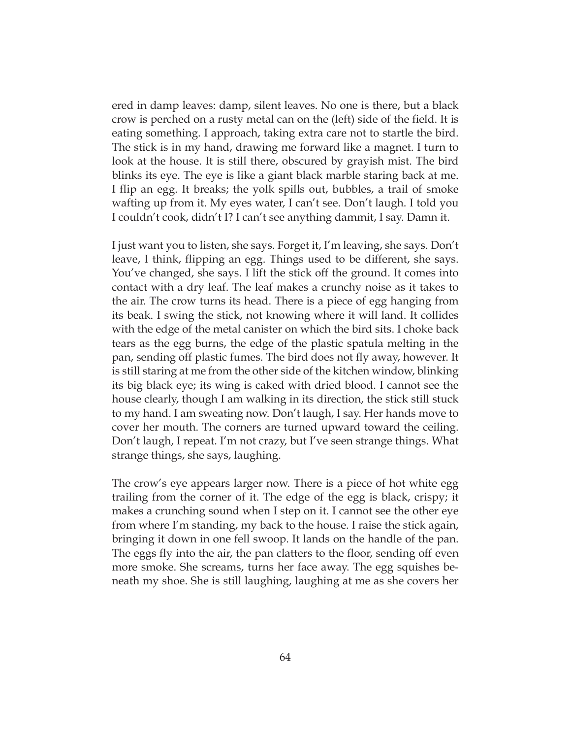ered in damp leaves: damp, silent leaves. No one is there, but a black crow is perched on a rusty metal can on the (left) side of the field. It is eating something. I approach, taking extra care not to startle the bird. The stick is in my hand, drawing me forward like a magnet. I turn to look at the house. It is still there, obscured by grayish mist. The bird blinks its eye. The eye is like a giant black marble staring back at me. I flip an egg. It breaks; the yolk spills out, bubbles, a trail of smoke wafting up from it. My eyes water, I can't see. Don't laugh. I told you I couldn't cook, didn't I? I can't see anything dammit, I say. Damn it.

I just want you to listen, she says. Forget it, I'm leaving, she says. Don't leave, I think, flipping an egg. Things used to be different, she says. You've changed, she says. I lift the stick off the ground. It comes into contact with a dry leaf. The leaf makes a crunchy noise as it takes to the air. The crow turns its head. There is a piece of egg hanging from its beak. I swing the stick, not knowing where it will land. It collides with the edge of the metal canister on which the bird sits. I choke back tears as the egg burns, the edge of the plastic spatula melting in the pan, sending off plastic fumes. The bird does not fly away, however. It is still staring at me from the other side of the kitchen window, blinking its big black eye; its wing is caked with dried blood. I cannot see the house clearly, though I am walking in its direction, the stick still stuck to my hand. I am sweating now. Don't laugh, I say. Her hands move to cover her mouth. The corners are turned upward toward the ceiling. Don't laugh, I repeat. I'm not crazy, but I've seen strange things. What strange things, she says, laughing.

The crow's eye appears larger now. There is a piece of hot white egg trailing from the corner of it. The edge of the egg is black, crispy; it makes a crunching sound when I step on it. I cannot see the other eye from where I'm standing, my back to the house. I raise the stick again, bringing it down in one fell swoop. It lands on the handle of the pan. The eggs fly into the air, the pan clatters to the floor, sending off even more smoke. She screams, turns her face away. The egg squishes beneath my shoe. She is still laughing, laughing at me as she covers her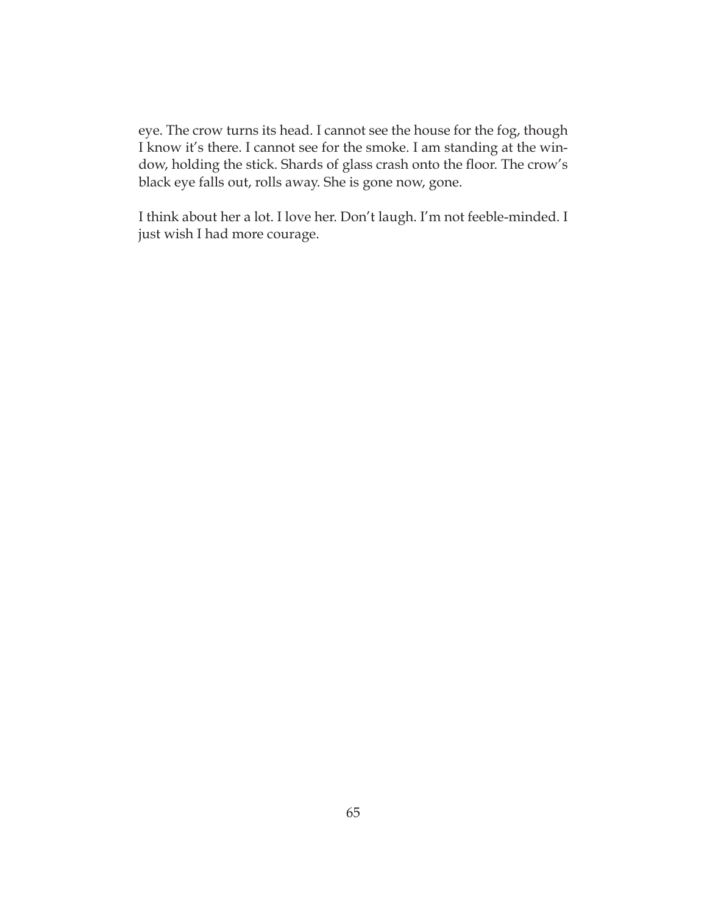eye. The crow turns its head. I cannot see the house for the fog, though I know it's there. I cannot see for the smoke. I am standing at the window, holding the stick. Shards of glass crash onto the floor. The crow's black eye falls out, rolls away. She is gone now, gone.

I think about her a lot. I love her. Don't laugh. I'm not feeble-minded. I just wish I had more courage.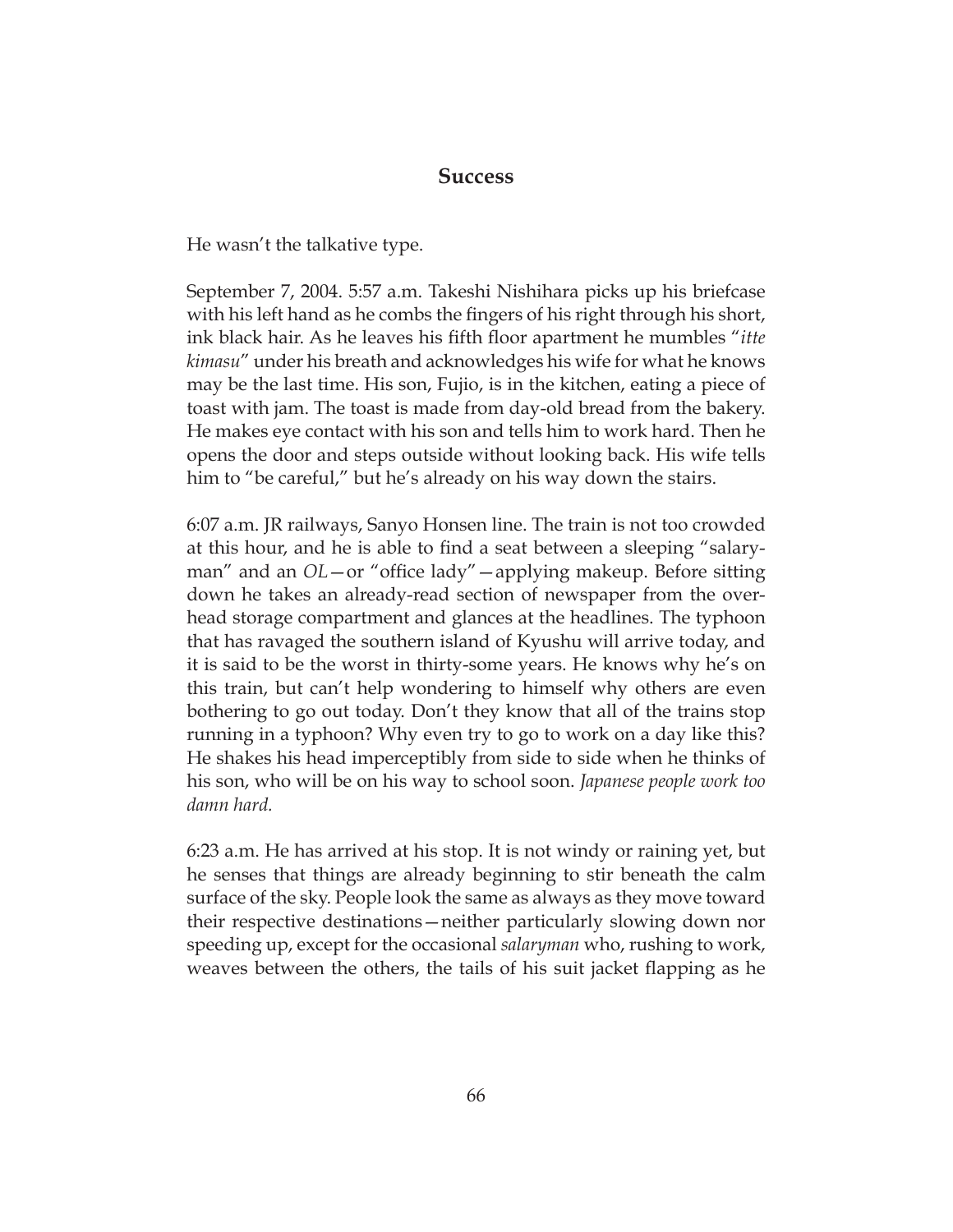## Success

He wasn't the talkative type.

September 7, 2004. 5:57 a.m. Takeshi Nishihara picks up his briefcase with his left hand as he combs the fingers of his right through his short, ink black hair. As he leaves his fifth floor apartment he mumbles "*itte kimasu*" under his breath and acknowledges his wife for what he knows may be the last time. His son, Fujio, is in the kitchen, eating a piece of toast with jam. The toast is made from day-old bread from the bakery. He makes eye contact with his son and tells him to work hard. Then he opens the door and steps outside without looking back. His wife tells him to "be careful," but he's already on his way down the stairs.

6:07 a.m. JR railways, Sanyo Honsen line. The train is not too crowded at this hour, and he is able to find a seat between a sleeping "salaryman" and an *OL*—or "office lady"—applying makeup. Before sitting down he takes an already-read section of newspaper from the overhead storage compartment and glances at the headlines. The typhoon that has ravaged the southern island of Kyushu will arrive today, and it is said to be the worst in thirty-some years. He knows why he's on this train, but can't help wondering to himself why others are even bothering to go out today. Don't they know that all of the trains stop running in a typhoon? Why even try to go to work on a day like this? He shakes his head imperceptibly from side to side when he thinks of his son, who will be on his way to school soon. *Japanese people work too damn hard.*

6:23 a.m. He has arrived at his stop. It is not windy or raining yet, but he senses that things are already beginning to stir beneath the calm surface of the sky. People look the same as always as they move toward their respective destinations—neither particularly slowing down nor speeding up, except for the occasional *salaryman* who, rushing to work, weaves between the others, the tails of his suit jacket flapping as he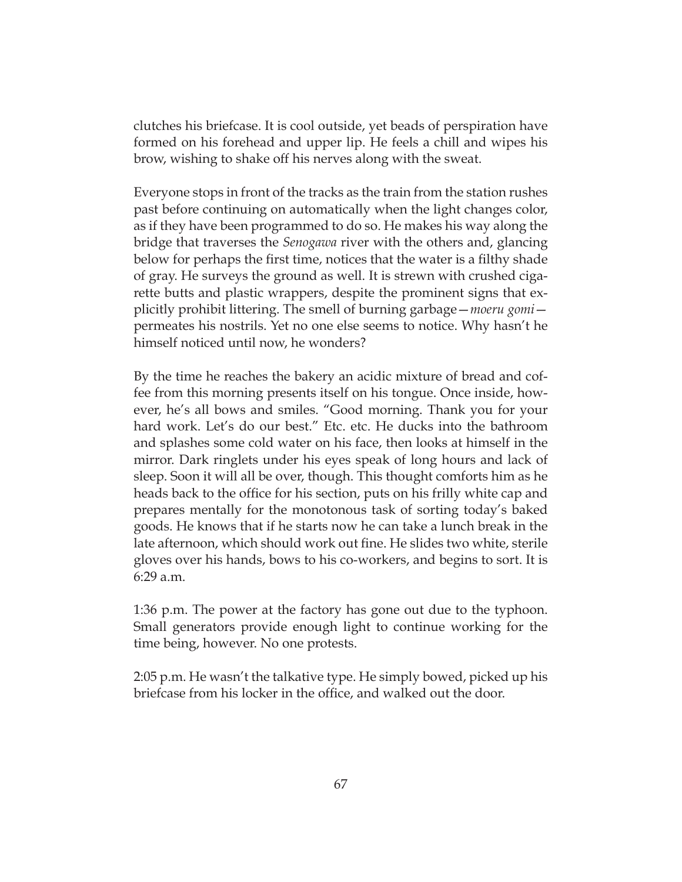clutches his briefcase. It is cool outside, yet beads of perspiration have formed on his forehead and upper lip. He feels a chill and wipes his brow, wishing to shake off his nerves along with the sweat.

Everyone stops in front of the tracks as the train from the station rushes past before continuing on automatically when the light changes color, as if they have been programmed to do so. He makes his way along the bridge that traverses the *Senogawa* river with the others and, glancing below for perhaps the first time, notices that the water is a filthy shade of gray. He surveys the ground as well. It is strewn with crushed cigarette butts and plastic wrappers, despite the prominent signs that explicitly prohibit littering. The smell of burning garbage—*moeru gomi*—permeates his nostrils. Yet no one else seems to notice. Why hasn't he himself noticed until now, he wonders?

By the time he reaches the bakery an acidic mixture of bread and coffee from this morning presents itself on his tongue. Once inside, however, he's all bows and smiles. "Good morning. Thank you for your hard work. Let's do our best." Etc. etc. He ducks into the bathroom and splashes some cold water on his face, then looks at himself in the mirror. Dark ringlets under his eyes speak of long hours and lack of sleep. Soon it will all be over, though. This thought comforts him as he heads back to the office for his section, puts on his frilly white cap and prepares mentally for the monotonous task of sorting today's baked goods. He knows that if he starts now he can take a lunch break in the late afternoon, which should work out fine. He slides two white, sterile gloves over his hands, bows to his co-workers, and begins to sort. It is 6:29 a.m.

1:36 p.m. The power at the factory has gone out due to the typhoon. Small generators provide enough light to continue working for the time being, however. No one protests.

2:05 p.m. He wasn't the talkative type. He simply bowed, picked up his briefcase from his locker in the office, and walked out the door.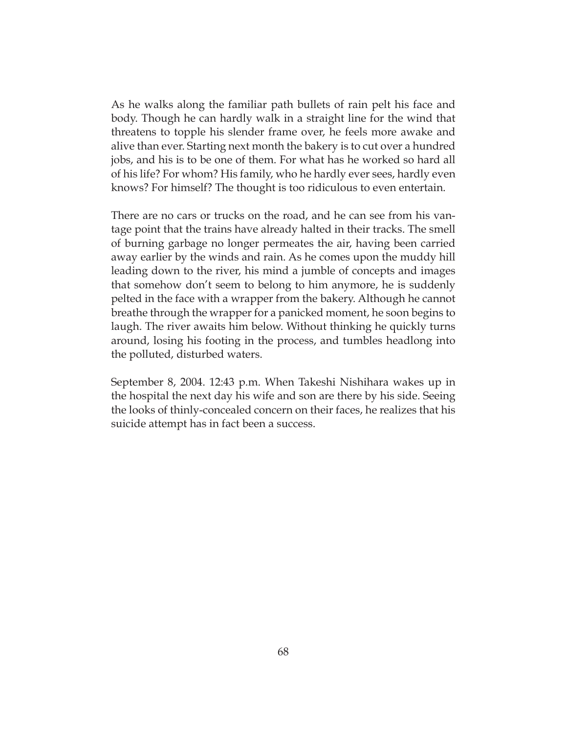As he walks along the familiar path bullets of rain pelt his face and body. Though he can hardly walk in a straight line for the wind that threatens to topple his slender frame over, he feels more awake and alive than ever. Starting next month the bakery is to cut over a hundred jobs, and his is to be one of them. For what has he worked so hard all of his life? For whom? His family, who he hardly ever sees, hardly even knows? For himself? The thought is too ridiculous to even entertain.

There are no cars or trucks on the road, and he can see from his vantage point that the trains have already halted in their tracks. The smell of burning garbage no longer permeates the air, having been carried away earlier by the winds and rain. As he comes upon the muddy hill leading down to the river, his mind a jumble of concepts and images that somehow don't seem to belong to him anymore, he is suddenly pelted in the face with a wrapper from the bakery. Although he cannot breathe through the wrapper for a panicked moment, he soon begins to laugh. The river awaits him below. Without thinking he quickly turns around, losing his footing in the process, and tumbles headlong into the polluted, disturbed waters.

September 8, 2004. 12:43 p.m. When Takeshi Nishihara wakes up in the hospital the next day his wife and son are there by his side. Seeing the looks of thinly-concealed concern on their faces, he realizes that his suicide attempt has in fact been a success.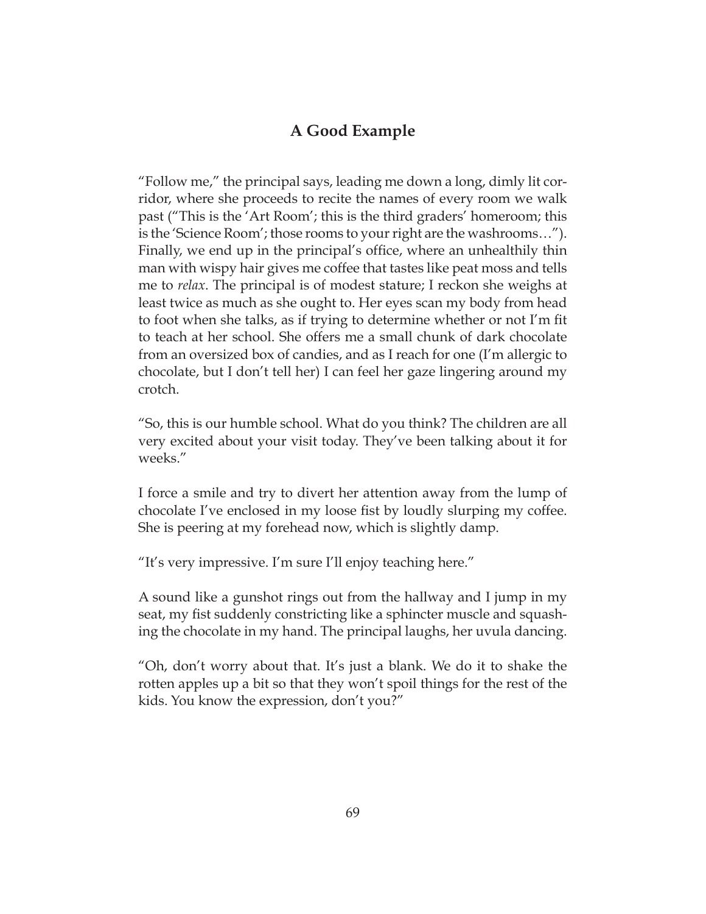## A Good Example

"Follow me," the principal says, leading me down a long, dimly lit corridor, where she proceeds to recite the names of every room we walk past ("This is the 'Art Room'; this is the third graders' homeroom; this is the 'Science Room'; those rooms to your right are the washrooms…"). Finally, we end up in the principal's office, where an unhealthily thin man with wispy hair gives me coffee that tastes like peat moss and tells me to *relax*. The principal is of modest stature; I reckon she weighs at least twice as much as she ought to. Her eyes scan my body from head to foot when she talks, as if trying to determine whether or not I'm fit to teach at her school. She offers me a small chunk of dark chocolate from an oversized box of candies, and as I reach for one (I'm allergic to chocolate, but I don't tell her) I can feel her gaze lingering around my crotch.

"So, this is our humble school. What do you think? The children are all very excited about your visit today. They've been talking about it for weeks."

I force a smile and try to divert her attention away from the lump of chocolate I've enclosed in my loose fist by loudly slurping my coffee. She is peering at my forehead now, which is slightly damp.

"It's very impressive. I'm sure I'll enjoy teaching here."

A sound like a gunshot rings out from the hallway and I jump in my seat, my fist suddenly constricting like a sphincter muscle and squashing the chocolate in my hand. The principal laughs, her uvula dancing.

"Oh, don't worry about that. It's just a blank. We do it to shake the rotten apples up a bit so that they won't spoil things for the rest of the kids. You know the expression, don't you?"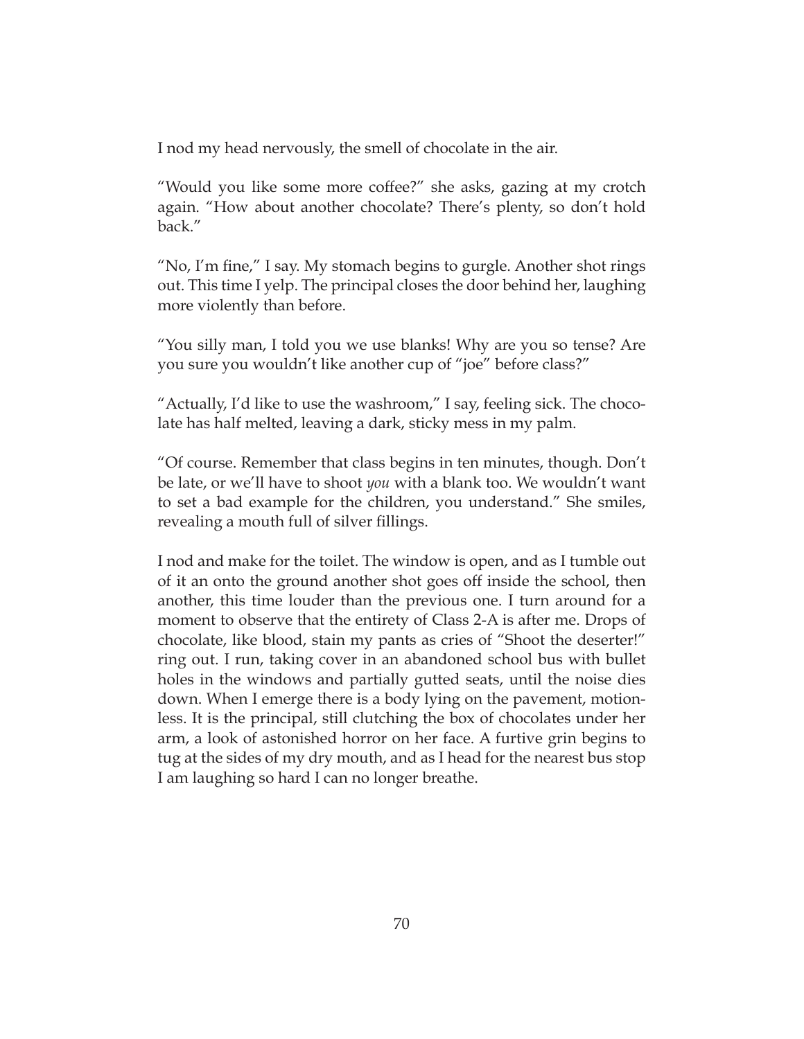I nod my head nervously, the smell of chocolate in the air.

"Would you like some more coffee?" she asks, gazing at my crotch again. "How about another chocolate? There's plenty, so don't hold back."

"No, I'm fine," I say. My stomach begins to gurgle. Another shot rings out. This time I yelp. The principal closes the door behind her, laughing more violently than before.

"You silly man, I told you we use blanks! Why are you so tense? Are you sure you wouldn't like another cup of "joe" before class?"

"Actually, I'd like to use the washroom," I say, feeling sick. The chocolate has half melted, leaving a dark, sticky mess in my palm.

"Of course. Remember that class begins in ten minutes, though. Don't be late, or we'll have to shoot *you* with a blank too. We wouldn't want to set a bad example for the children, you understand." She smiles, revealing a mouth full of silver fillings.

I nod and make for the toilet. The window is open, and as I tumble out of it an onto the ground another shot goes off inside the school, then another, this time louder than the previous one. I turn around for a moment to observe that the entirety of Class 2-A is after me. Drops of chocolate, like blood, stain my pants as cries of "Shoot the deserter!" ring out. I run, taking cover in an abandoned school bus with bullet holes in the windows and partially gutted seats, until the noise dies down. When I emerge there is a body lying on the pavement, motionless. It is the principal, still clutching the box of chocolates under her arm, a look of astonished horror on her face. A furtive grin begins to tug at the sides of my dry mouth, and as I head for the nearest bus stop I am laughing so hard I can no longer breathe.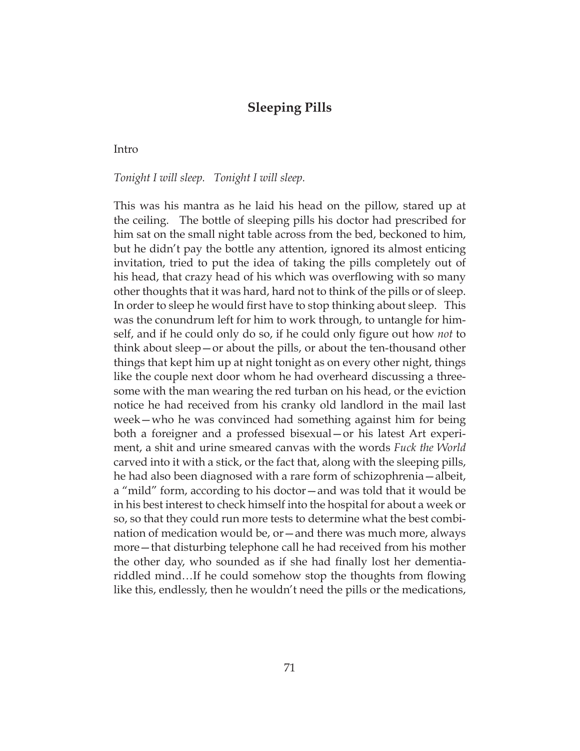## Sleeping Pills

Intro

*Tonight I will sleep. Tonight I will sleep.*

This was his mantra as he laid his head on the pillow, stared up at the ceiling. The bottle of sleeping pills his doctor had prescribed for him sat on the small night table across from the bed, beckoned to him, but he didn't pay the bottle any attention, ignored its almost enticing invitation, tried to put the idea of taking the pills completely out of his head, that crazy head of his which was overflowing with so many other thoughts that it was hard, hard not to think of the pills or of sleep. In order to sleep he would first have to stop thinking about sleep. This was the conundrum left for him to work through, to untangle for himself, and if he could only do so, if he could only figure out how *not* to think about sleep—or about the pills, or about the ten-thousand other things that kept him up at night tonight as on every other night, things like the couple next door whom he had overheard discussing a threesome with the man wearing the red turban on his head, or the eviction notice he had received from his cranky old landlord in the mail last week—who he was convinced had something against him for being both a foreigner and a professed bisexual—or his latest Art experiment, a shit and urine smeared canvas with the words *Fuck the World* carved into it with a stick, or the fact that, along with the sleeping pills, he had also been diagnosed with a rare form of schizophrenia—albeit, a "mild" form, according to his doctor—and was told that it would be in his best interest to check himself into the hospital for about a week or so, so that they could run more tests to determine what the best combination of medication would be, or—and there was much more, always more—that disturbing telephone call he had received from his mother the other day, who sounded as if she had finally lost her dementia-riddled mind…If he could somehow stop the thoughts from flowing like this, endlessly, then he wouldn't need the pills or the medications,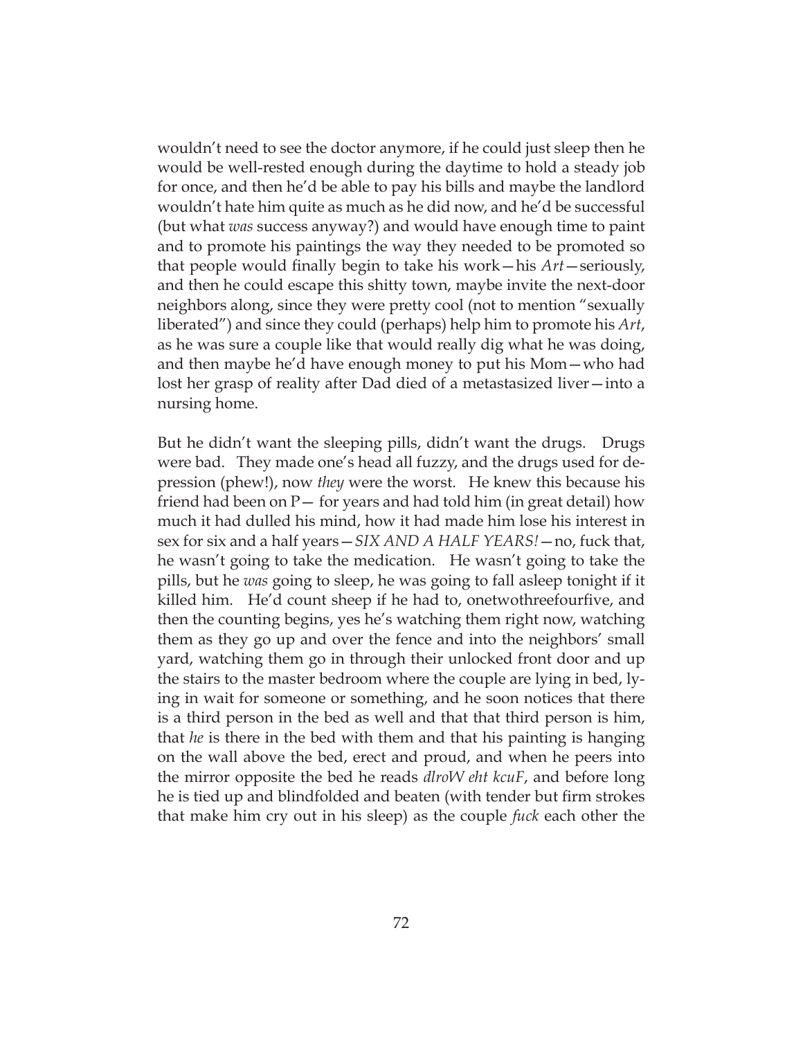wouldn't need to see the doctor anymore, if he could just sleep then he would be well-rested enough during the daytime to hold a steady job for once, and then he'd be able to pay his bills and maybe the landlord wouldn't hate him quite as much as he did now, and he'd be successful (but what *was* success anyway?) and would have enough time to paint and to promote his paintings the way they needed to be promoted so that people would finally begin to take his work—his *Art*—seriously, and then he could escape this shitty town, maybe invite the next-door neighbors along, since they were pretty cool (not to mention "sexually liberated") and since they could (perhaps) help him to promote his *Art*, as he was sure a couple like that would really dig what he was doing, and then maybe he'd have enough money to put his Mom—who had lost her grasp of reality after Dad died of a metastasized liver—into a nursing home.

But he didn't want the sleeping pills, didn't want the drugs. Drugs were bad. They made one's head all fuzzy, and the drugs used for depression (phew!), now *they* were the worst. He knew this because his friend had been on P— for years and had told him (in great detail) how much it had dulled his mind, how it had made him lose his interest in sex for six and a half years—*SIX AND A HALF YEARS!*—no, fuck that, he wasn't going to take the medication. He wasn't going to take the pills, but he *was* going to sleep, he was going to fall asleep tonight if it killed him. He'd count sheep if he had to, onetwothreefourfive, and then the counting begins, yes he's watching them right now, watching them as they go up and over the fence and into the neighbors' small yard, watching them go in through their unlocked front door and up the stairs to the master bedroom where the couple are lying in bed, lying in wait for someone or something, and he soon notices that there is a third person in the bed as well and that that third person is him, that *he* is there in the bed with them and that his painting is hanging on the wall above the bed, erect and proud, and when he peers into the mirror opposite the bed he reads *dlroW eht kcuF*, and before long he is tied up and blindfolded and beaten (with tender but firm strokes that make him cry out in his sleep) as the couple *fuck* each other the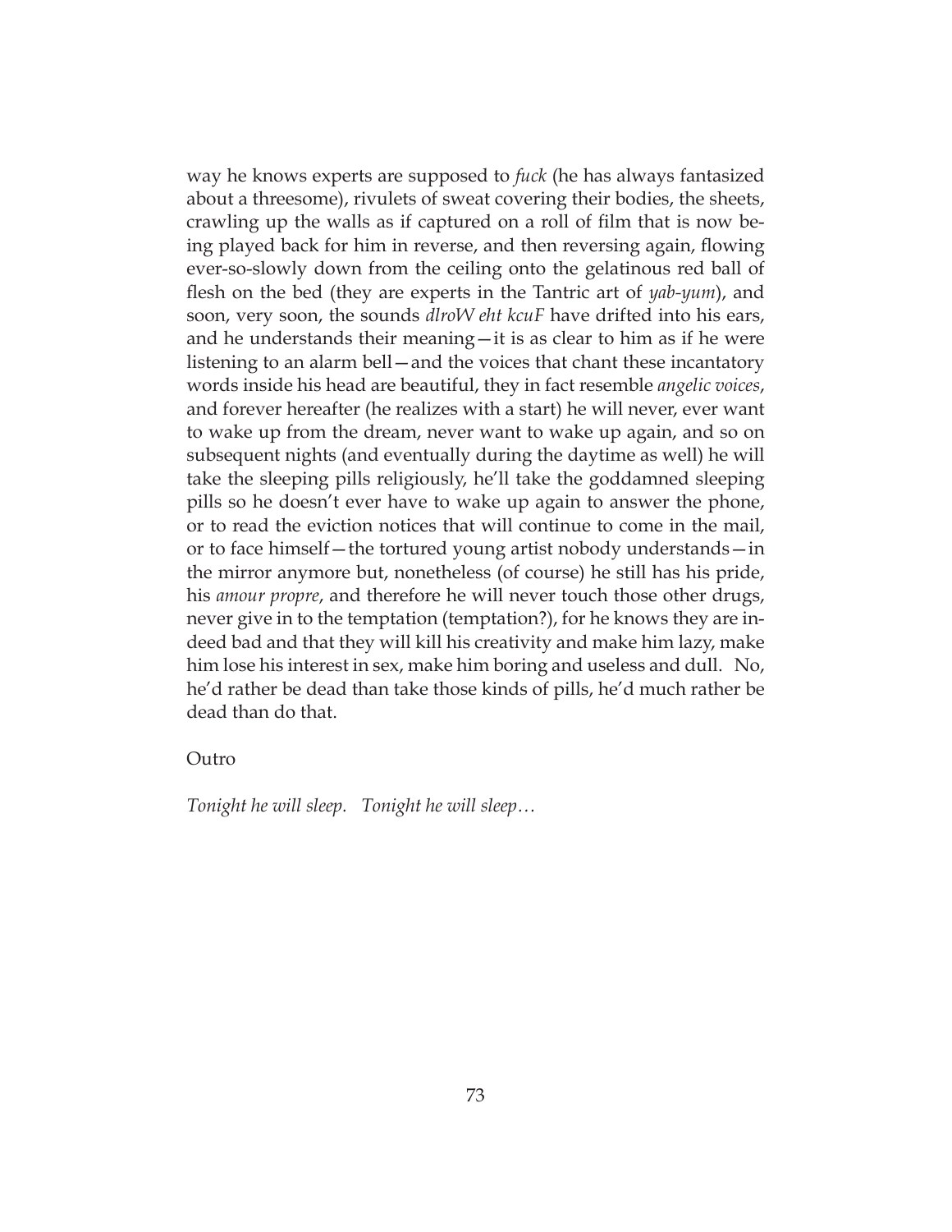way he knows experts are supposed to *fuck* (he has always fantasized about a threesome), rivulets of sweat covering their bodies, the sheets, crawling up the walls as if captured on a roll of film that is now being played back for him in reverse, and then reversing again, flowing ever-so-slowly down from the ceiling onto the gelatinous red ball of flesh on the bed (they are experts in the Tantric art of *yab-yum*), and soon, very soon, the sounds *dlroW eht kcuF* have drifted into his ears, and he understands their meaning—it is as clear to him as if he were listening to an alarm bell—and the voices that chant these incantatory words inside his head are beautiful, they in fact resemble *angelic voices*, and forever hereafter (he realizes with a start) he will never, ever want to wake up from the dream, never want to wake up again, and so on subsequent nights (and eventually during the daytime as well) he will take the sleeping pills religiously, he'll take the goddamned sleeping pills so he doesn't ever have to wake up again to answer the phone, or to read the eviction notices that will continue to come in the mail, or to face himself—the tortured young artist nobody understands—in the mirror anymore but, nonetheless (of course) he still has his pride, his *amour propre*, and therefore he will never touch those other drugs, never give in to the temptation (temptation?), for he knows they are indeed bad and that they will kill his creativity and make him lazy, make him lose his interest in sex, make him boring and useless and dull. No, he'd rather be dead than take those kinds of pills, he'd much rather be dead than do that.

Outro

*Tonight he will sleep. Tonight he will sleep…*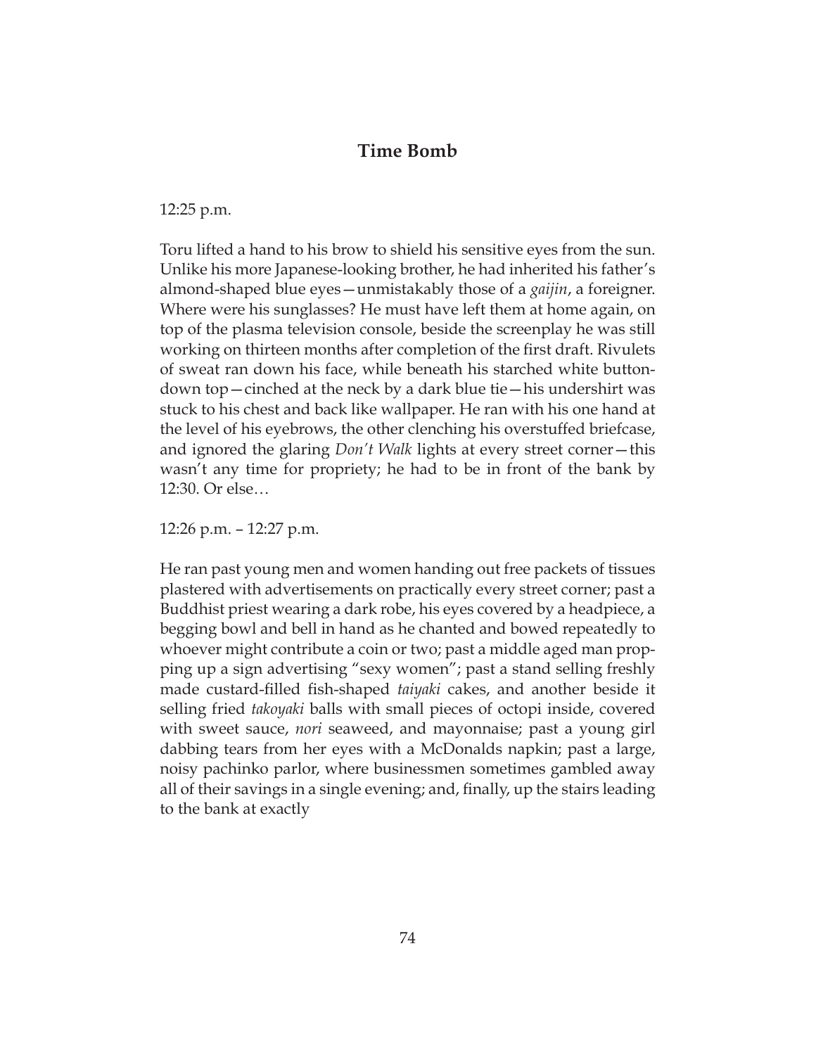## Time Bomb

12:25 p.m.

Toru lifted a hand to his brow to shield his sensitive eyes from the sun. Unlike his more Japanese-looking brother, he had inherited his father's almond-shaped blue eyes—unmistakably those of a *gaijin*, a foreigner. Where were his sunglasses? He must have left them at home again, on top of the plasma television console, beside the screenplay he was still working on thirteen months after completion of the first draft. Rivulets of sweat ran down his face, while beneath his starched white button-down top—cinched at the neck by a dark blue tie—his undershirt was stuck to his chest and back like wallpaper. He ran with his one hand at the level of his eyebrows, the other clenching his overstuffed briefcase, and ignored the glaring *Don't Walk* lights at every street corner—this wasn't any time for propriety; he had to be in front of the bank by 12:30. Or else…

12:26 p.m. – 12:27 p.m.

He ran past young men and women handing out free packets of tissues plastered with advertisements on practically every street corner; past a Buddhist priest wearing a dark robe, his eyes covered by a headpiece, a begging bowl and bell in hand as he chanted and bowed repeatedly to whoever might contribute a coin or two; past a middle aged man propping up a sign advertising "sexy women"; past a stand selling freshly made custard-filled fish-shaped *taiyaki* cakes, and another beside it selling fried *takoyaki* balls with small pieces of octopi inside, covered with sweet sauce, *nori* seaweed, and mayonnaise; past a young girl dabbing tears from her eyes with a McDonalds napkin; past a large, noisy pachinko parlor, where businessmen sometimes gambled away all of their savings in a single evening; and, finally, up the stairs leading to the bank at exactly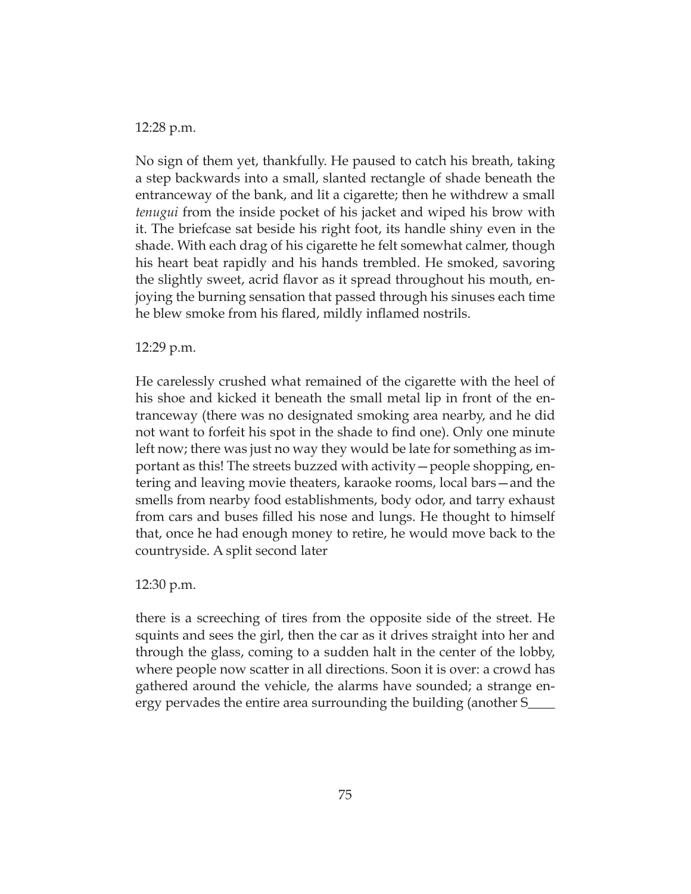12:28 p.m.

No sign of them yet, thankfully. He paused to catch his breath, taking a step backwards into a small, slanted rectangle of shade beneath the entranceway of the bank, and lit a cigarette; then he withdrew a small *tenugui* from the inside pocket of his jacket and wiped his brow with it. The briefcase sat beside his right foot, its handle shiny even in the shade. With each drag of his cigarette he felt somewhat calmer, though his heart beat rapidly and his hands trembled. He smoked, savoring the slightly sweet, acrid flavor as it spread throughout his mouth, enjoying the burning sensation that passed through his sinuses each time he blew smoke from his flared, mildly inflamed nostrils.

12:29 p.m.

He carelessly crushed what remained of the cigarette with the heel of his shoe and kicked it beneath the small metal lip in front of the entranceway (there was no designated smoking area nearby, and he did not want to forfeit his spot in the shade to find one). Only one minute left now; there was just no way they would be late for something as important as this! The streets buzzed with activity—people shopping, entering and leaving movie theaters, karaoke rooms, local bars—and the smells from nearby food establishments, body odor, and tarry exhaust from cars and buses filled his nose and lungs. He thought to himself that, once he had enough money to retire, he would move back to the countryside. A split second later

12:30 p.m.

there is a screeching of tires from the opposite side of the street. He squints and sees the girl, then the car as it drives straight into her and through the glass, coming to a sudden halt in the center of the lobby, where people now scatter in all directions. Soon it is over: a crowd has gathered around the vehicle, the alarms have sounded; a strange energy pervades the entire area surrounding the building (another S____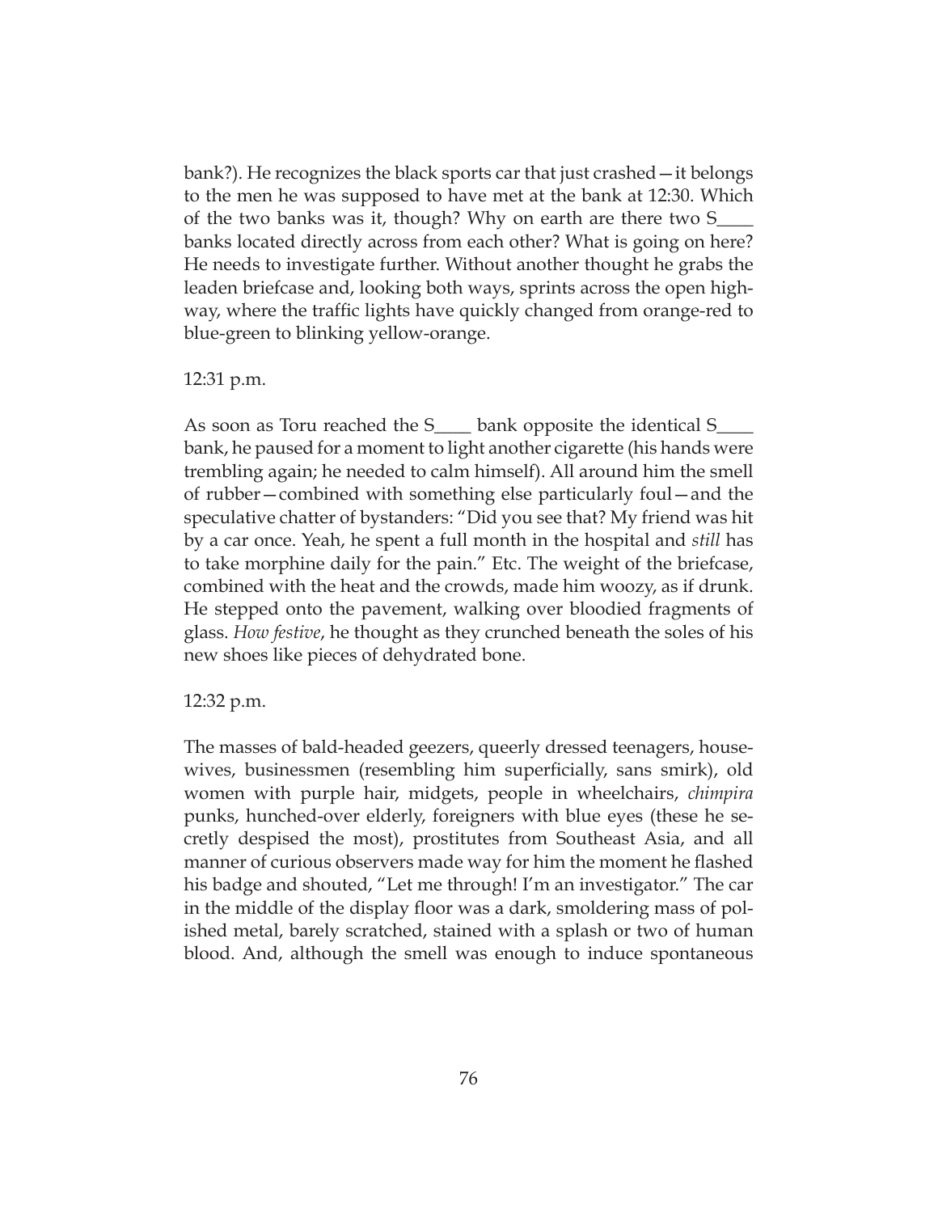bank?). He recognizes the black sports car that just crashed—it belongs to the men he was supposed to have met at the bank at 12:30. Which of the two banks was it, though? Why on earth are there two S____ banks located directly across from each other? What is going on here? He needs to investigate further. Without another thought he grabs the leaden briefcase and, looking both ways, sprints across the open highway, where the traffic lights have quickly changed from orange-red to blue-green to blinking yellow-orange.

12:31 p.m.

As soon as Toru reached the S____ bank opposite the identical S____ bank, he paused for a moment to light another cigarette (his hands were trembling again; he needed to calm himself). All around him the smell of rubber—combined with something else particularly foul—and the speculative chatter of bystanders: "Did you see that? My friend was hit by a car once. Yeah, he spent a full month in the hospital and *still* has to take morphine daily for the pain." Etc. The weight of the briefcase, combined with the heat and the crowds, made him woozy, as if drunk. He stepped onto the pavement, walking over bloodied fragments of glass. *How festive*, he thought as they crunched beneath the soles of his new shoes like pieces of dehydrated bone.

12:32 p.m.

The masses of bald-headed geezers, queerly dressed teenagers, housewives, businessmen (resembling him superficially, sans smirk), old women with purple hair, midgets, people in wheelchairs, *chimpira* punks, hunched-over elderly, foreigners with blue eyes (these he secretly despised the most), prostitutes from Southeast Asia, and all manner of curious observers made way for him the moment he flashed his badge and shouted, "Let me through! I'm an investigator." The car in the middle of the display floor was a dark, smoldering mass of polished metal, barely scratched, stained with a splash or two of human blood. And, although the smell was enough to induce spontaneous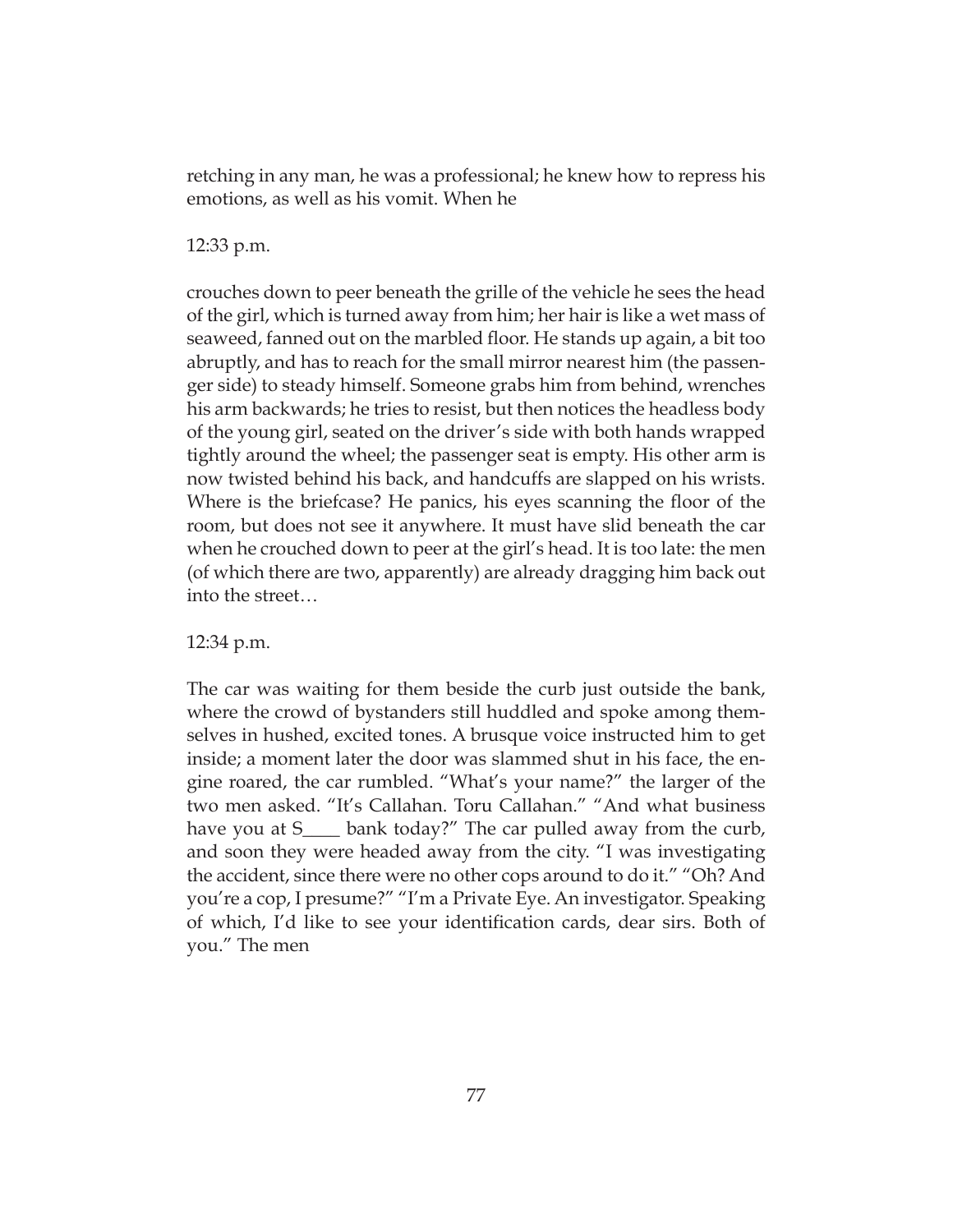retching in any man, he was a professional; he knew how to repress his emotions, as well as his vomit. When he

12:33 p.m.

crouches down to peer beneath the grille of the vehicle he sees the head of the girl, which is turned away from him; her hair is like a wet mass of seaweed, fanned out on the marbled floor. He stands up again, a bit too abruptly, and has to reach for the small mirror nearest him (the passenger side) to steady himself. Someone grabs him from behind, wrenches his arm backwards; he tries to resist, but then notices the headless body of the young girl, seated on the driver's side with both hands wrapped tightly around the wheel; the passenger seat is empty. His other arm is now twisted behind his back, and handcuffs are slapped on his wrists. Where is the briefcase? He panics, his eyes scanning the floor of the room, but does not see it anywhere. It must have slid beneath the car when he crouched down to peer at the girl's head. It is too late: the men (of which there are two, apparently) are already dragging him back out into the street…

12:34 p.m.

The car was waiting for them beside the curb just outside the bank, where the crowd of bystanders still huddled and spoke among themselves in hushed, excited tones. A brusque voice instructed him to get inside; a moment later the door was slammed shut in his face, the engine roared, the car rumbled. "What's your name?" the larger of the two men asked. "It's Callahan. Toru Callahan." "And what business have you at S____ bank today?" The car pulled away from the curb, and soon they were headed away from the city. "I was investigating the accident, since there were no other cops around to do it." "Oh? And you're a cop, I presume?" "I'm a Private Eye. An investigator. Speaking of which, I'd like to see your identification cards, dear sirs. Both of you." The men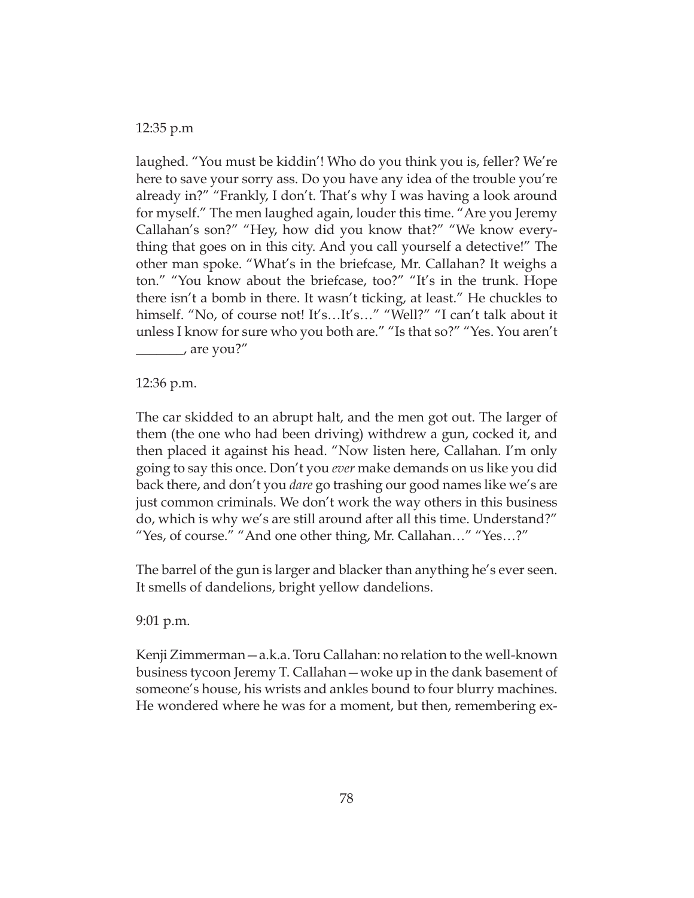12:35 p.m

laughed. "You must be kiddin'! Who do you think you is, feller? We're here to save your sorry ass. Do you have any idea of the trouble you're already in?" "Frankly, I don't. That's why I was having a look around for myself." The men laughed again, louder this time. "Are you Jeremy Callahan's son?" "Hey, how did you know that?" "We know everything that goes on in this city. And you call yourself a detective!" The other man spoke. "What's in the briefcase, Mr. Callahan? It weighs a ton." "You know about the briefcase, too?" "It's in the trunk. Hope there isn't a bomb in there. It wasn't ticking, at least." He chuckles to himself. "No, of course not! It's…It's…" "Well?" "I can't talk about it unless I know for sure who you both are." "Is that so?" "Yes. You aren't _______, are you?"

12:36 p.m.

The car skidded to an abrupt halt, and the men got out. The larger of them (the one who had been driving) withdrew a gun, cocked it, and then placed it against his head. "Now listen here, Callahan. I'm only going to say this once. Don't you *ever* make demands on us like you did back there, and don't you *dare* go trashing our good names like we's are just common criminals. We don't work the way others in this business do, which is why we's are still around after all this time. Understand?" "Yes, of course." "And one other thing, Mr. Callahan…" "Yes…?"

The barrel of the gun is larger and blacker than anything he's ever seen. It smells of dandelions, bright yellow dandelions.

9:01 p.m.

Kenji Zimmerman—a.k.a. Toru Callahan: no relation to the well-known business tycoon Jeremy T. Callahan—woke up in the dank basement of someone's house, his wrists and ankles bound to four blurry machines. He wondered where he was for a moment, but then, remembering ex-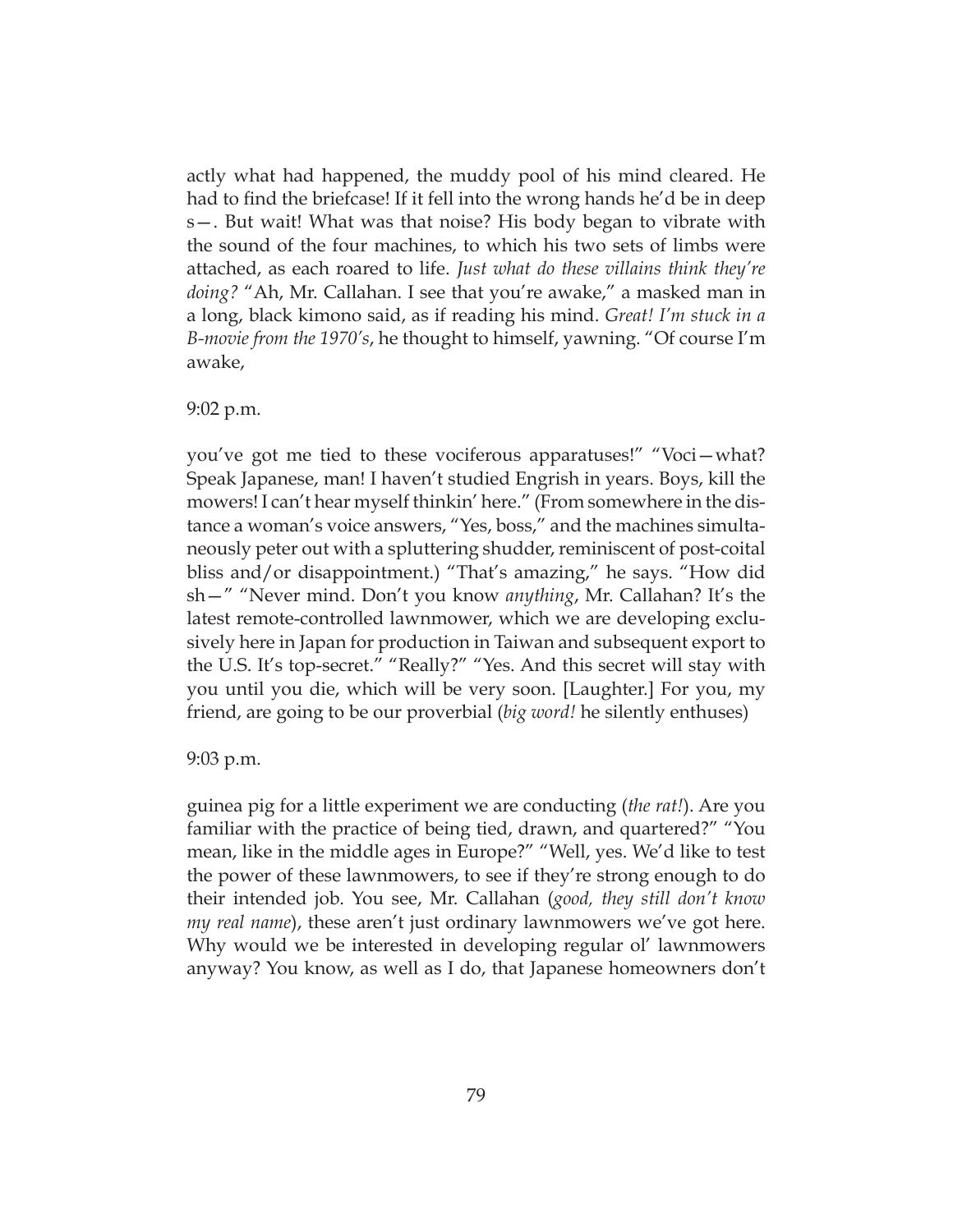actly what had happened, the muddy pool of his mind cleared. He had to find the briefcase! If it fell into the wrong hands he'd be in deep s—. But wait! What was that noise? His body began to vibrate with the sound of the four machines, to which his two sets of limbs were attached, as each roared to life. *Just what do these villains think they're doing?* "Ah, Mr. Callahan. I see that you're awake," a masked man in a long, black kimono said, as if reading his mind. *Great! I'm stuck in a B-movie from the 1970's*, he thought to himself, yawning. "Of course I'm awake,

9:02 p.m.

you've got me tied to these vociferous apparatuses!" "Voci—what? Speak Japanese, man! I haven't studied Engrish in years. Boys, kill the mowers! I can't hear myself thinkin' here." (From somewhere in the distance a woman's voice answers, "Yes, boss," and the machines simultaneously peter out with a spluttering shudder, reminiscent of post-coital bliss and/or disappointment.) "That's amazing," he says. "How did sh—" "Never mind. Don't you know *anything*, Mr. Callahan? It's the latest remote-controlled lawnmower, which we are developing exclusively here in Japan for production in Taiwan and subsequent export to the U.S. It's top-secret." "Really?" "Yes. And this secret will stay with you until you die, which will be very soon. [Laughter.] For you, my friend, are going to be our proverbial (*big word!* he silently enthuses)

9:03 p.m.

guinea pig for a little experiment we are conducting (*the rat!*). Are you familiar with the practice of being tied, drawn, and quartered?" "You mean, like in the middle ages in Europe?" "Well, yes. We'd like to test the power of these lawnmowers, to see if they're strong enough to do their intended job. You see, Mr. Callahan (*good, they still don't know my real name*), these aren't just ordinary lawnmowers we've got here. Why would we be interested in developing regular ol' lawnmowers anyway? You know, as well as I do, that Japanese homeowners don't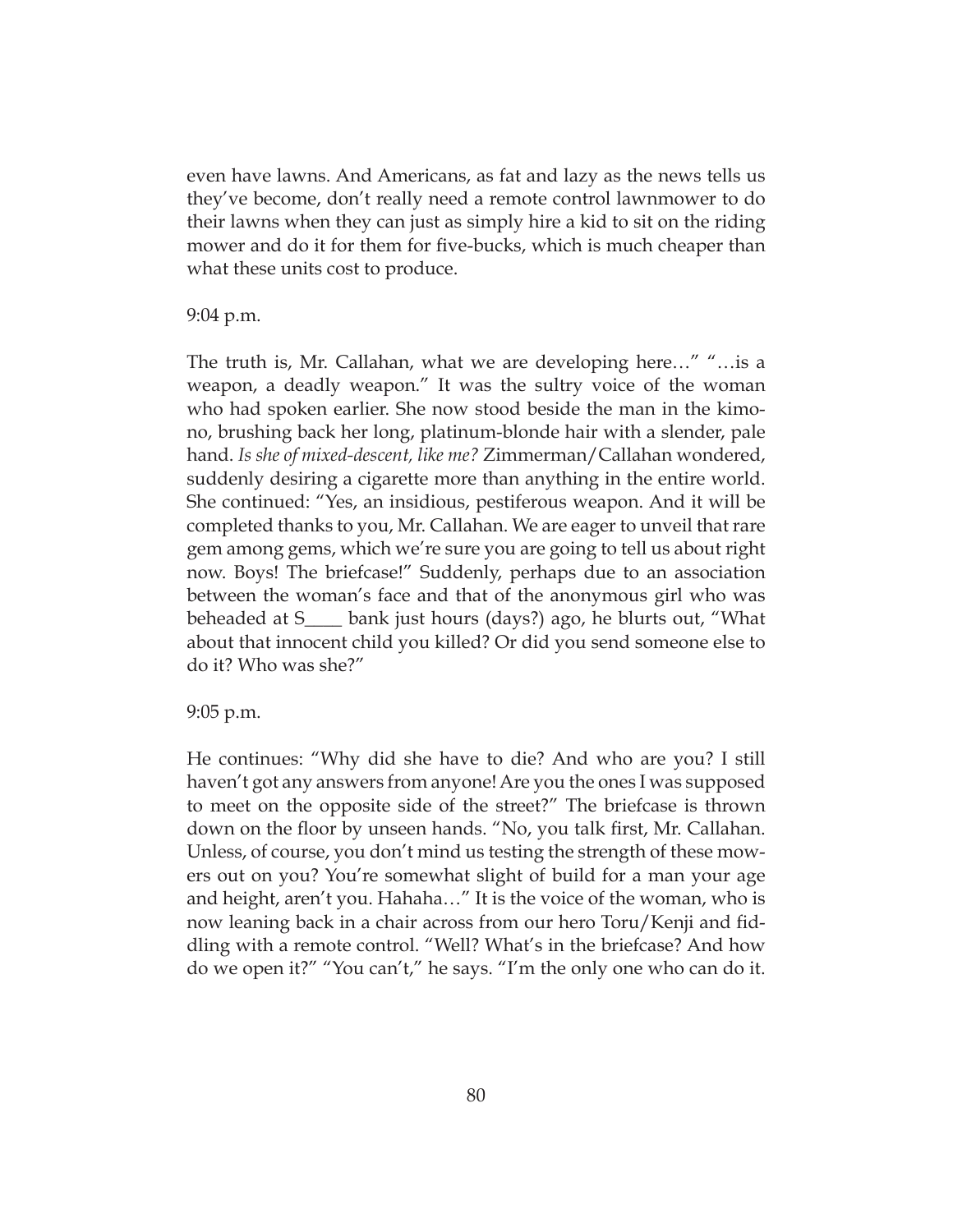even have lawns. And Americans, as fat and lazy as the news tells us they've become, don't really need a remote control lawnmower to do their lawns when they can just as simply hire a kid to sit on the riding mower and do it for them for five-bucks, which is much cheaper than what these units cost to produce.

9:04 p.m.

The truth is, Mr. Callahan, what we are developing here…" "…is a weapon, a deadly weapon." It was the sultry voice of the woman who had spoken earlier. She now stood beside the man in the kimono, brushing back her long, platinum-blonde hair with a slender, pale hand. *Is she of mixed-descent, like me?* Zimmerman/Callahan wondered, suddenly desiring a cigarette more than anything in the entire world. She continued: "Yes, an insidious, pestiferous weapon. And it will be completed thanks to you, Mr. Callahan. We are eager to unveil that rare gem among gems, which we're sure you are going to tell us about right now. Boys! The briefcase!" Suddenly, perhaps due to an association between the woman's face and that of the anonymous girl who was beheaded at S____ bank just hours (days?) ago, he blurts out, "What about that innocent child you killed? Or did you send someone else to do it? Who was she?"

9:05 p.m.

He continues: "Why did she have to die? And who are you? I still haven't got any answers from anyone! Are you the ones I was supposed to meet on the opposite side of the street?" The briefcase is thrown down on the floor by unseen hands. "No, you talk first, Mr. Callahan. Unless, of course, you don't mind us testing the strength of these mowers out on you? You're somewhat slight of build for a man your age and height, aren't you. Hahaha…" It is the voice of the woman, who is now leaning back in a chair across from our hero Toru/Kenji and fiddling with a remote control. "Well? What's in the briefcase? And how do we open it?" "You can't," he says. "I'm the only one who can do it.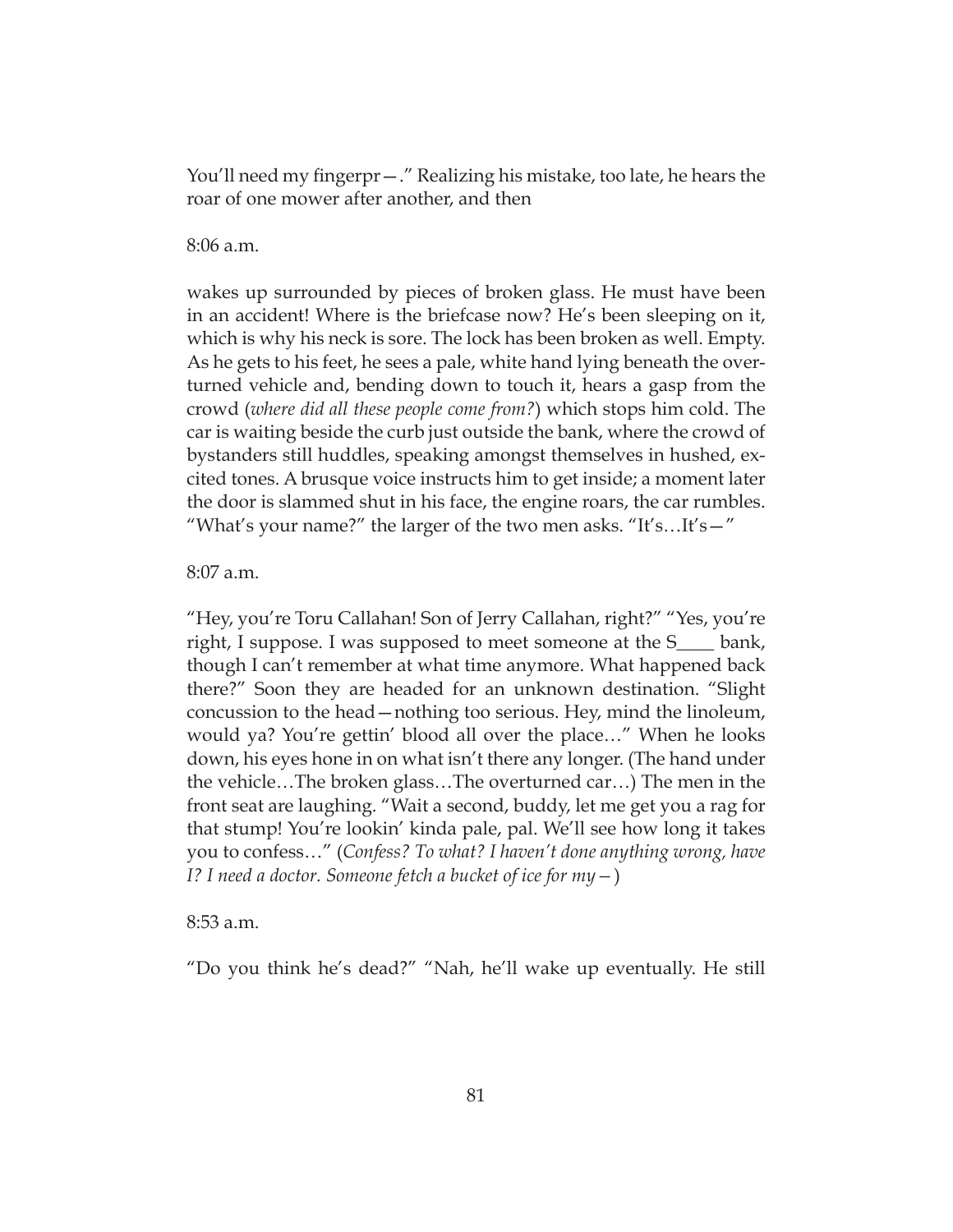You'll need my fingerpr—." Realizing his mistake, too late, he hears the roar of one mower after another, and then

8:06 a.m.

wakes up surrounded by pieces of broken glass. He must have been in an accident! Where is the briefcase now? He's been sleeping on it, which is why his neck is sore. The lock has been broken as well. Empty. As he gets to his feet, he sees a pale, white hand lying beneath the overturned vehicle and, bending down to touch it, hears a gasp from the crowd (*where did all these people come from?*) which stops him cold. The car is waiting beside the curb just outside the bank, where the crowd of bystanders still huddles, speaking amongst themselves in hushed, excited tones. A brusque voice instructs him to get inside; a moment later the door is slammed shut in his face, the engine roars, the car rumbles. "What's your name?" the larger of the two men asks. "It's…It's—"

8:07 a.m.

"Hey, you're Toru Callahan! Son of Jerry Callahan, right?" "Yes, you're right, I suppose. I was supposed to meet someone at the S____ bank, though I can't remember at what time anymore. What happened back there?" Soon they are headed for an unknown destination. "Slight concussion to the head—nothing too serious. Hey, mind the linoleum, would ya? You're gettin' blood all over the place…" When he looks down, his eyes hone in on what isn't there any longer. (The hand under the vehicle…The broken glass…The overturned car…) The men in the front seat are laughing. "Wait a second, buddy, let me get you a rag for that stump! You're lookin' kinda pale, pal. We'll see how long it takes you to confess…" (*Confess? To what? I haven't done anything wrong, have I? I need a doctor. Someone fetch a bucket of ice for my—*)

8:53 a.m.

"Do you think he's dead?" "Nah, he'll wake up eventually. He still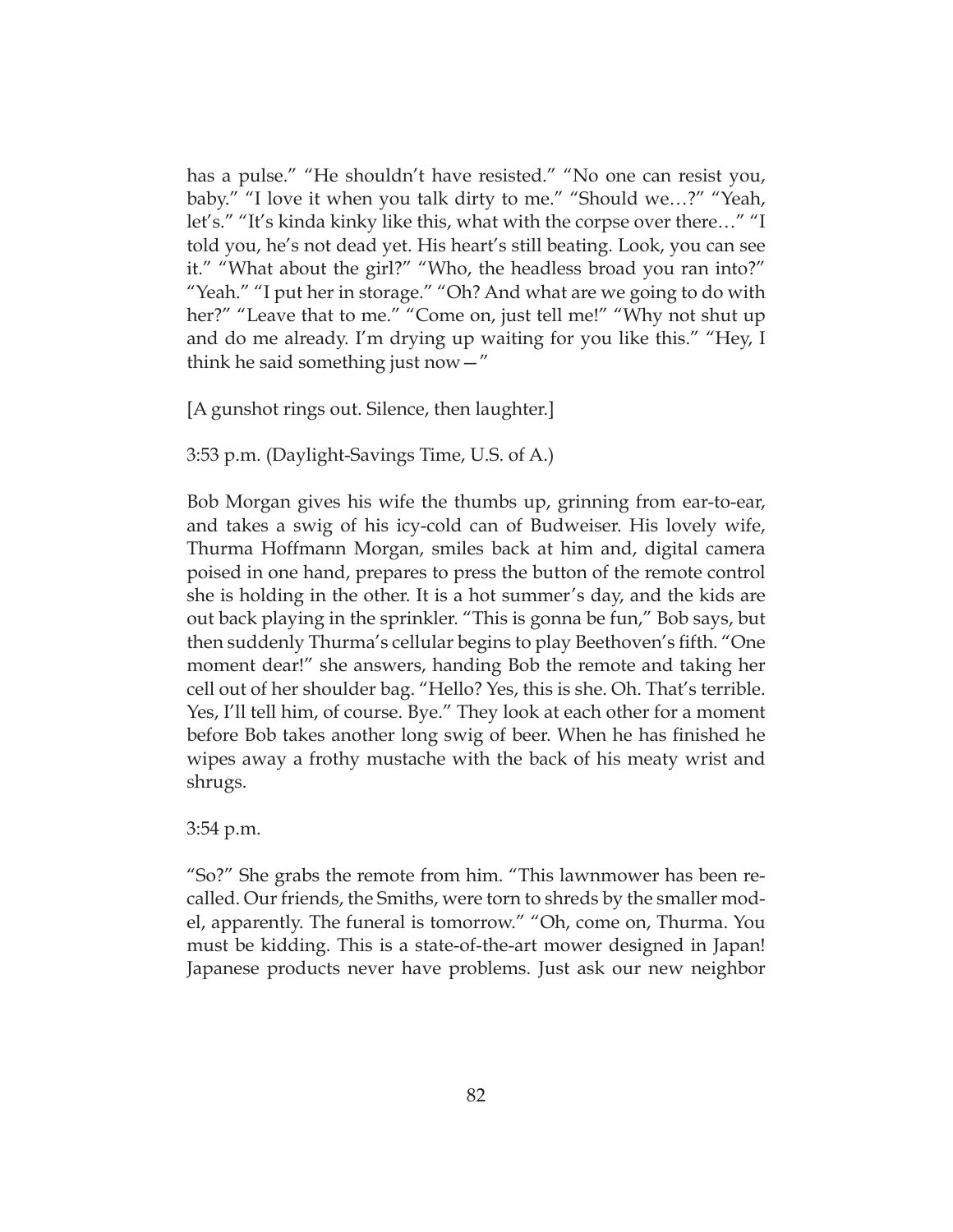has a pulse." "He shouldn't have resisted." "No one can resist you, baby." "I love it when you talk dirty to me." "Should we…?" "Yeah, let's." "It's kinda kinky like this, what with the corpse over there…" "I told you, he's not dead yet. His heart's still beating. Look, you can see it." "What about the girl?" "Who, the headless broad you ran into?" "Yeah." "I put her in storage." "Oh? And what are we going to do with her?" "Leave that to me." "Come on, just tell me!" "Why not shut up and do me already. I'm drying up waiting for you like this." "Hey, I think he said something just now—"

[A gunshot rings out. Silence, then laughter.]

3:53 p.m. (Daylight-Savings Time, U.S. of A.)

Bob Morgan gives his wife the thumbs up, grinning from ear-to-ear, and takes a swig of his icy-cold can of Budweiser. His lovely wife, Thurma Hoffmann Morgan, smiles back at him and, digital camera poised in one hand, prepares to press the button of the remote control she is holding in the other. It is a hot summer's day, and the kids are out back playing in the sprinkler. "This is gonna be fun," Bob says, but then suddenly Thurma's cellular begins to play Beethoven's fifth. "One moment dear!" she answers, handing Bob the remote and taking her cell out of her shoulder bag. "Hello? Yes, this is she. Oh. That's terrible. Yes, I'll tell him, of course. Bye." They look at each other for a moment before Bob takes another long swig of beer. When he has finished he wipes away a frothy mustache with the back of his meaty wrist and shrugs.

3:54 p.m.

"So?" She grabs the remote from him. "This lawnmower has been recalled. Our friends, the Smiths, were torn to shreds by the smaller model, apparently. The funeral is tomorrow." "Oh, come on, Thurma. You must be kidding. This is a state-of-the-art mower designed in Japan! Japanese products never have problems. Just ask our new neighbor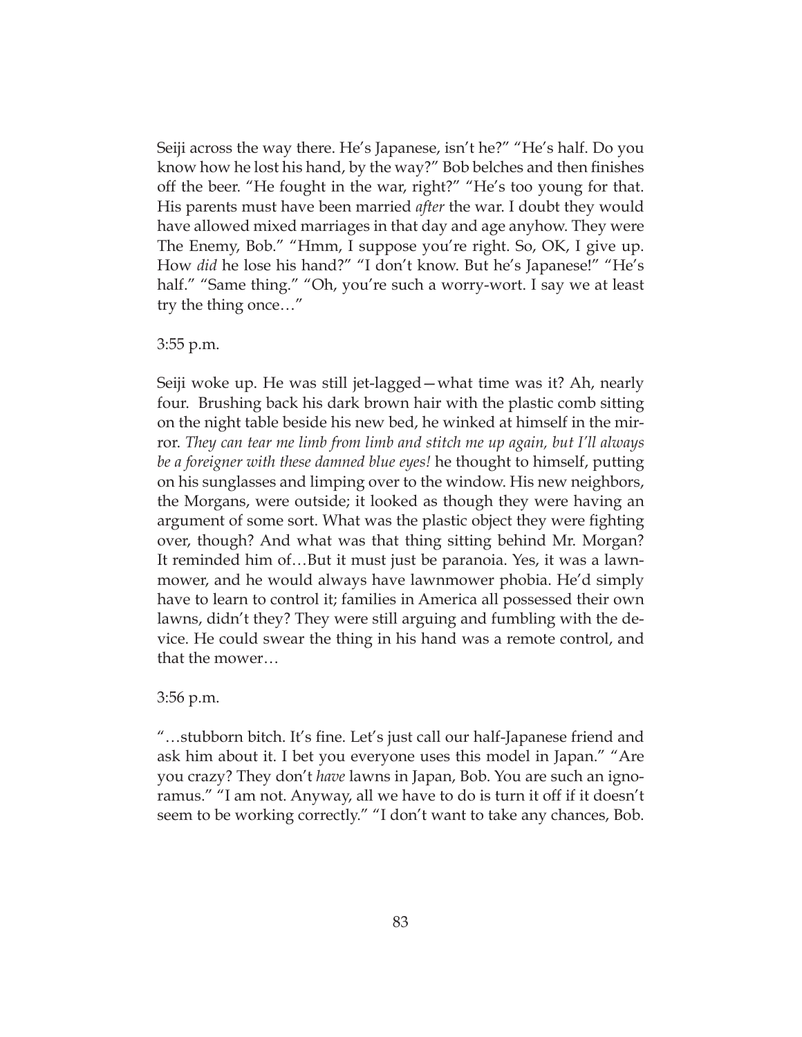Seiji across the way there. He's Japanese, isn't he?" "He's half. Do you know how he lost his hand, by the way?" Bob belches and then finishes off the beer. "He fought in the war, right?" "He's too young for that. His parents must have been married *after* the war. I doubt they would have allowed mixed marriages in that day and age anyhow. They were The Enemy, Bob." "Hmm, I suppose you're right. So, OK, I give up. How *did* he lose his hand?" "I don't know. But he's Japanese!" "He's half." "Same thing." "Oh, you're such a worry-wort. I say we at least try the thing once…"

3:55 p.m.

Seiji woke up. He was still jet-lagged—what time was it? Ah, nearly four. Brushing back his dark brown hair with the plastic comb sitting on the night table beside his new bed, he winked at himself in the mirror. *They can tear me limb from limb and stitch me up again, but I'll always be a foreigner with these damned blue eyes!* he thought to himself, putting on his sunglasses and limping over to the window. His new neighbors, the Morgans, were outside; it looked as though they were having an argument of some sort. What was the plastic object they were fighting over, though? And what was that thing sitting behind Mr. Morgan? It reminded him of…But it must just be paranoia. Yes, it was a lawnmower, and he would always have lawnmower phobia. He'd simply have to learn to control it; families in America all possessed their own lawns, didn't they? They were still arguing and fumbling with the device. He could swear the thing in his hand was a remote control, and that the mower…

3:56 p.m.

"…stubborn bitch. It's fine. Let's just call our half-Japanese friend and ask him about it. I bet you everyone uses this model in Japan." "Are you crazy? They don't *have* lawns in Japan, Bob. You are such an ignoramus." "I am not. Anyway, all we have to do is turn it off if it doesn't seem to be working correctly." "I don't want to take any chances, Bob.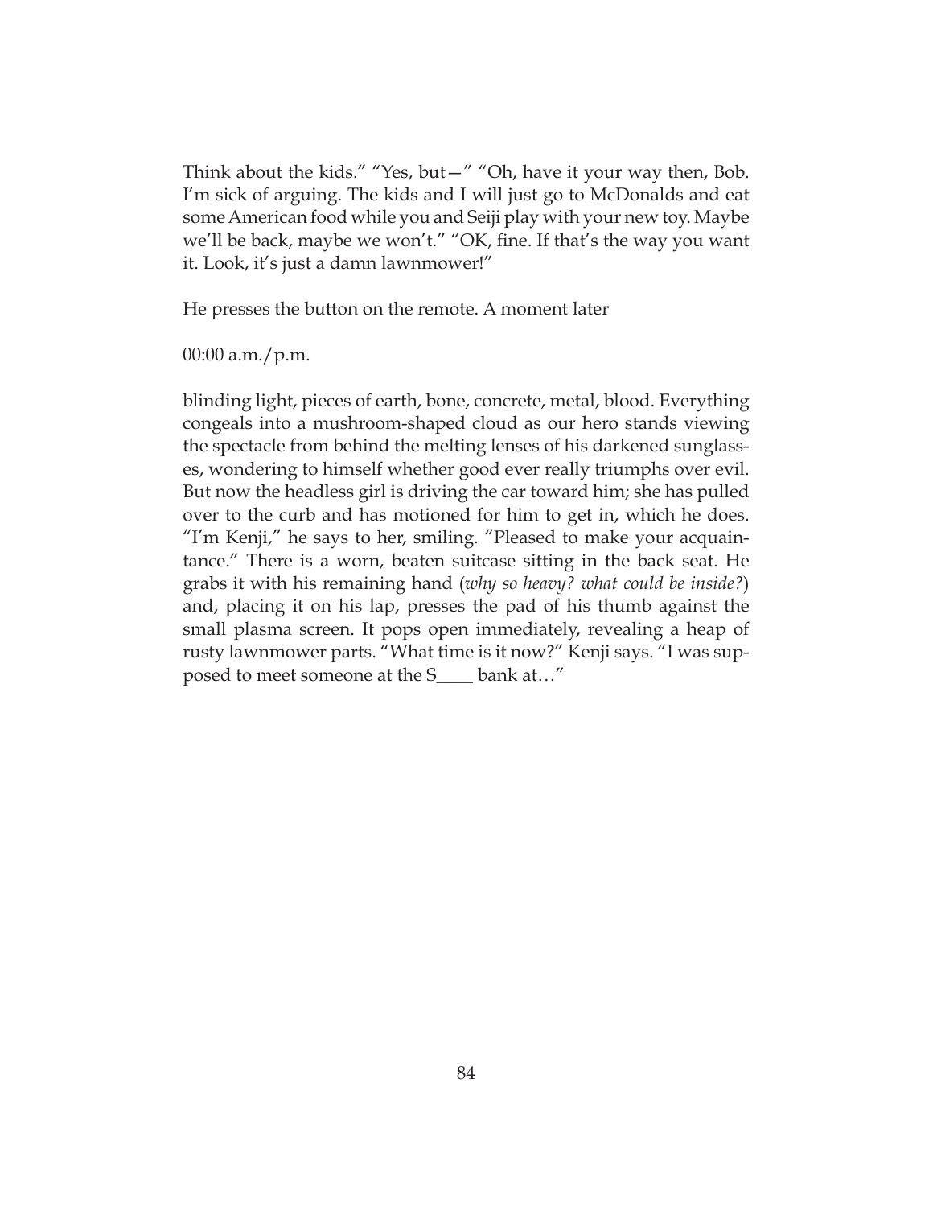Think about the kids." "Yes, but—" "Oh, have it your way then, Bob. I'm sick of arguing. The kids and I will just go to McDonalds and eat some American food while you and Seiji play with your new toy. Maybe we'll be back, maybe we won't." "OK, fine. If that's the way you want it. Look, it's just a damn lawnmower!"

He presses the button on the remote. A moment later

00:00 a.m./p.m.

blinding light, pieces of earth, bone, concrete, metal, blood. Everything congeals into a mushroom-shaped cloud as our hero stands viewing the spectacle from behind the melting lenses of his darkened sunglasses, wondering to himself whether good ever really triumphs over evil. But now the headless girl is driving the car toward him; she has pulled over to the curb and has motioned for him to get in, which he does. "I'm Kenji," he says to her, smiling. "Pleased to make your acquaintance." There is a worn, beaten suitcase sitting in the back seat. He grabs it with his remaining hand (*why so heavy? what could be inside?*) and, placing it on his lap, presses the pad of his thumb against the small plasma screen. It pops open immediately, revealing a heap of rusty lawnmower parts. "What time is it now?" Kenji says. "I was supposed to meet someone at the S____ bank at…"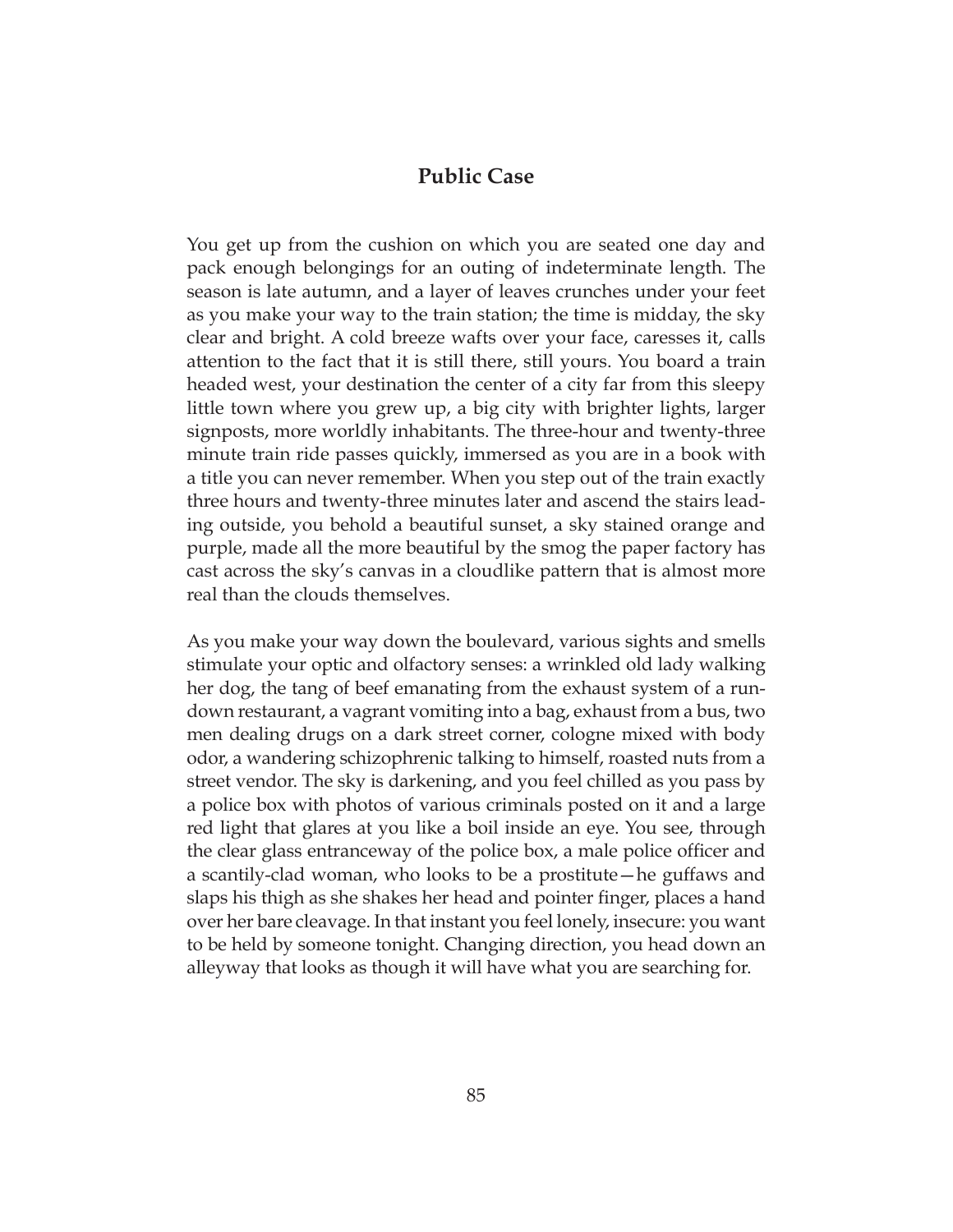## Public Case

You get up from the cushion on which you are seated one day and pack enough belongings for an outing of indeterminate length. The season is late autumn, and a layer of leaves crunches under your feet as you make your way to the train station; the time is midday, the sky clear and bright. A cold breeze wafts over your face, caresses it, calls attention to the fact that it is still there, still yours. You board a train headed west, your destination the center of a city far from this sleepy little town where you grew up, a big city with brighter lights, larger signposts, more worldly inhabitants. The three-hour and twenty-three minute train ride passes quickly, immersed as you are in a book with a title you can never remember. When you step out of the train exactly three hours and twenty-three minutes later and ascend the stairs leading outside, you behold a beautiful sunset, a sky stained orange and purple, made all the more beautiful by the smog the paper factory has cast across the sky's canvas in a cloudlike pattern that is almost more real than the clouds themselves.

As you make your way down the boulevard, various sights and smells stimulate your optic and olfactory senses: a wrinkled old lady walking her dog, the tang of beef emanating from the exhaust system of a run-down restaurant, a vagrant vomiting into a bag, exhaust from a bus, two men dealing drugs on a dark street corner, cologne mixed with body odor, a wandering schizophrenic talking to himself, roasted nuts from a street vendor. The sky is darkening, and you feel chilled as you pass by a police box with photos of various criminals posted on it and a large red light that glares at you like a boil inside an eye. You see, through the clear glass entranceway of the police box, a male police officer and a scantily-clad woman, who looks to be a prostitute—he guffaws and slaps his thigh as she shakes her head and pointer finger, places a hand over her bare cleavage. In that instant you feel lonely, insecure: you want to be held by someone tonight. Changing direction, you head down an alleyway that looks as though it will have what you are searching for.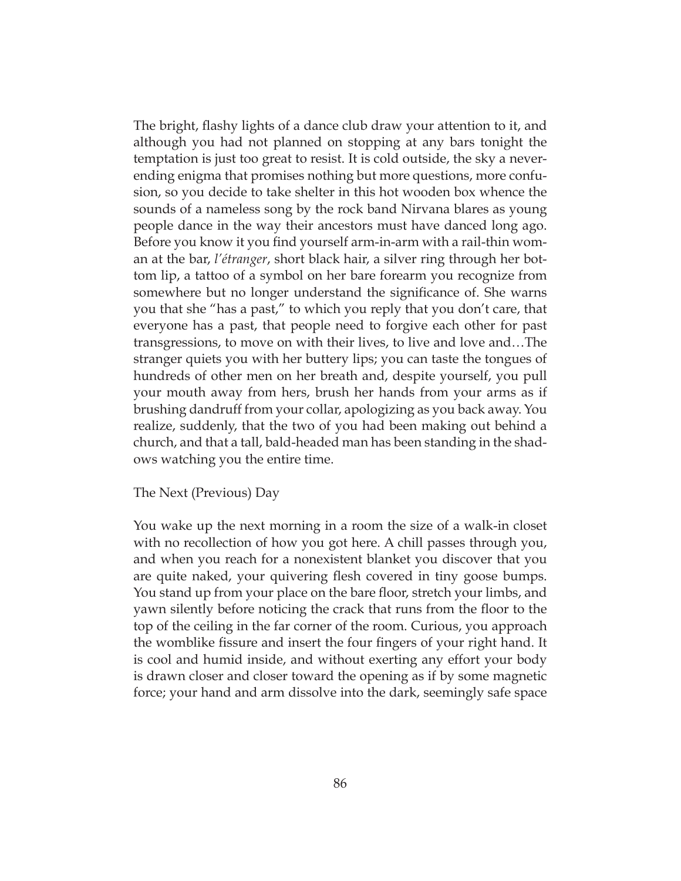The bright, flashy lights of a dance club draw your attention to it, and although you had not planned on stopping at any bars tonight the temptation is just too great to resist. It is cold outside, the sky a never-ending enigma that promises nothing but more questions, more confusion, so you decide to take shelter in this hot wooden box whence the sounds of a nameless song by the rock band Nirvana blares as young people dance in the way their ancestors must have danced long ago. Before you know it you find yourself arm-in-arm with a rail-thin woman at the bar, *l'étranger*, short black hair, a silver ring through her bottom lip, a tattoo of a symbol on her bare forearm you recognize from somewhere but no longer understand the significance of. She warns you that she "has a past," to which you reply that you don't care, that everyone has a past, that people need to forgive each other for past transgressions, to move on with their lives, to live and love and…The stranger quiets you with her buttery lips; you can taste the tongues of hundreds of other men on her breath and, despite yourself, you pull your mouth away from hers, brush her hands from your arms as if brushing dandruff from your collar, apologizing as you back away. You realize, suddenly, that the two of you had been making out behind a church, and that a tall, bald-headed man has been standing in the shadows watching you the entire time.

The Next (Previous) Day

You wake up the next morning in a room the size of a walk-in closet with no recollection of how you got here. A chill passes through you, and when you reach for a nonexistent blanket you discover that you are quite naked, your quivering flesh covered in tiny goose bumps. You stand up from your place on the bare floor, stretch your limbs, and yawn silently before noticing the crack that runs from the floor to the top of the ceiling in the far corner of the room. Curious, you approach the womblike fissure and insert the four fingers of your right hand. It is cool and humid inside, and without exerting any effort your body is drawn closer and closer toward the opening as if by some magnetic force; your hand and arm dissolve into the dark, seemingly safe space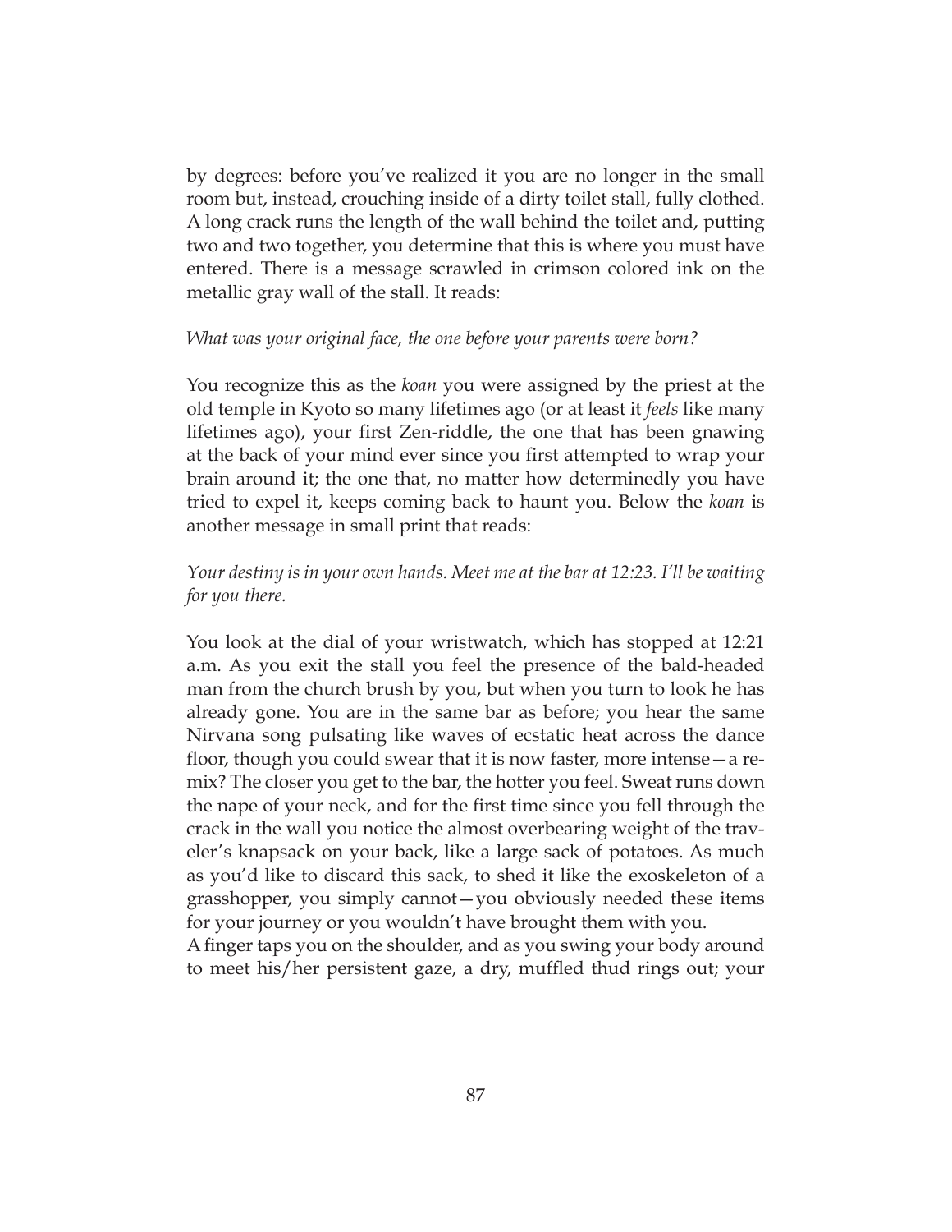by degrees: before you've realized it you are no longer in the small room but, instead, crouching inside of a dirty toilet stall, fully clothed. A long crack runs the length of the wall behind the toilet and, putting two and two together, you determine that this is where you must have entered. There is a message scrawled in crimson colored ink on the metallic gray wall of the stall. It reads:

*What was your original face, the one before your parents were born?*

You recognize this as the *koan* you were assigned by the priest at the old temple in Kyoto so many lifetimes ago (or at least it *feels* like many lifetimes ago), your first Zen-riddle, the one that has been gnawing at the back of your mind ever since you first attempted to wrap your brain around it; the one that, no matter how determinedly you have tried to expel it, keeps coming back to haunt you. Below the *koan* is another message in small print that reads:

*Your destiny is in your own hands. Meet me at the bar at 12:23. I'll be waiting for you there.*

You look at the dial of your wristwatch, which has stopped at 12:21 a.m. As you exit the stall you feel the presence of the bald-headed man from the church brush by you, but when you turn to look he has already gone. You are in the same bar as before; you hear the same Nirvana song pulsating like waves of ecstatic heat across the dance floor, though you could swear that it is now faster, more intense—a remix? The closer you get to the bar, the hotter you feel. Sweat runs down the nape of your neck, and for the first time since you fell through the crack in the wall you notice the almost overbearing weight of the traveler's knapsack on your back, like a large sack of potatoes. As much as you'd like to discard this sack, to shed it like the exoskeleton of a grasshopper, you simply cannot—you obviously needed these items for your journey or you wouldn't have brought them with you.
A finger taps you on the shoulder, and as you swing your body around to meet his/her persistent gaze, a dry, muffled thud rings out; your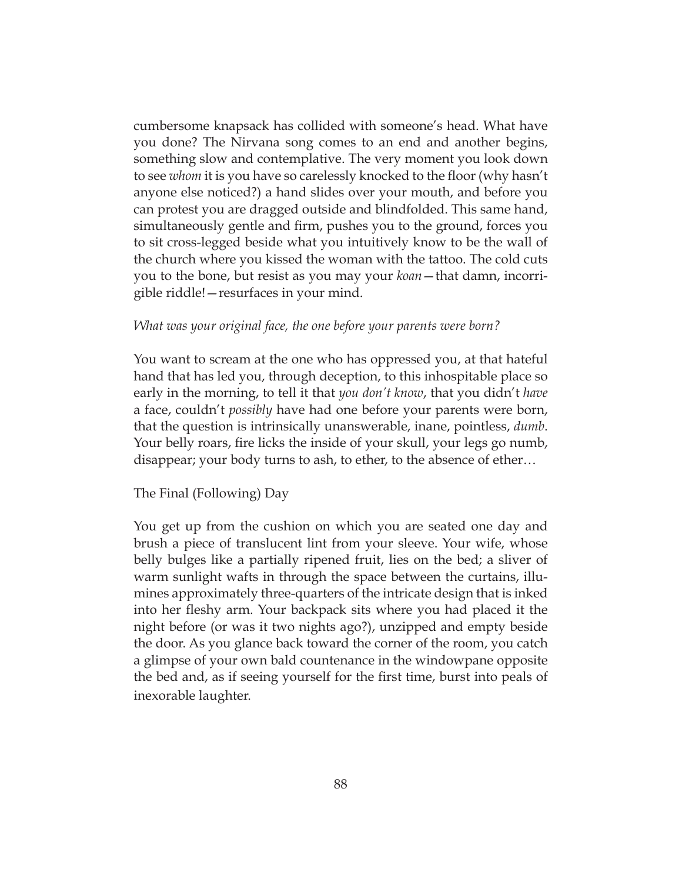cumbersome knapsack has collided with someone's head. What have you done? The Nirvana song comes to an end and another begins, something slow and contemplative. The very moment you look down to see *whom* it is you have so carelessly knocked to the floor (why hasn't anyone else noticed?) a hand slides over your mouth, and before you can protest you are dragged outside and blindfolded. This same hand, simultaneously gentle and firm, pushes you to the ground, forces you to sit cross-legged beside what you intuitively know to be the wall of the church where you kissed the woman with the tattoo. The cold cuts you to the bone, but resist as you may your *koan*—that damn, incorrigible riddle!—resurfaces in your mind.

*What was your original face, the one before your parents were born?*

You want to scream at the one who has oppressed you, at that hateful hand that has led you, through deception, to this inhospitable place so early in the morning, to tell it that *you don't know*, that you didn't *have* a face, couldn't *possibly* have had one before your parents were born, that the question is intrinsically unanswerable, inane, pointless, *dumb*. Your belly roars, fire licks the inside of your skull, your legs go numb, disappear; your body turns to ash, to ether, to the absence of ether…

The Final (Following) Day

You get up from the cushion on which you are seated one day and brush a piece of translucent lint from your sleeve. Your wife, whose belly bulges like a partially ripened fruit, lies on the bed; a sliver of warm sunlight wafts in through the space between the curtains, illumines approximately three-quarters of the intricate design that is inked into her fleshy arm. Your backpack sits where you had placed it the night before (or was it two nights ago?), unzipped and empty beside the door. As you glance back toward the corner of the room, you catch a glimpse of your own bald countenance in the windowpane opposite the bed and, as if seeing yourself for the first time, burst into peals of inexorable laughter.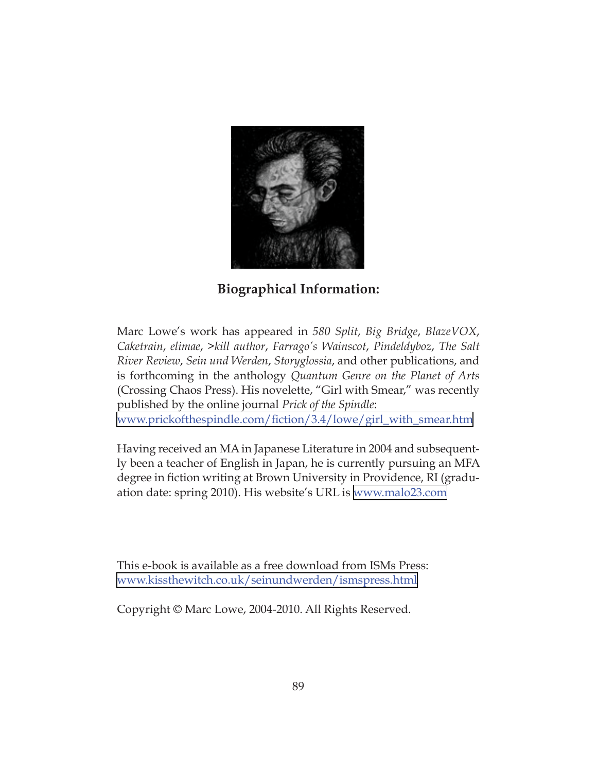## Biographical Information:

Marc Lowe's work has appeared in *580 Split*, *Big Bridge*, *BlazeVOX*, *Caketrain*, *elimae*, *>kill author*, *Farrago's Wainscot*, *Pindeldyboz*, *The Salt River Review*, *Sein und Werden*, *Storyglossia*, and other publications, and is forthcoming in the anthology *Quantum Genre on the Planet of Arts* (Crossing Chaos Press). His novelette, "Girl with Smear," was recently published by the online journal *Prick of the Spindle*: www.prickofthespindle.com/fiction/3.4/lowe/girl_with_smear.htm

Having received an MA in Japanese Literature in 2004 and subsequently been a teacher of English in Japan, he is currently pursuing an MFA degree in fiction writing at Brown University in Providence, RI (graduation date: spring 2010). His website's URL is www.malo23.com

This e-book is available as a free download from ISMs Press: www.kissthewitch.co.uk/seinundwerden/ismspress.html

Copyright © Marc Lowe, 2004-2010. All Rights Reserved.